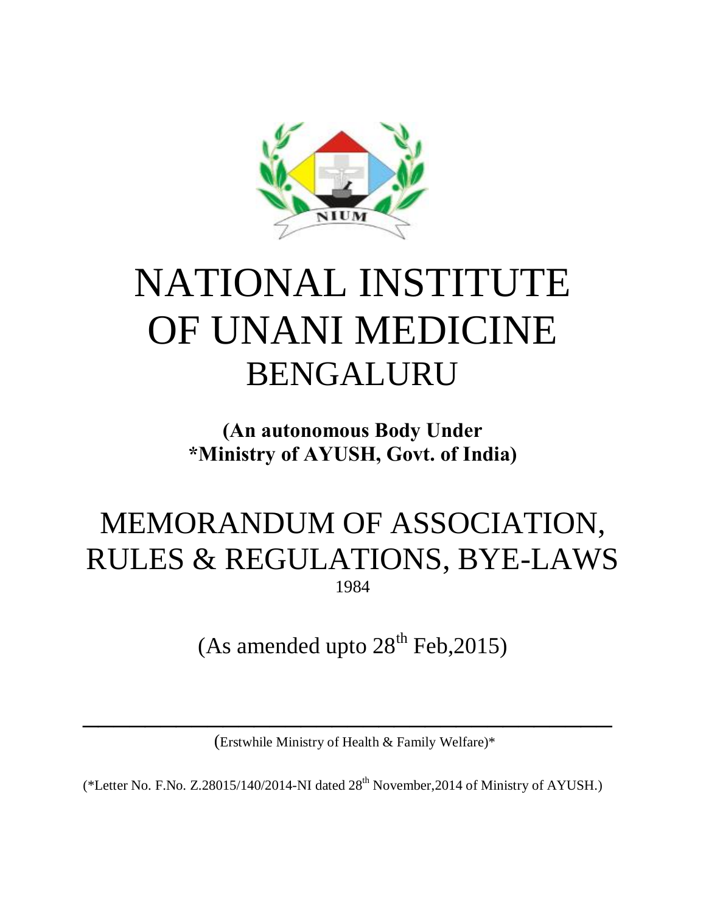# NATIONAL INSTITUTE OF UNANI MEDICINE BENGALURU

**(An autonomous Body Under \*Ministry of AYUSH, Govt. of India)**

# MEMORANDUM OF ASSOCIATION, RULES & REGULATIONS, BYE-LAWS

1984

(As amended upto 28th Feb,2015)

---

(Erstwhile Ministry of Health & Family Welfare)*

(*Letter No. F.No. Z.28015/140/2014-NI dated 28th November,2014 of Ministry of AYUSH.)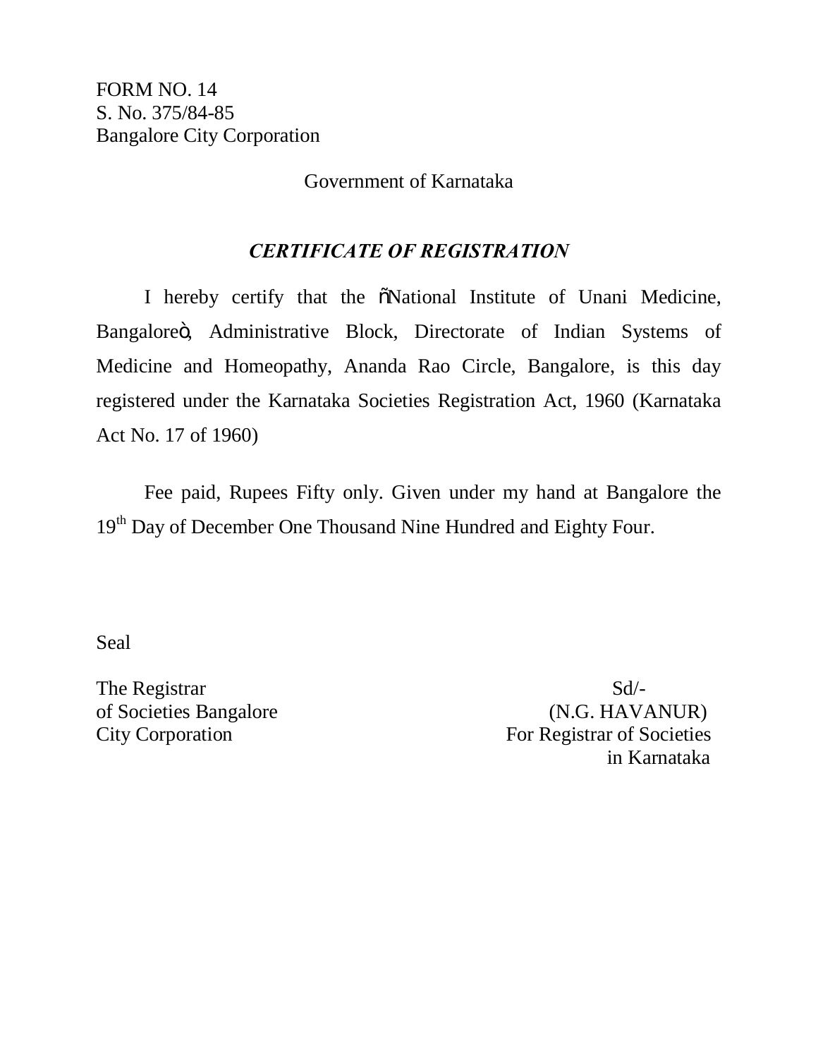FORM NO. 14
S. No. 375/84-85
Bangalore City Corporation

Government of Karnataka

## *CERTIFICATE OF REGISTRATION*

I hereby certify that the õNational Institute of Unani Medicine, Bangaloreö, Administrative Block, Directorate of Indian Systems of Medicine and Homeopathy, Ananda Rao Circle, Bangalore, is this day registered under the Karnataka Societies Registration Act, 1960 (Karnataka Act No. 17 of 1960)

Fee paid, Rupees Fifty only. Given under my hand at Bangalore the 19th Day of December One Thousand Nine Hundred and Eighty Four.

Seal

The Registrar
of Societies Bangalore
City Corporation

Sd/-
(N.G. HAVANUR)
For Registrar of Societies
in Karnataka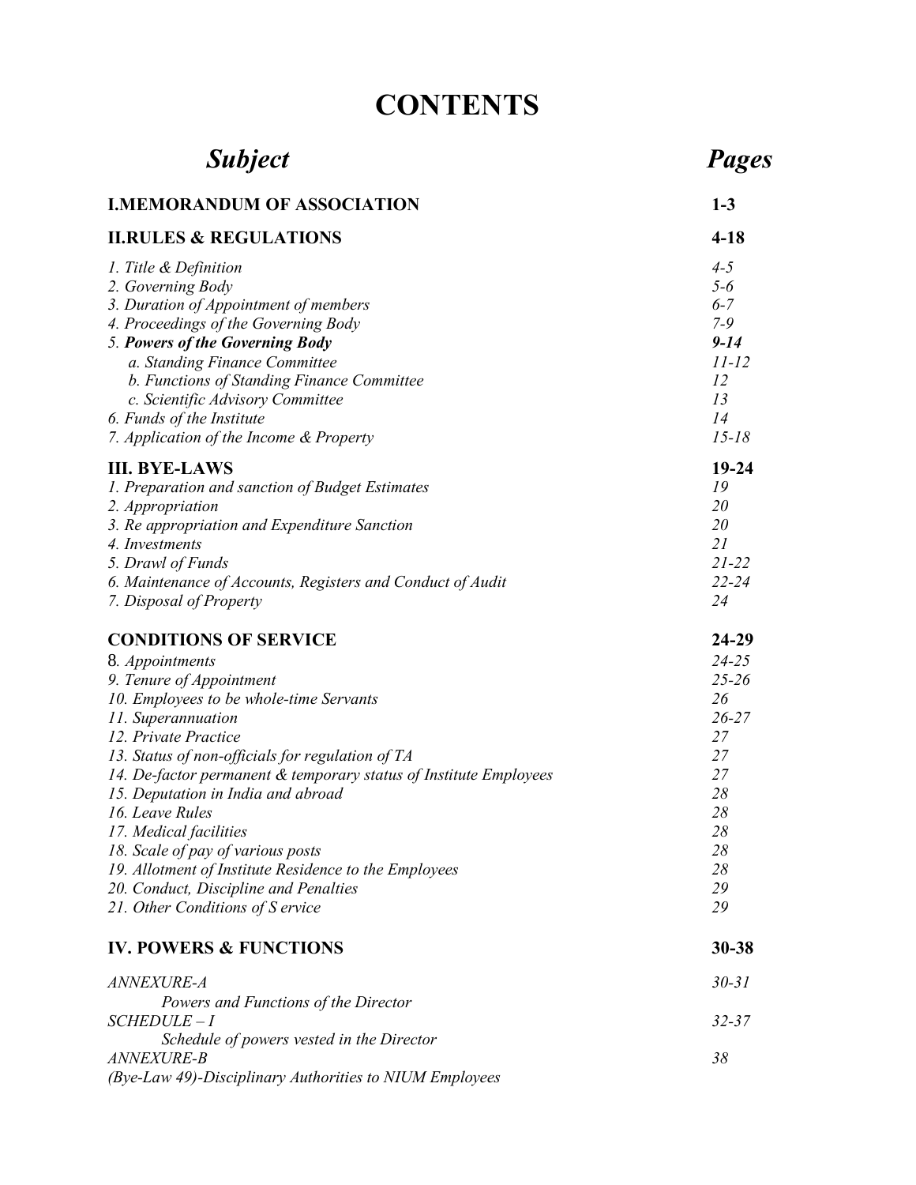# CONTENTS

| *Subject* | *Pages* |
|---|---|
| **I.MEMORANDUM OF ASSOCIATION** | **1-3** |
| **II.RULES & REGULATIONS** | **4-18** |
| *1. Title & Definition* | *4-5* |
| *2. Governing Body* | *5-6* |
| *3. Duration of Appointment of members* | *6-7* |
| *4. Proceedings of the Governing Body* | *7-9* |
| *5. **Powers of the Governing Body*** | ***9-14*** |
| *a. Standing Finance Committee* | *11-12* |
| *b. Functions of Standing Finance Committee* | *12* |
| *c. Scientific Advisory Committee* | *13* |
| *6. Funds of the Institute* | *14* |
| *7. Application of the Income & Property* | *15-18* |
| **III. BYE-LAWS** | **19-24** |
| *1. Preparation and sanction of Budget Estimates* | *19* |
| *2. Appropriation* | *20* |
| *3. Re appropriation and Expenditure Sanction* | *20* |
| *4. Investments* | *21* |
| *5. Drawl of Funds* | *21-22* |
| *6. Maintenance of Accounts, Registers and Conduct of Audit* | *22-24* |
| *7. Disposal of Property* | *24* |
| **CONDITIONS OF SERVICE** | **24-29** |
| 8. *Appointments* | *24-25* |
| *9. Tenure of Appointment* | *25-26* |
| *10. Employees to be whole-time Servants* | *26* |
| *11. Superannuation* | *26-27* |
| *12. Private Practice* | *27* |
| *13. Status of non-officials for regulation of TA* | *27* |
| *14. De-factor permanent & temporary status of Institute Employees* | *27* |
| *15. Deputation in India and abroad* | *28* |
| *16. Leave Rules* | *28* |
| *17. Medical facilities* | *28* |
| *18. Scale of pay of various posts* | *28* |
| *19. Allotment of Institute Residence to the Employees* | *28* |
| *20. Conduct, Discipline and Penalties* | *29* |
| *21. Other Conditions of S ervice* | *29* |
| **IV. POWERS & FUNCTIONS** | **30-38** |
| *ANNEXURE-A* | *30-31* |
| *Powers and Functions of the Director* | |
| *SCHEDULE – I* | *32-37* |
| *Schedule of powers vested in the Director* | |
| *ANNEXURE-B* | *38* |
| *(Bye-Law 49)-Disciplinary Authorities to NIUM Employees* | |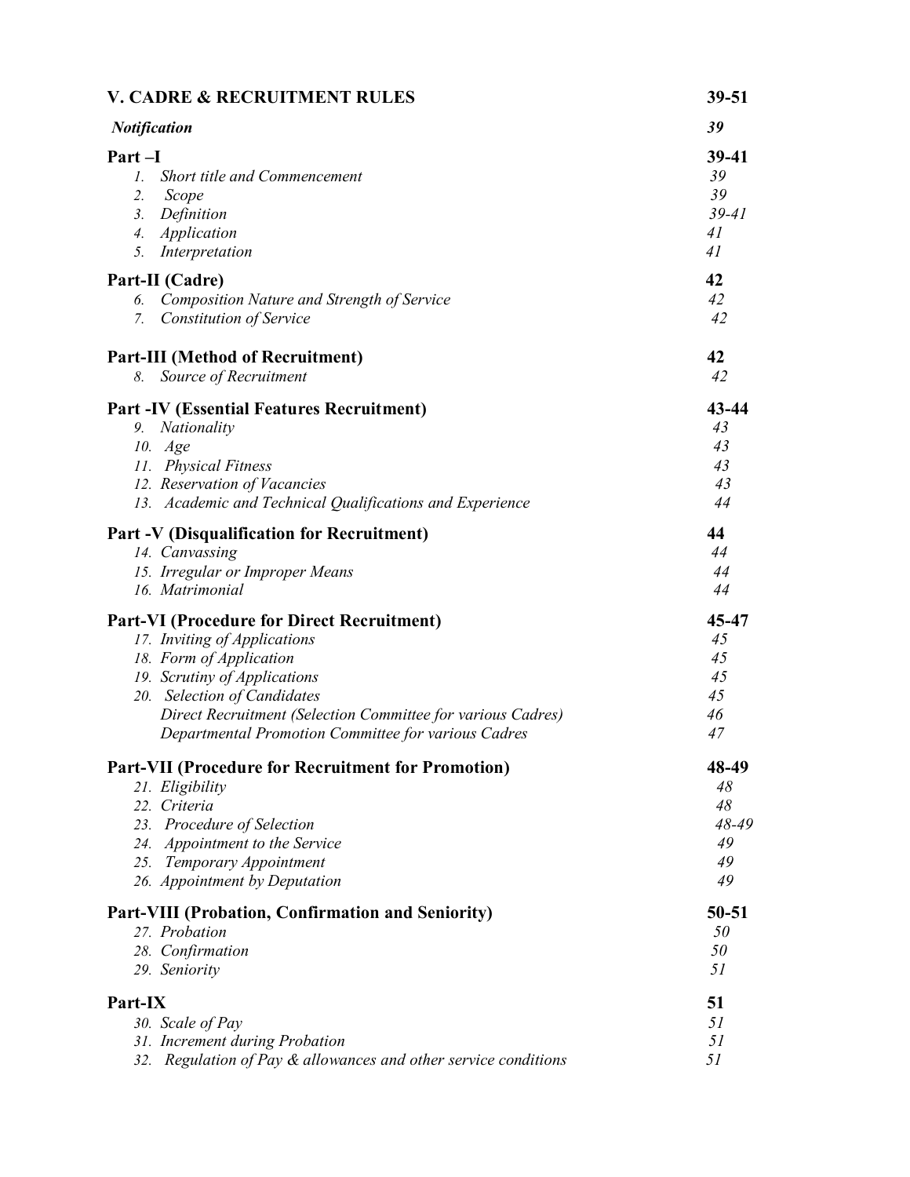| **V. CADRE & RECRUITMENT RULES** | **39-51** |
|---|---|
| ***Notification*** | ***39*** |
| **Part –I** | **39-41** |
| *1. Short title and Commencement* | *39* |
| *2. Scope* | *39* |
| *3. Definition* | *39-41* |
| *4. Application* | *41* |
| *5. Interpretation* | *41* |
| **Part-II (Cadre)** | **42** |
| *6. Composition Nature and Strength of Service* | *42* |
| *7. Constitution of Service* | *42* |
| **Part-III (Method of Recruitment)** | **42** |
| *8. Source of Recruitment* | *42* |
| **Part -IV (Essential Features Recruitment)** | **43-44** |
| *9. Nationality* | *43* |
| *10. Age* | *43* |
| *11. Physical Fitness* | *43* |
| *12. Reservation of Vacancies* | *43* |
| *13. Academic and Technical Qualifications and Experience* | *44* |
| **Part -V (Disqualification for Recruitment)** | **44** |
| *14. Canvassing* | *44* |
| *15. Irregular or Improper Means* | *44* |
| *16. Matrimonial* | *44* |
| **Part-VI (Procedure for Direct Recruitment)** | **45-47** |
| *17. Inviting of Applications* | *45* |
| *18. Form of Application* | *45* |
| *19. Scrutiny of Applications* | *45* |
| *20. Selection of Candidates* | *45* |
| *Direct Recruitment (Selection Committee for various Cadres)* | *46* |
| *Departmental Promotion Committee for various Cadres* | *47* |
| **Part-VII (Procedure for Recruitment for Promotion)** | **48-49** |
| *21. Eligibility* | *48* |
| *22. Criteria* | *48* |
| *23. Procedure of Selection* | *48-49* |
| *24. Appointment to the Service* | *49* |
| *25. Temporary Appointment* | *49* |
| *26. Appointment by Deputation* | *49* |
| **Part-VIII (Probation, Confirmation and Seniority)** | **50-51** |
| *27. Probation* | *50* |
| *28. Confirmation* | *50* |
| *29. Seniority* | *51* |
| **Part-IX** | **51** |
| *30. Scale of Pay* | *51* |
| *31. Increment during Probation* | *51* |
| *32. Regulation of Pay & allowances and other service conditions* | *51* |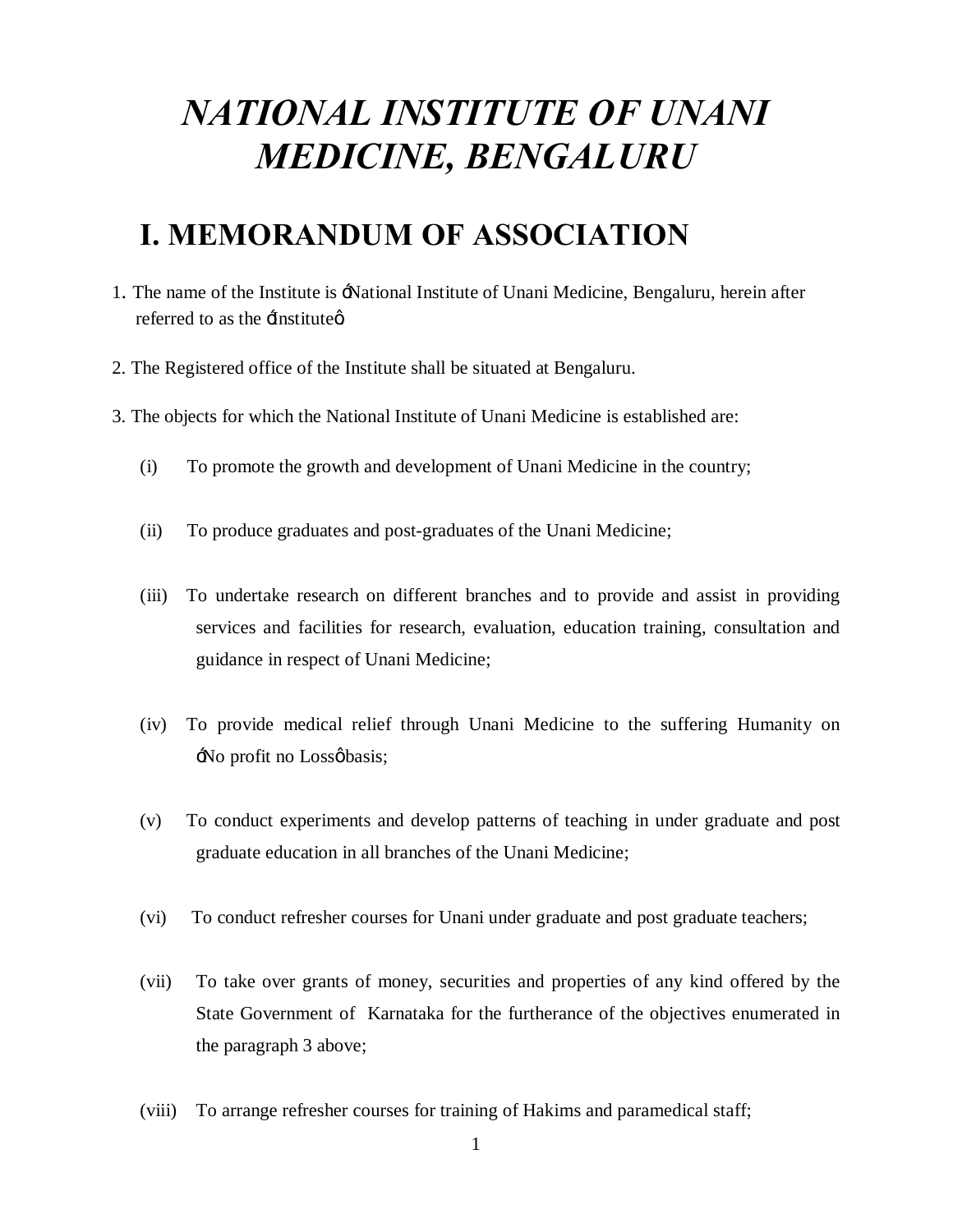# *NATIONAL INSTITUTE OF UNANI MEDICINE, BENGALURU*

## I. MEMORANDUM OF ASSOCIATION

1. The name of the Institute is 'National Institute of Unani Medicine, Bengaluru, herein after referred to as the 'Institute'

2. The Registered office of the Institute shall be situated at Bengaluru.

3. The objects for which the National Institute of Unani Medicine is established are:

   (i) To promote the growth and development of Unani Medicine in the country;

   (ii) To produce graduates and post-graduates of the Unani Medicine;

   (iii) To undertake research on different branches and to provide and assist in providing services and facilities for research, evaluation, education training, consultation and guidance in respect of Unani Medicine;

   (iv) To provide medical relief through Unani Medicine to the suffering Humanity on 'No profit no Loss' basis;

   (v) To conduct experiments and develop patterns of teaching in under graduate and post graduate education in all branches of the Unani Medicine;

   (vi) To conduct refresher courses for Unani under graduate and post graduate teachers;

   (vii) To take over grants of money, securities and properties of any kind offered by the State Government of Karnataka for the furtherance of the objectives enumerated in the paragraph 3 above;

   (viii) To arrange refresher courses for training of Hakims and paramedical staff;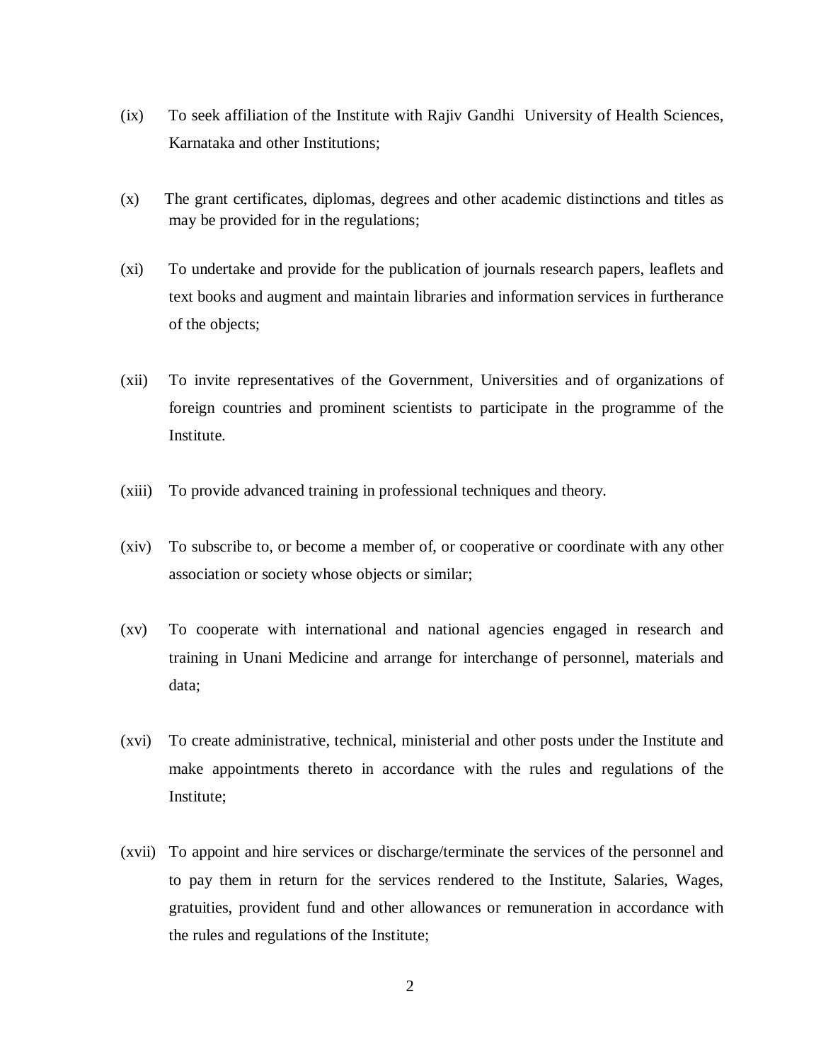(ix) To seek affiliation of the Institute with Rajiv Gandhi University of Health Sciences, Karnataka and other Institutions;

(x) The grant certificates, diplomas, degrees and other academic distinctions and titles as may be provided for in the regulations;

(xi) To undertake and provide for the publication of journals research papers, leaflets and text books and augment and maintain libraries and information services in furtherance of the objects;

(xii) To invite representatives of the Government, Universities and of organizations of foreign countries and prominent scientists to participate in the programme of the Institute.

(xiii) To provide advanced training in professional techniques and theory.

(xiv) To subscribe to, or become a member of, or cooperative or coordinate with any other association or society whose objects or similar;

(xv) To cooperate with international and national agencies engaged in research and training in Unani Medicine and arrange for interchange of personnel, materials and data;

(xvi) To create administrative, technical, ministerial and other posts under the Institute and make appointments thereto in accordance with the rules and regulations of the Institute;

(xvii) To appoint and hire services or discharge/terminate the services of the personnel and to pay them in return for the services rendered to the Institute, Salaries, Wages, gratuities, provident fund and other allowances or remuneration in accordance with the rules and regulations of the Institute;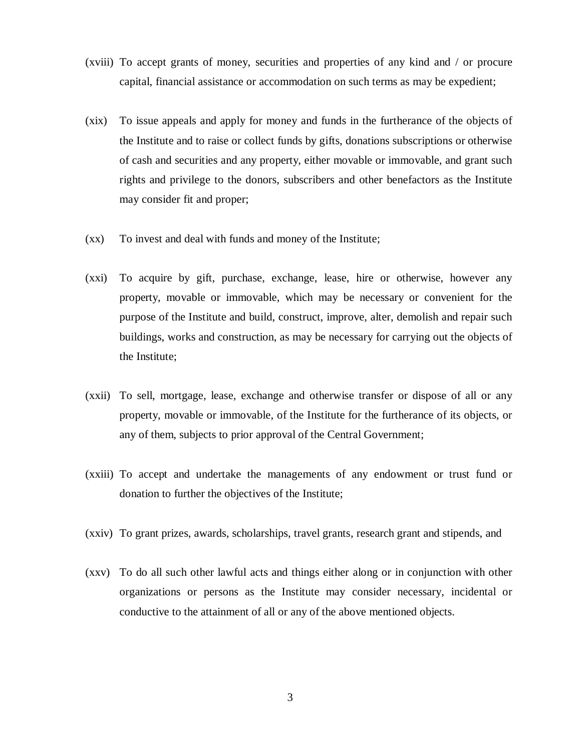(xviii) To accept grants of money, securities and properties of any kind and / or procure capital, financial assistance or accommodation on such terms as may be expedient;

(xix) To issue appeals and apply for money and funds in the furtherance of the objects of the Institute and to raise or collect funds by gifts, donations subscriptions or otherwise of cash and securities and any property, either movable or immovable, and grant such rights and privilege to the donors, subscribers and other benefactors as the Institute may consider fit and proper;

(xx) To invest and deal with funds and money of the Institute;

(xxi) To acquire by gift, purchase, exchange, lease, hire or otherwise, however any property, movable or immovable, which may be necessary or convenient for the purpose of the Institute and build, construct, improve, alter, demolish and repair such buildings, works and construction, as may be necessary for carrying out the objects of the Institute;

(xxii) To sell, mortgage, lease, exchange and otherwise transfer or dispose of all or any property, movable or immovable, of the Institute for the furtherance of its objects, or any of them, subjects to prior approval of the Central Government;

(xxiii) To accept and undertake the managements of any endowment or trust fund or donation to further the objectives of the Institute;

(xxiv) To grant prizes, awards, scholarships, travel grants, research grant and stipends, and

(xxv) To do all such other lawful acts and things either along or in conjunction with other organizations or persons as the Institute may consider necessary, incidental or conductive to the attainment of all or any of the above mentioned objects.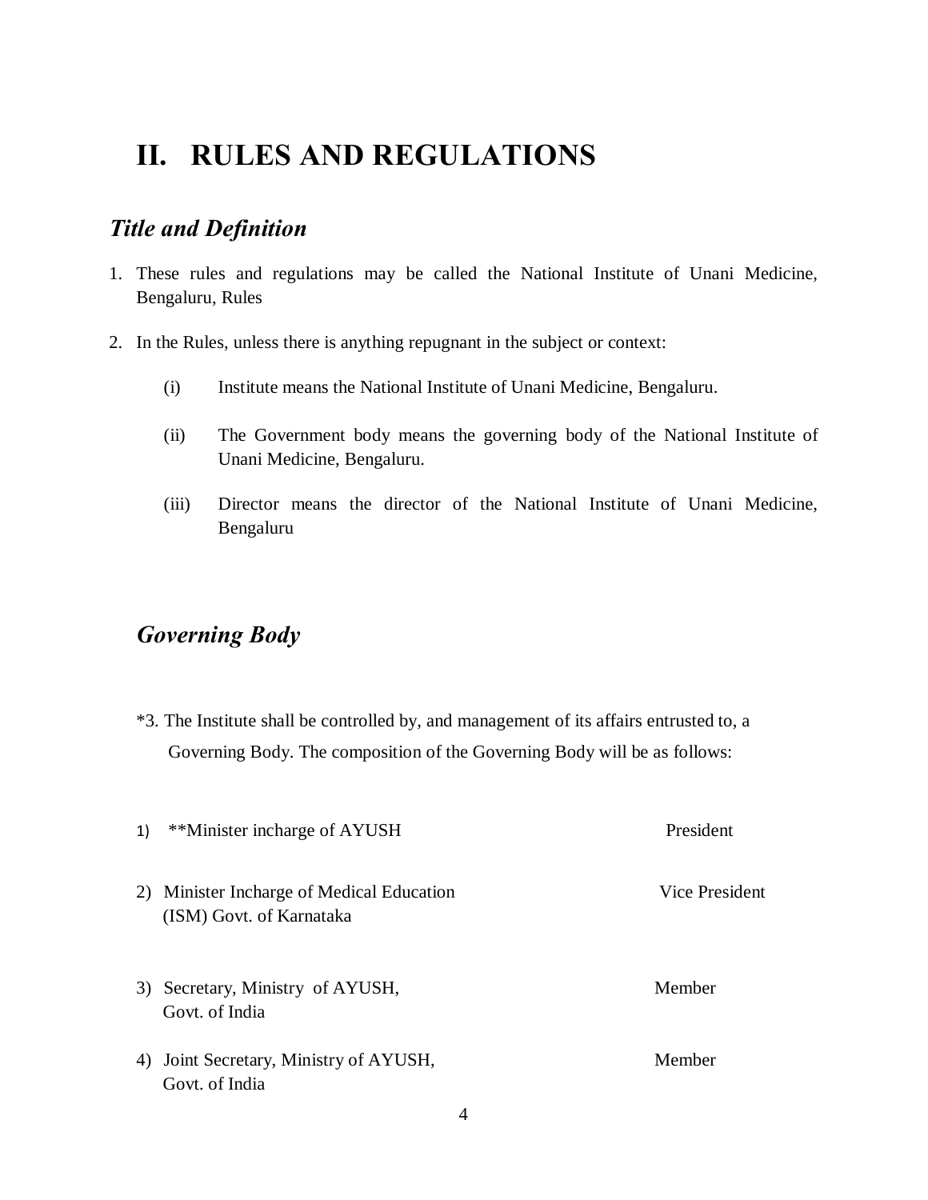# II. RULES AND REGULATIONS

## *Title and Definition*

1. These rules and regulations may be called the National Institute of Unani Medicine, Bengaluru, Rules

2. In the Rules, unless there is anything repugnant in the subject or context:

   (i) Institute means the National Institute of Unani Medicine, Bengaluru.

   (ii) The Government body means the governing body of the National Institute of Unani Medicine, Bengaluru.

   (iii) Director means the director of the National Institute of Unani Medicine, Bengaluru

## *Governing Body*

*3. The Institute shall be controlled by, and management of its affairs entrusted to, a Governing Body. The composition of the Governing Body will be as follows:

| | | |
|---|---|---|
| 1) | **Minister incharge of AYUSH | President |
| 2) | Minister Incharge of Medical Education (ISM) Govt. of Karnataka | Vice President |
| 3) | Secretary, Ministry of AYUSH, Govt. of India | Member |
| 4) | Joint Secretary, Ministry of AYUSH, Govt. of India | Member |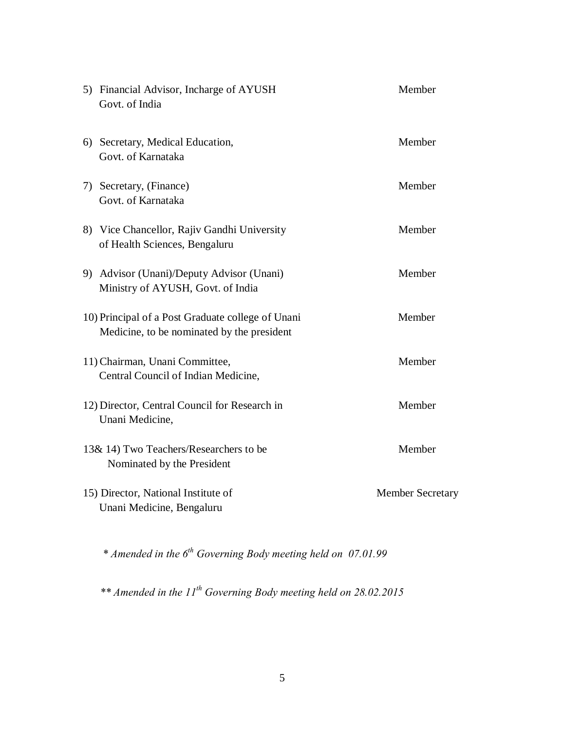| | |
|---|---|
| 5) Financial Advisor, Incharge of AYUSH Govt. of India | Member |
| 6) Secretary, Medical Education, Govt. of Karnataka | Member |
| 7) Secretary, (Finance) Govt. of Karnataka | Member |
| 8) Vice Chancellor, Rajiv Gandhi University of Health Sciences, Bengaluru | Member |
| 9) Advisor (Unani)/Deputy Advisor (Unani) Ministry of AYUSH, Govt. of India | Member |
| 10) Principal of a Post Graduate college of Unani Medicine, to be nominated by the president | Member |
| 11) Chairman, Unani Committee, Central Council of Indian Medicine, | Member |
| 12) Director, Central Council for Research in Unani Medicine, | Member |
| 13& 14) Two Teachers/Researchers to be Nominated by the President | Member |
| 15) Director, National Institute of Unani Medicine, Bengaluru | Member Secretary |

*\* Amended in the 6th Governing Body meeting held on 07.01.99*

*\*\* Amended in the 11th Governing Body meeting held on 28.02.2015*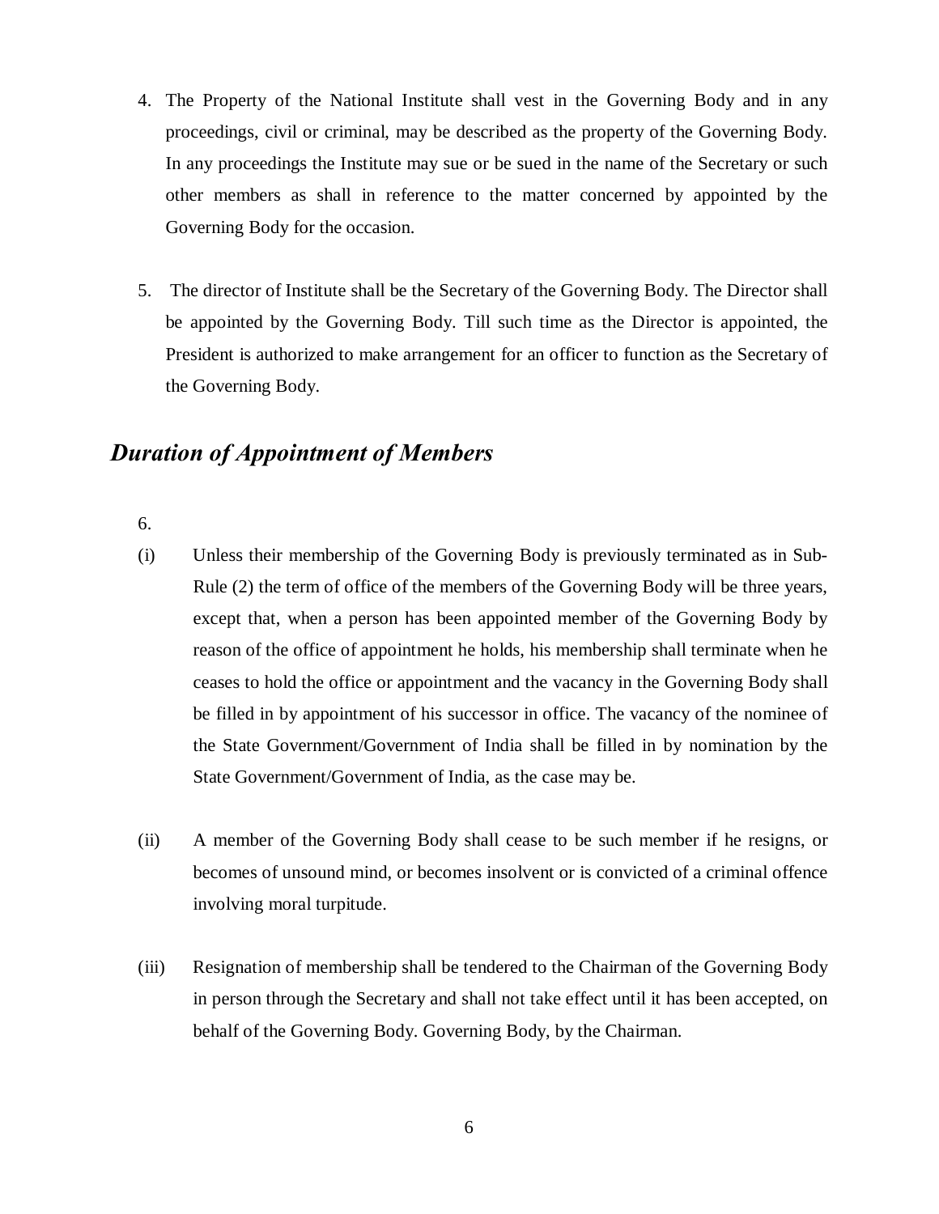4. The Property of the National Institute shall vest in the Governing Body and in any proceedings, civil or criminal, may be described as the property of the Governing Body. In any proceedings the Institute may sue or be sued in the name of the Secretary or such other members as shall in reference to the matter concerned by appointed by the Governing Body for the occasion.

5. The director of Institute shall be the Secretary of the Governing Body. The Director shall be appointed by the Governing Body. Till such time as the Director is appointed, the President is authorized to make arrangement for an officer to function as the Secretary of the Governing Body.

## *Duration of Appointment of Members*

6.

(i) Unless their membership of the Governing Body is previously terminated as in Sub-Rule (2) the term of office of the members of the Governing Body will be three years, except that, when a person has been appointed member of the Governing Body by reason of the office of appointment he holds, his membership shall terminate when he ceases to hold the office or appointment and the vacancy in the Governing Body shall be filled in by appointment of his successor in office. The vacancy of the nominee of the State Government/Government of India shall be filled in by nomination by the State Government/Government of India, as the case may be.

(ii) A member of the Governing Body shall cease to be such member if he resigns, or becomes of unsound mind, or becomes insolvent or is convicted of a criminal offence involving moral turpitude.

(iii) Resignation of membership shall be tendered to the Chairman of the Governing Body in person through the Secretary and shall not take effect until it has been accepted, on behalf of the Governing Body. Governing Body, by the Chairman.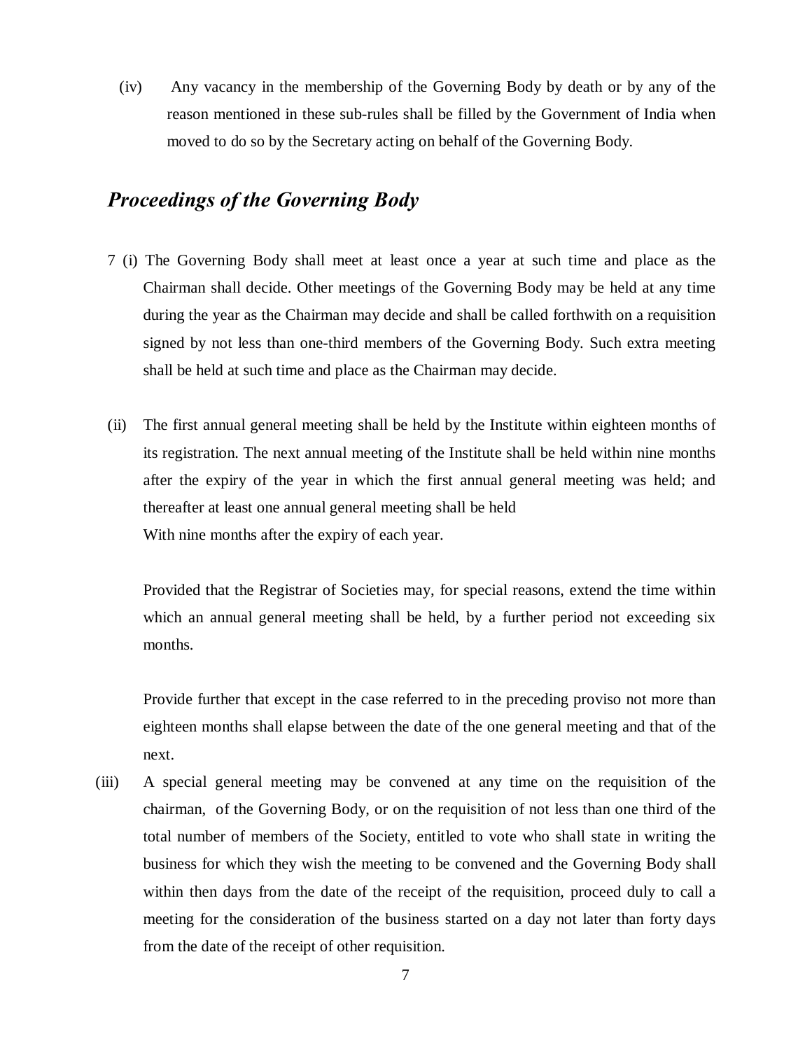(iv) Any vacancy in the membership of the Governing Body by death or by any of the reason mentioned in these sub-rules shall be filled by the Government of India when moved to do so by the Secretary acting on behalf of the Governing Body.

## *Proceedings of the Governing Body*

7 (i) The Governing Body shall meet at least once a year at such time and place as the Chairman shall decide. Other meetings of the Governing Body may be held at any time during the year as the Chairman may decide and shall be called forthwith on a requisition signed by not less than one-third members of the Governing Body. Such extra meeting shall be held at such time and place as the Chairman may decide.

(ii) The first annual general meeting shall be held by the Institute within eighteen months of its registration. The next annual meeting of the Institute shall be held within nine months after the expiry of the year in which the first annual general meeting was held; and thereafter at least one annual general meeting shall be held
With nine months after the expiry of each year.

Provided that the Registrar of Societies may, for special reasons, extend the time within which an annual general meeting shall be held, by a further period not exceeding six months.

Provide further that except in the case referred to in the preceding proviso not more than eighteen months shall elapse between the date of the one general meeting and that of the next.

(iii) A special general meeting may be convened at any time on the requisition of the chairman, of the Governing Body, or on the requisition of not less than one third of the total number of members of the Society, entitled to vote who shall state in writing the business for which they wish the meeting to be convened and the Governing Body shall within then days from the date of the receipt of the requisition, proceed duly to call a meeting for the consideration of the business started on a day not later than forty days from the date of the receipt of other requisition.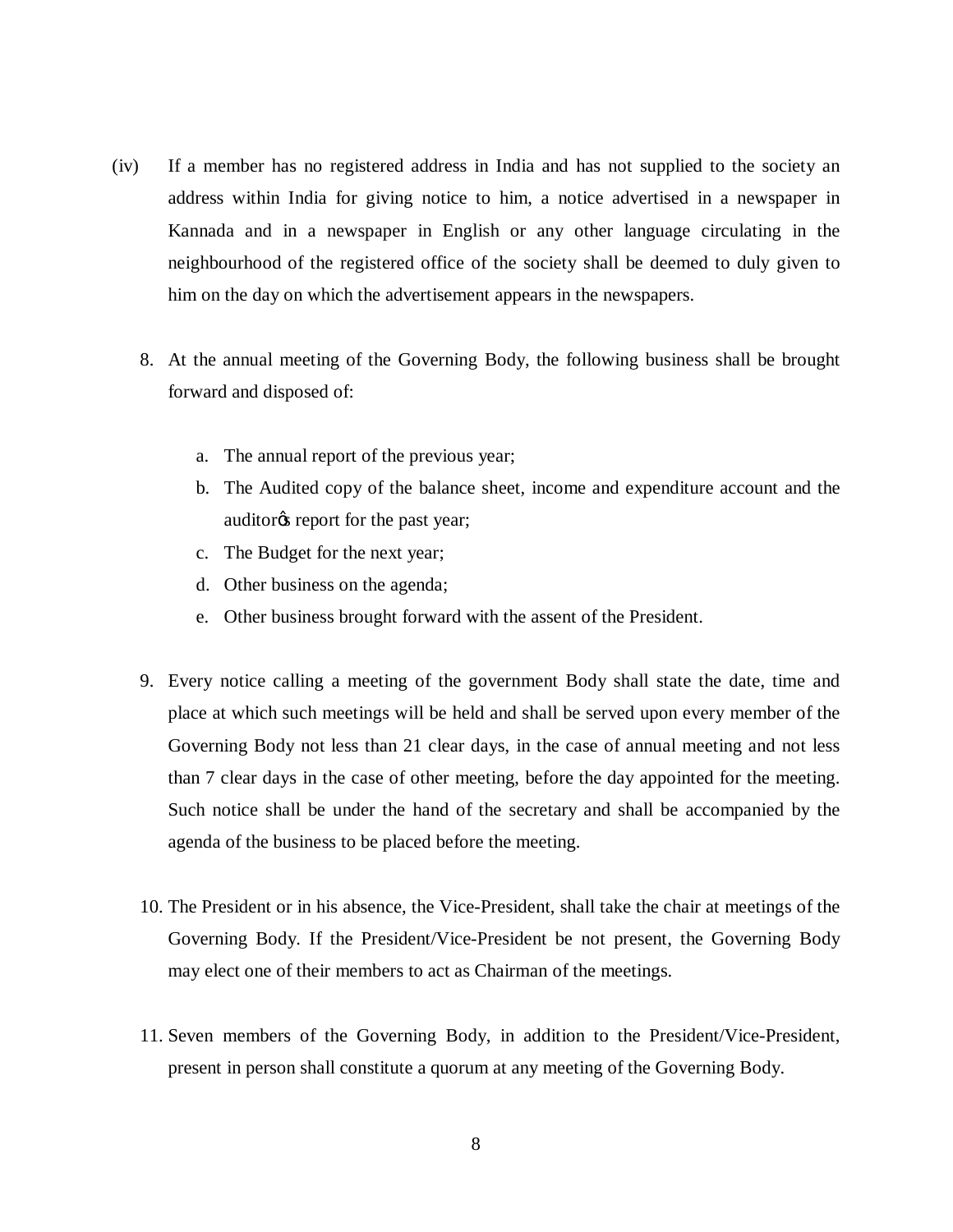(iv) If a member has no registered address in India and has not supplied to the society an address within India for giving notice to him, a notice advertised in a newspaper in Kannada and in a newspaper in English or any other language circulating in the neighbourhood of the registered office of the society shall be deemed to duly given to him on the day on which the advertisement appears in the newspapers.

8. At the annual meeting of the Governing Body, the following business shall be brought forward and disposed of:

   a. The annual report of the previous year;
   b. The Audited copy of the balance sheet, income and expenditure account and the auditorǿs report for the past year;
   c. The Budget for the next year;
   d. Other business on the agenda;
   e. Other business brought forward with the assent of the President.

9. Every notice calling a meeting of the government Body shall state the date, time and place at which such meetings will be held and shall be served upon every member of the Governing Body not less than 21 clear days, in the case of annual meeting and not less than 7 clear days in the case of other meeting, before the day appointed for the meeting. Such notice shall be under the hand of the secretary and shall be accompanied by the agenda of the business to be placed before the meeting.

10. The President or in his absence, the Vice-President, shall take the chair at meetings of the Governing Body. If the President/Vice-President be not present, the Governing Body may elect one of their members to act as Chairman of the meetings.

11. Seven members of the Governing Body, in addition to the President/Vice-President, present in person shall constitute a quorum at any meeting of the Governing Body.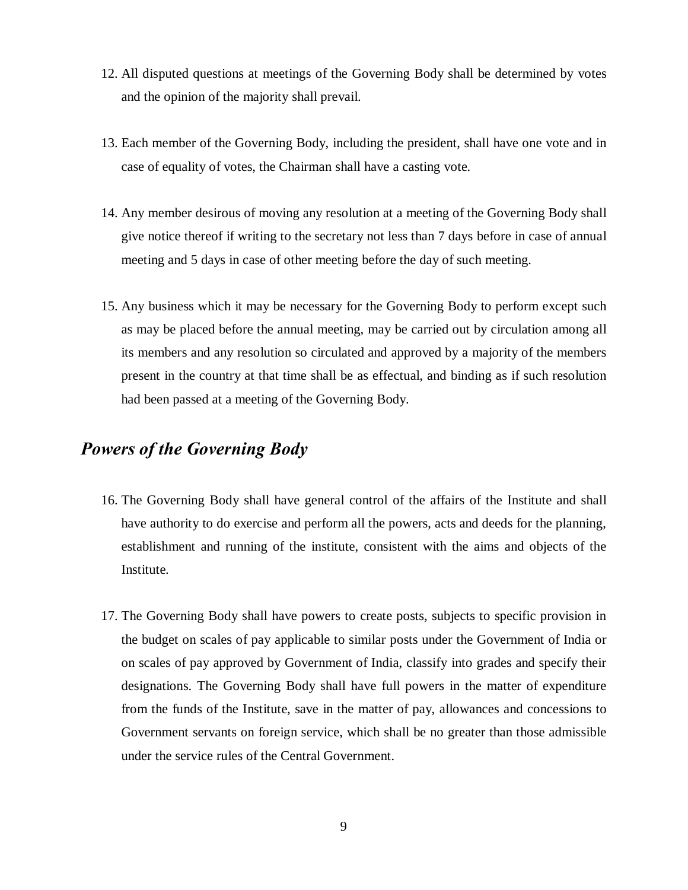12. All disputed questions at meetings of the Governing Body shall be determined by votes and the opinion of the majority shall prevail.

13. Each member of the Governing Body, including the president, shall have one vote and in case of equality of votes, the Chairman shall have a casting vote.

14. Any member desirous of moving any resolution at a meeting of the Governing Body shall give notice thereof if writing to the secretary not less than 7 days before in case of annual meeting and 5 days in case of other meeting before the day of such meeting.

15. Any business which it may be necessary for the Governing Body to perform except such as may be placed before the annual meeting, may be carried out by circulation among all its members and any resolution so circulated and approved by a majority of the members present in the country at that time shall be as effectual, and binding as if such resolution had been passed at a meeting of the Governing Body.

## *Powers of the Governing Body*

16. The Governing Body shall have general control of the affairs of the Institute and shall have authority to do exercise and perform all the powers, acts and deeds for the planning, establishment and running of the institute, consistent with the aims and objects of the Institute.

17. The Governing Body shall have powers to create posts, subjects to specific provision in the budget on scales of pay applicable to similar posts under the Government of India or on scales of pay approved by Government of India, classify into grades and specify their designations. The Governing Body shall have full powers in the matter of expenditure from the funds of the Institute, save in the matter of pay, allowances and concessions to Government servants on foreign service, which shall be no greater than those admissible under the service rules of the Central Government.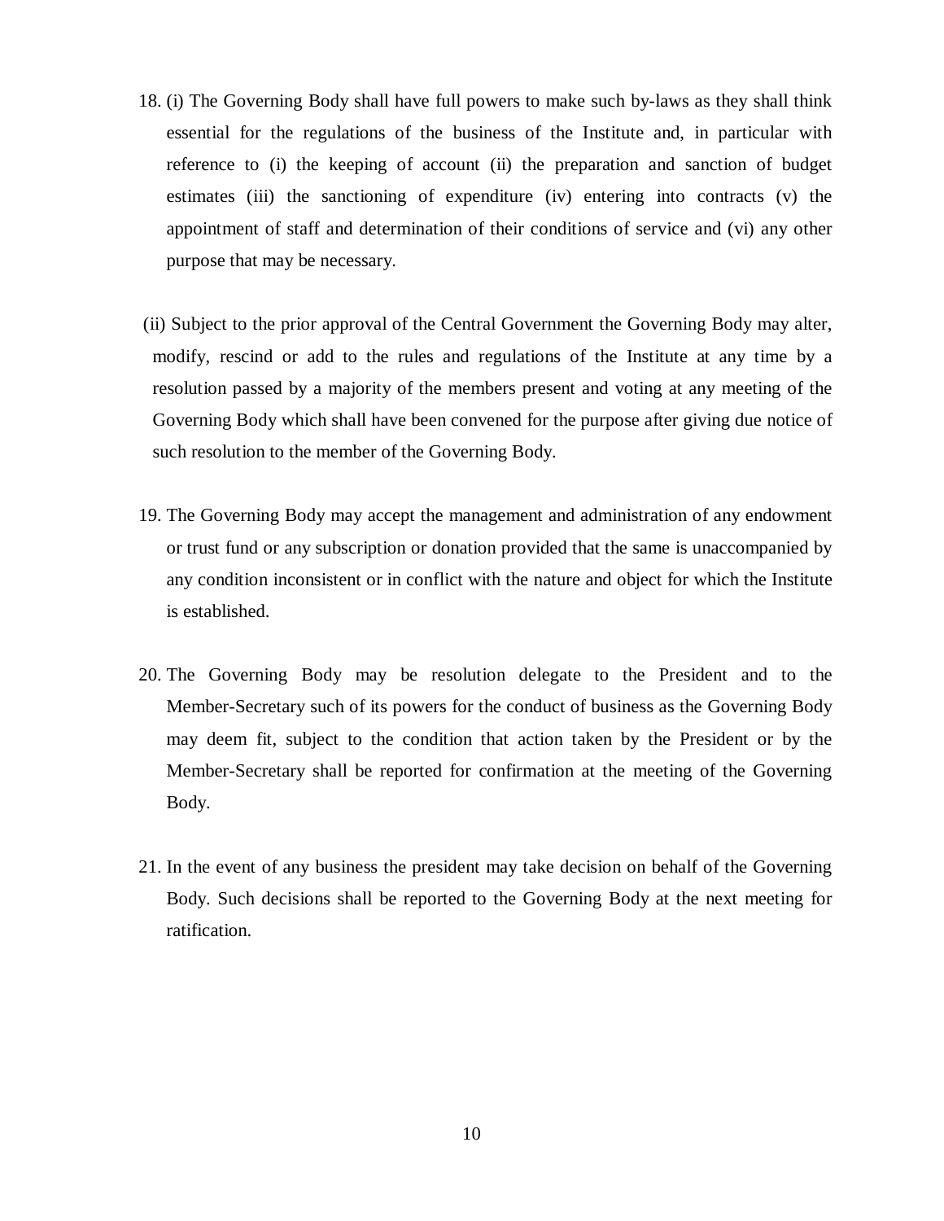18. (i) The Governing Body shall have full powers to make such by-laws as they shall think essential for the regulations of the business of the Institute and, in particular with reference to (i) the keeping of account (ii) the preparation and sanction of budget estimates (iii) the sanctioning of expenditure (iv) entering into contracts (v) the appointment of staff and determination of their conditions of service and (vi) any other purpose that may be necessary.

    (ii) Subject to the prior approval of the Central Government the Governing Body may alter, modify, rescind or add to the rules and regulations of the Institute at any time by a resolution passed by a majority of the members present and voting at any meeting of the Governing Body which shall have been convened for the purpose after giving due notice of such resolution to the member of the Governing Body.

19. The Governing Body may accept the management and administration of any endowment or trust fund or any subscription or donation provided that the same is unaccompanied by any condition inconsistent or in conflict with the nature and object for which the Institute is established.

20. The Governing Body may be resolution delegate to the President and to the Member-Secretary such of its powers for the conduct of business as the Governing Body may deem fit, subject to the condition that action taken by the President or by the Member-Secretary shall be reported for confirmation at the meeting of the Governing Body.

21. In the event of any business the president may take decision on behalf of the Governing Body. Such decisions shall be reported to the Governing Body at the next meeting for ratification.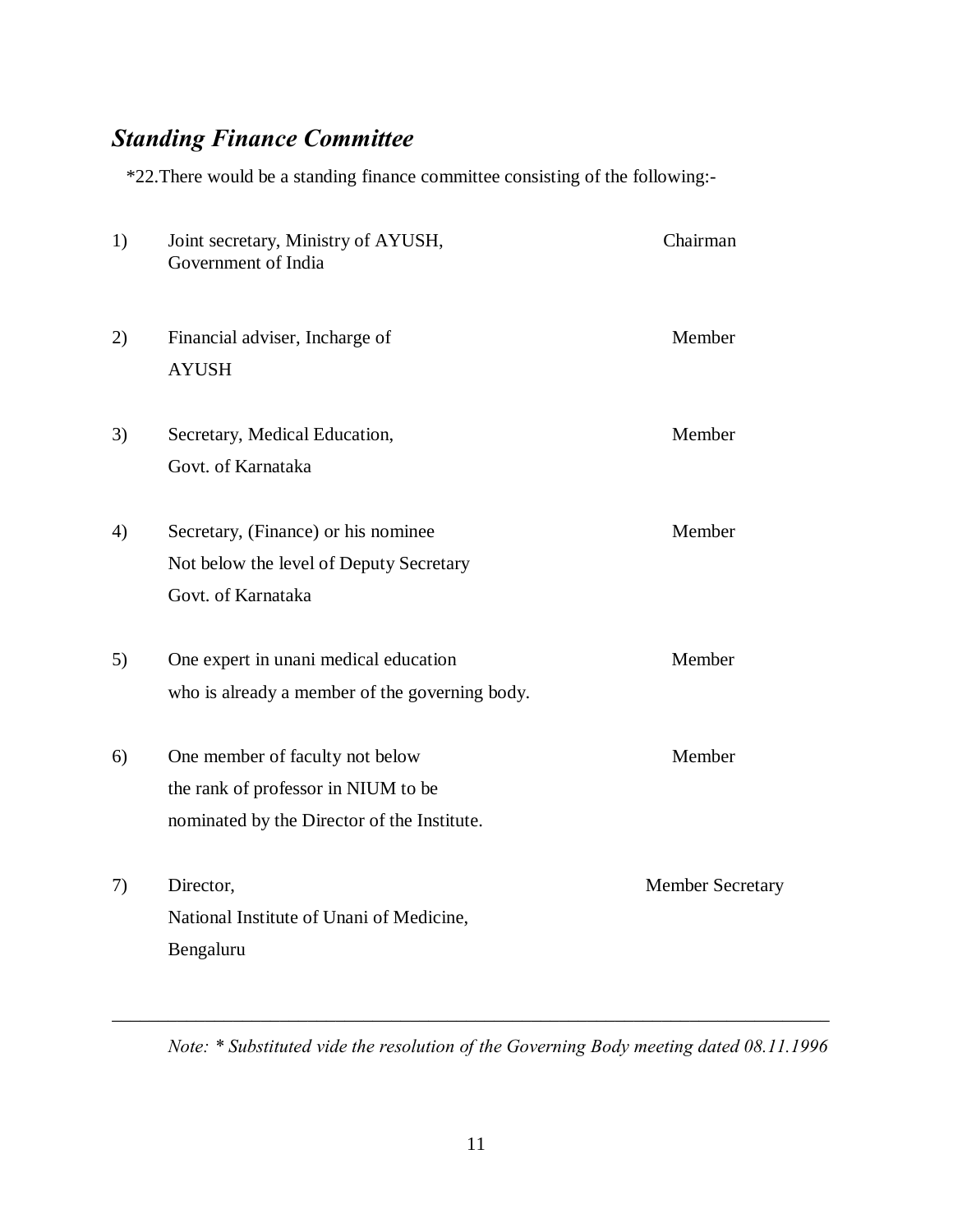## *Standing Finance Committee*

*22.There would be a standing finance committee consisting of the following:-

| | | |
|---|---|---|
| 1) | Joint secretary, Ministry of AYUSH, Government of India | Chairman |
| 2) | Financial adviser, Incharge of AYUSH | Member |
| 3) | Secretary, Medical Education, Govt. of Karnataka | Member |
| 4) | Secretary, (Finance) or his nominee Not below the level of Deputy Secretary Govt. of Karnataka | Member |
| 5) | One expert in unani medical education who is already a member of the governing body. | Member |
| 6) | One member of faculty not below the rank of professor in NIUM to be nominated by the Director of the Institute. | Member |
| 7) | Director, National Institute of Unani of Medicine, Bengaluru | Member Secretary |

---

*Note: * Substituted vide the resolution of the Governing Body meeting dated 08.11.1996*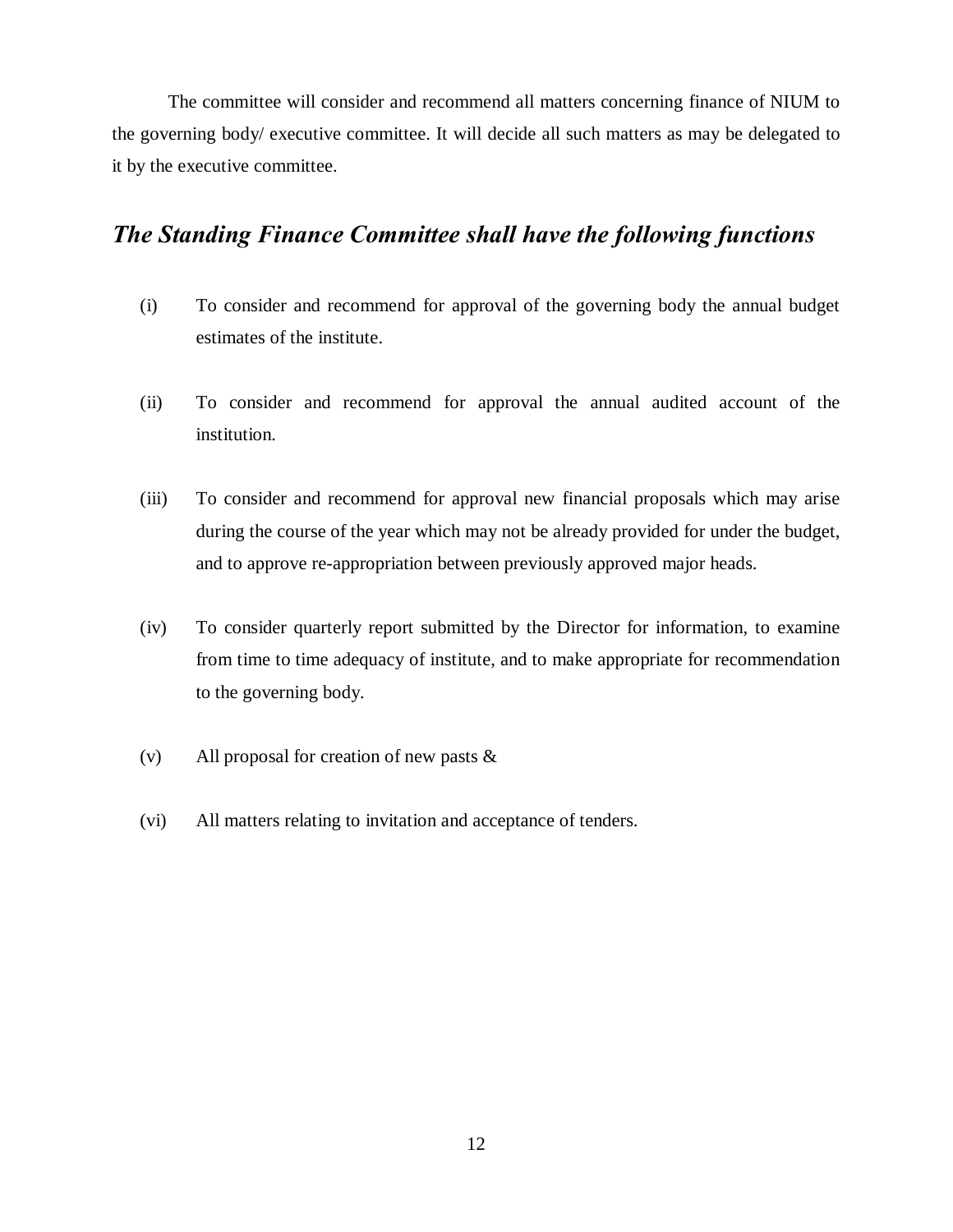The committee will consider and recommend all matters concerning finance of NIUM to the governing body/ executive committee. It will decide all such matters as may be delegated to it by the executive committee.

## *The Standing Finance Committee shall have the following functions*

(i) To consider and recommend for approval of the governing body the annual budget estimates of the institute.

(ii) To consider and recommend for approval the annual audited account of the institution.

(iii) To consider and recommend for approval new financial proposals which may arise during the course of the year which may not be already provided for under the budget, and to approve re-appropriation between previously approved major heads.

(iv) To consider quarterly report submitted by the Director for information, to examine from time to time adequacy of institute, and to make appropriate for recommendation to the governing body.

(v) All proposal for creation of new pasts &

(vi) All matters relating to invitation and acceptance of tenders.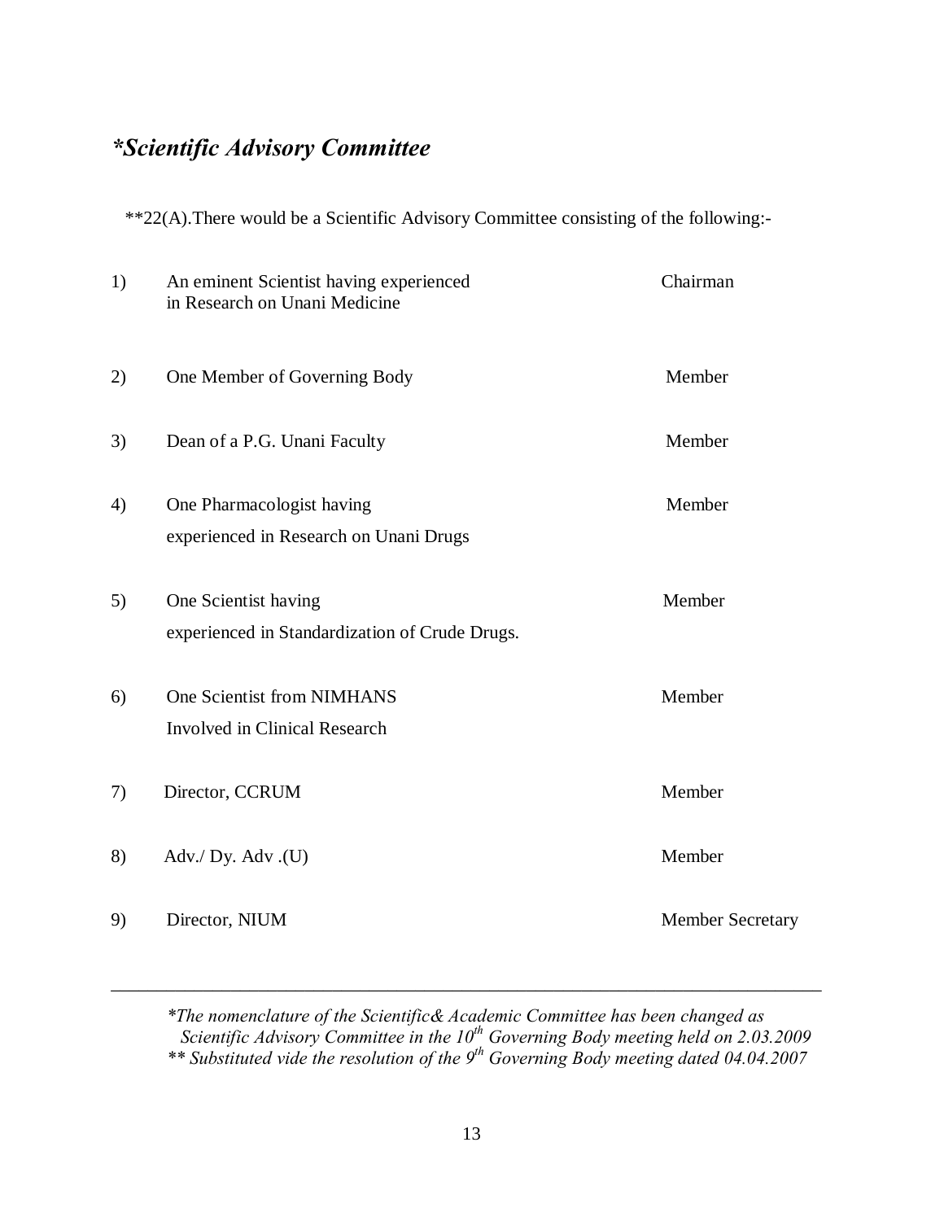## *\*Scientific Advisory Committee*

\*\*22(A).There would be a Scientific Advisory Committee consisting of the following:-

| | | |
|---|---|---|
| 1) | An eminent Scientist having experienced in Research on Unani Medicine | Chairman |
| 2) | One Member of Governing Body | Member |
| 3) | Dean of a P.G. Unani Faculty | Member |
| 4) | One Pharmacologist having experienced in Research on Unani Drugs | Member |
| 5) | One Scientist having experienced in Standardization of Crude Drugs. | Member |
| 6) | One Scientist from NIMHANS Involved in Clinical Research | Member |
| 7) | Director, CCRUM | Member |
| 8) | Adv./ Dy. Adv .(U) | Member |
| 9) | Director, NIUM | Member Secretary |

---

*\*The nomenclature of the Scientific& Academic Committee has been changed as Scientific Advisory Committee in the 10th Governing Body meeting held on 2.03.2009*
*\*\* Substituted vide the resolution of the 9th Governing Body meeting dated 04.04.2007*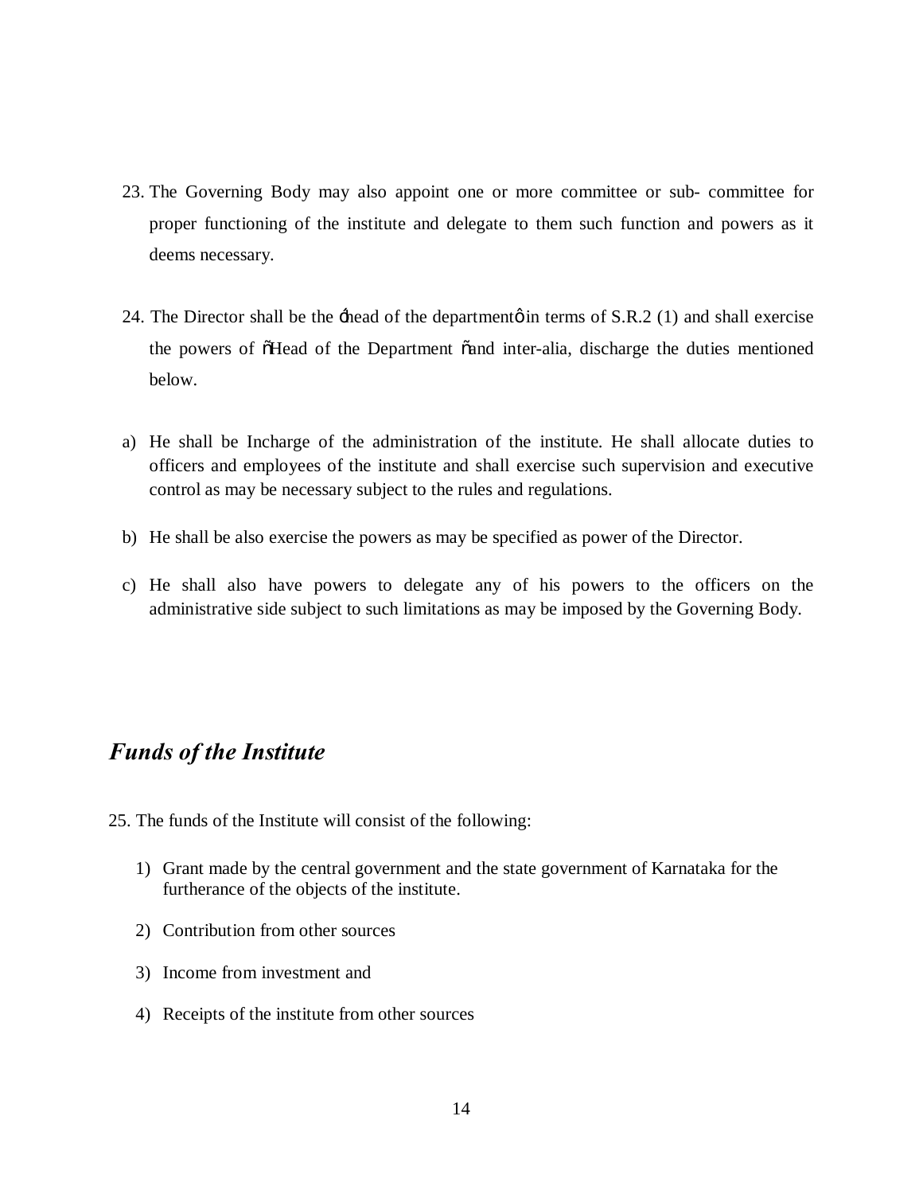23. The Governing Body may also appoint one or more committee or sub- committee for proper functioning of the institute and delegate to them such function and powers as it deems necessary.

24. The Director shall be the ‘head of the department’ in terms of S.R.2 (1) and shall exercise the powers of “Head of the Department “and inter-alia, discharge the duties mentioned below.

a) He shall be Incharge of the administration of the institute. He shall allocate duties to officers and employees of the institute and shall exercise such supervision and executive control as may be necessary subject to the rules and regulations.

b) He shall be also exercise the powers as may be specified as power of the Director.

c) He shall also have powers to delegate any of his powers to the officers on the administrative side subject to such limitations as may be imposed by the Governing Body.

## *Funds of the Institute*

25. The funds of the Institute will consist of the following:

1) Grant made by the central government and the state government of Karnataka for the furtherance of the objects of the institute.
2) Contribution from other sources
3) Income from investment and
4) Receipts of the institute from other sources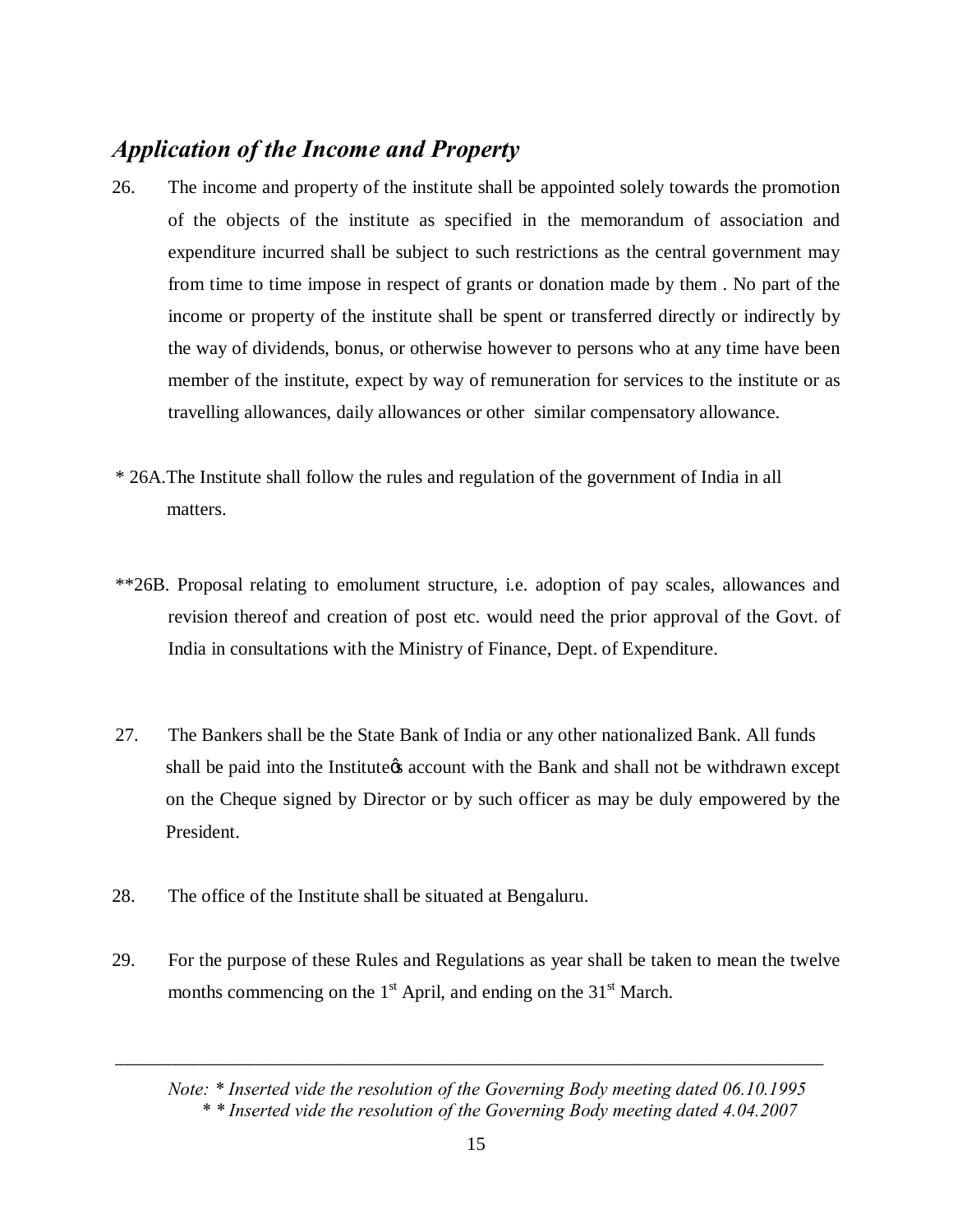## *Application of the Income and Property*

26. The income and property of the institute shall be appointed solely towards the promotion of the objects of the institute as specified in the memorandum of association and expenditure incurred shall be subject to such restrictions as the central government may from time to time impose in respect of grants or donation made by them . No part of the income or property of the institute shall be spent or transferred directly or indirectly by the way of dividends, bonus, or otherwise however to persons who at any time have been member of the institute, expect by way of remuneration for services to the institute or as travelling allowances, daily allowances or other similar compensatory allowance.

\* 26A. The Institute shall follow the rules and regulation of the government of India in all matters.

\*\*26B. Proposal relating to emolument structure, i.e. adoption of pay scales, allowances and revision thereof and creation of post etc. would need the prior approval of the Govt. of India in consultations with the Ministry of Finance, Dept. of Expenditure.

27. The Bankers shall be the State Bank of India or any other nationalized Bank. All funds shall be paid into the Institute's account with the Bank and shall not be withdrawn except on the Cheque signed by Director or by such officer as may be duly empowered by the President.

28. The office of the Institute shall be situated at Bengaluru.

29. For the purpose of these Rules and Regulations as year shall be taken to mean the twelve months commencing on the 1st April, and ending on the 31st March.

---

*Note: \* Inserted vide the resolution of the Governing Body meeting dated 06.10.1995*
*\* \* Inserted vide the resolution of the Governing Body meeting dated 4.04.2007*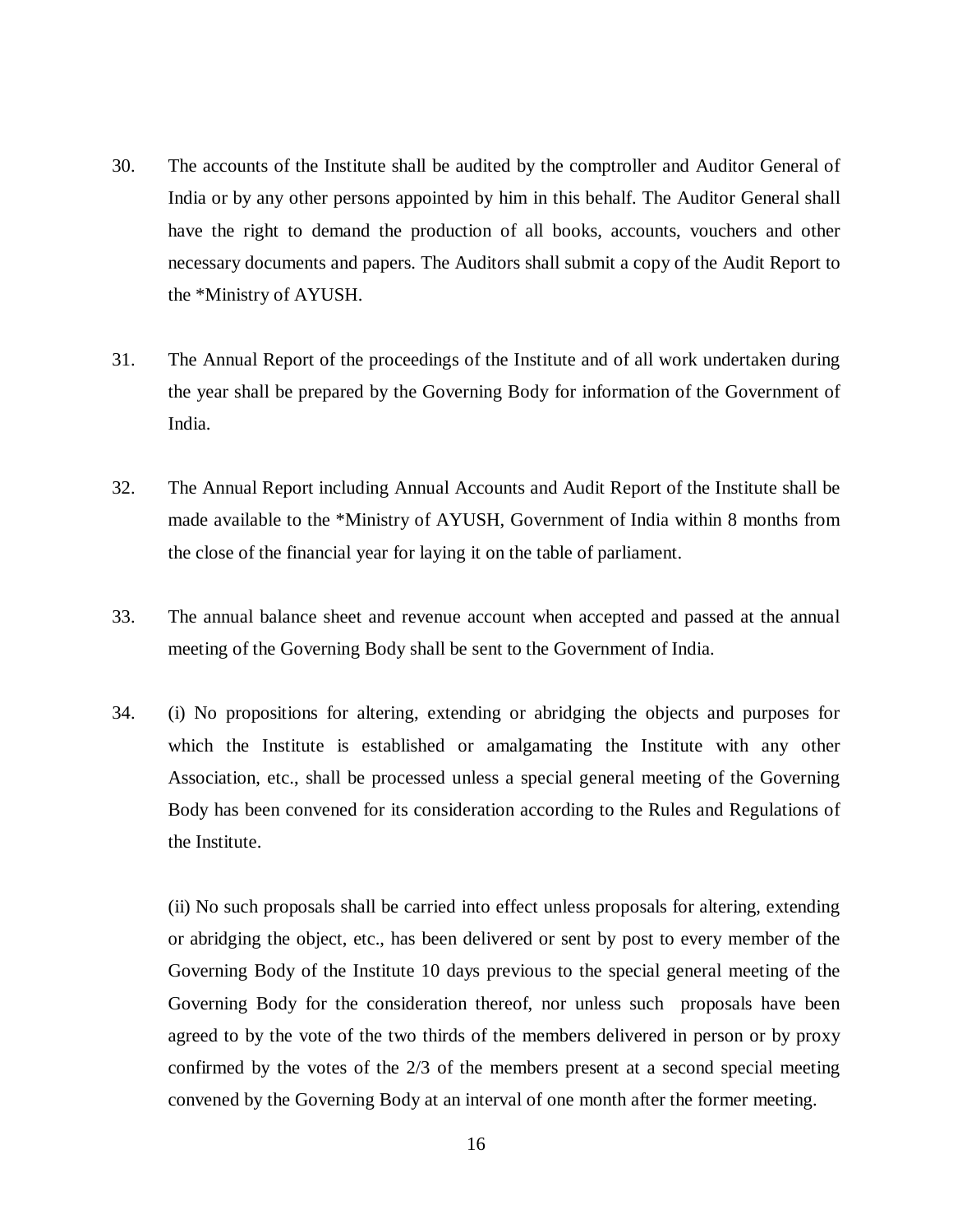30. The accounts of the Institute shall be audited by the comptroller and Auditor General of India or by any other persons appointed by him in this behalf. The Auditor General shall have the right to demand the production of all books, accounts, vouchers and other necessary documents and papers. The Auditors shall submit a copy of the Audit Report to the *Ministry of AYUSH.

31. The Annual Report of the proceedings of the Institute and of all work undertaken during the year shall be prepared by the Governing Body for information of the Government of India.

32. The Annual Report including Annual Accounts and Audit Report of the Institute shall be made available to the *Ministry of AYUSH, Government of India within 8 months from the close of the financial year for laying it on the table of parliament.

33. The annual balance sheet and revenue account when accepted and passed at the annual meeting of the Governing Body shall be sent to the Government of India.

34. (i) No propositions for altering, extending or abridging the objects and purposes for which the Institute is established or amalgamating the Institute with any other Association, etc., shall be processed unless a special general meeting of the Governing Body has been convened for its consideration according to the Rules and Regulations of the Institute.

    (ii) No such proposals shall be carried into effect unless proposals for altering, extending or abridging the object, etc., has been delivered or sent by post to every member of the Governing Body of the Institute 10 days previous to the special general meeting of the Governing Body for the consideration thereof, nor unless such proposals have been agreed to by the vote of the two thirds of the members delivered in person or by proxy confirmed by the votes of the 2/3 of the members present at a second special meeting convened by the Governing Body at an interval of one month after the former meeting.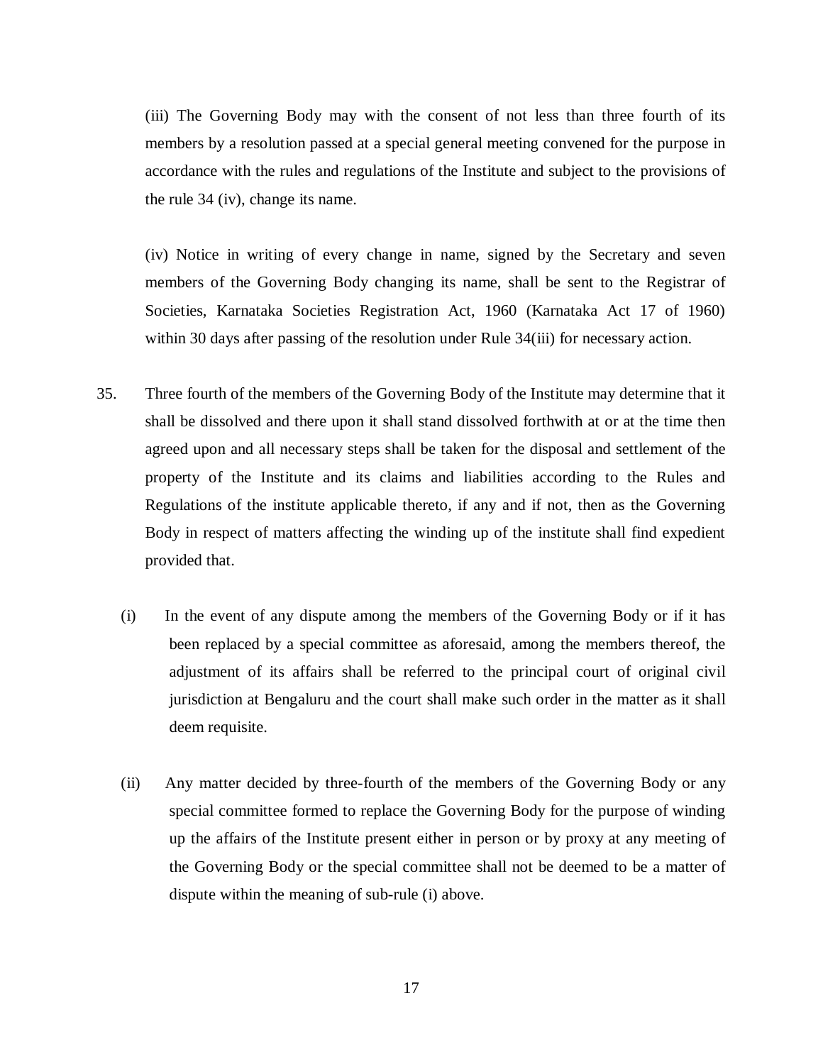(iii) The Governing Body may with the consent of not less than three fourth of its members by a resolution passed at a special general meeting convened for the purpose in accordance with the rules and regulations of the Institute and subject to the provisions of the rule 34 (iv), change its name.

(iv) Notice in writing of every change in name, signed by the Secretary and seven members of the Governing Body changing its name, shall be sent to the Registrar of Societies, Karnataka Societies Registration Act, 1960 (Karnataka Act 17 of 1960) within 30 days after passing of the resolution under Rule 34(iii) for necessary action.

35. Three fourth of the members of the Governing Body of the Institute may determine that it shall be dissolved and there upon it shall stand dissolved forthwith at or at the time then agreed upon and all necessary steps shall be taken for the disposal and settlement of the property of the Institute and its claims and liabilities according to the Rules and Regulations of the institute applicable thereto, if any and if not, then as the Governing Body in respect of matters affecting the winding up of the institute shall find expedient provided that.

(i) In the event of any dispute among the members of the Governing Body or if it has been replaced by a special committee as aforesaid, among the members thereof, the adjustment of its affairs shall be referred to the principal court of original civil jurisdiction at Bengaluru and the court shall make such order in the matter as it shall deem requisite.

(ii) Any matter decided by three-fourth of the members of the Governing Body or any special committee formed to replace the Governing Body for the purpose of winding up the affairs of the Institute present either in person or by proxy at any meeting of the Governing Body or the special committee shall not be deemed to be a matter of dispute within the meaning of sub-rule (i) above.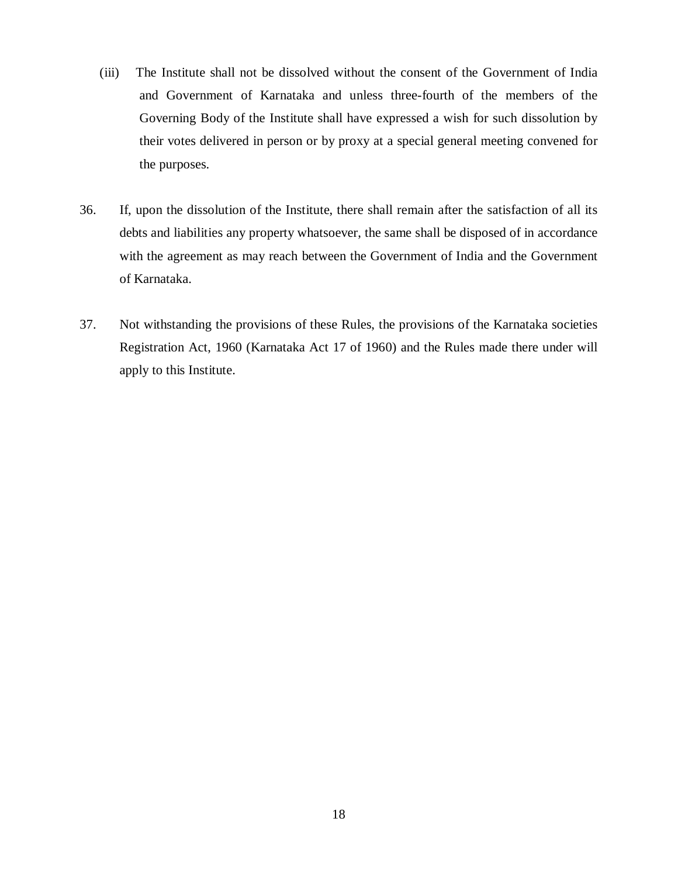(iii) The Institute shall not be dissolved without the consent of the Government of India and Government of Karnataka and unless three-fourth of the members of the Governing Body of the Institute shall have expressed a wish for such dissolution by their votes delivered in person or by proxy at a special general meeting convened for the purposes.

36. If, upon the dissolution of the Institute, there shall remain after the satisfaction of all its debts and liabilities any property whatsoever, the same shall be disposed of in accordance with the agreement as may reach between the Government of India and the Government of Karnataka.

37. Not withstanding the provisions of these Rules, the provisions of the Karnataka societies Registration Act, 1960 (Karnataka Act 17 of 1960) and the Rules made there under will apply to this Institute.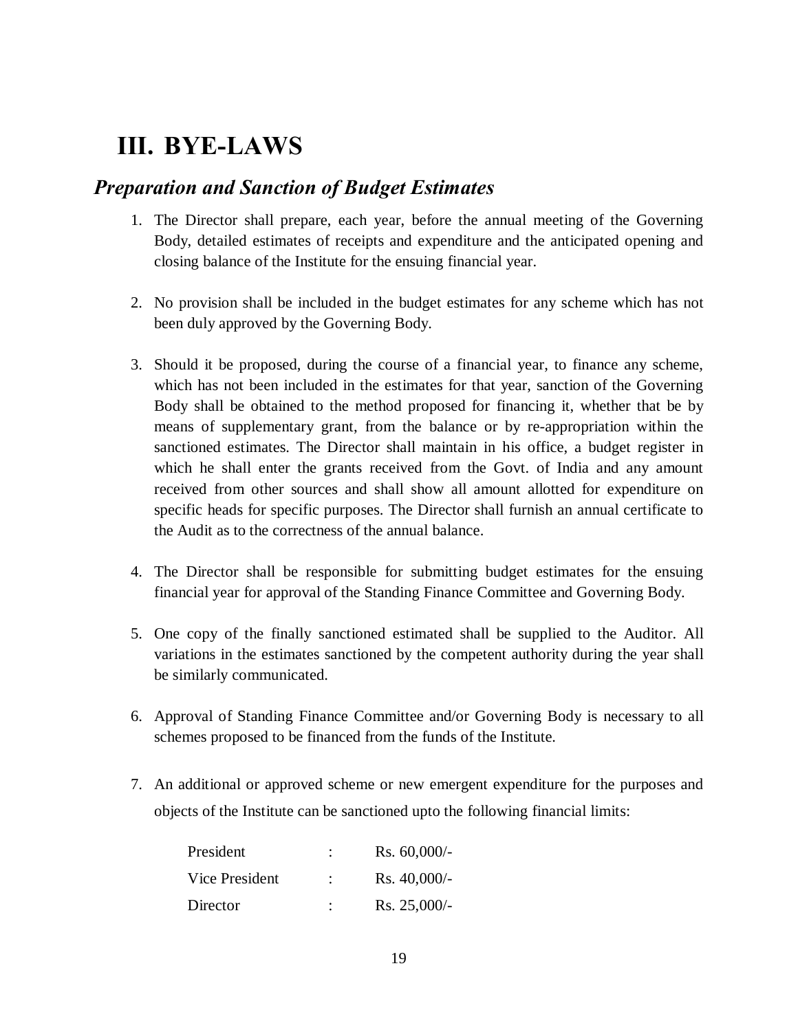# III. BYE-LAWS

## *Preparation and Sanction of Budget Estimates*

1. The Director shall prepare, each year, before the annual meeting of the Governing Body, detailed estimates of receipts and expenditure and the anticipated opening and closing balance of the Institute for the ensuing financial year.

2. No provision shall be included in the budget estimates for any scheme which has not been duly approved by the Governing Body.

3. Should it be proposed, during the course of a financial year, to finance any scheme, which has not been included in the estimates for that year, sanction of the Governing Body shall be obtained to the method proposed for financing it, whether that be by means of supplementary grant, from the balance or by re-appropriation within the sanctioned estimates. The Director shall maintain in his office, a budget register in which he shall enter the grants received from the Govt. of India and any amount received from other sources and shall show all amount allotted for expenditure on specific heads for specific purposes. The Director shall furnish an annual certificate to the Audit as to the correctness of the annual balance.

4. The Director shall be responsible for submitting budget estimates for the ensuing financial year for approval of the Standing Finance Committee and Governing Body.

5. One copy of the finally sanctioned estimated shall be supplied to the Auditor. All variations in the estimates sanctioned by the competent authority during the year shall be similarly communicated.

6. Approval of Standing Finance Committee and/or Governing Body is necessary to all schemes proposed to be financed from the funds of the Institute.

7. An additional or approved scheme or new emergent expenditure for the purposes and objects of the Institute can be sanctioned upto the following financial limits:

| | | |
|---|---|---|
| President | : | Rs. 60,000/- |
| Vice President | : | Rs. 40,000/- |
| Director | : | Rs. 25,000/- |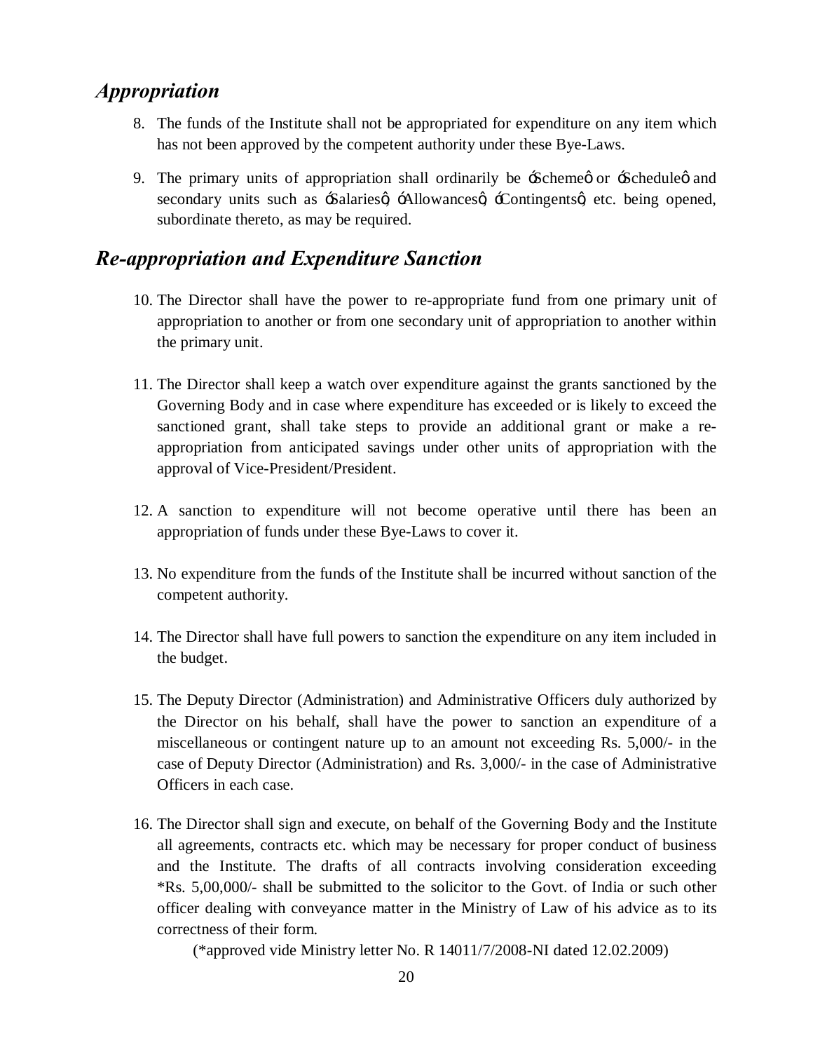## *Appropriation*

8. The funds of the Institute shall not be appropriated for expenditure on any item which has not been approved by the competent authority under these Bye-Laws.

9. The primary units of appropriation shall ordinarily be 'Scheme' or 'Schedule' and secondary units such as 'Salaries', 'Allowances', 'Contingents', etc. being opened, subordinate thereto, as may be required.

## *Re-appropriation and Expenditure Sanction*

10. The Director shall have the power to re-appropriate fund from one primary unit of appropriation to another or from one secondary unit of appropriation to another within the primary unit.

11. The Director shall keep a watch over expenditure against the grants sanctioned by the Governing Body and in case where expenditure has exceeded or is likely to exceed the sanctioned grant, shall take steps to provide an additional grant or make a re-appropriation from anticipated savings under other units of appropriation with the approval of Vice-President/President.

12. A sanction to expenditure will not become operative until there has been an appropriation of funds under these Bye-Laws to cover it.

13. No expenditure from the funds of the Institute shall be incurred without sanction of the competent authority.

14. The Director shall have full powers to sanction the expenditure on any item included in the budget.

15. The Deputy Director (Administration) and Administrative Officers duly authorized by the Director on his behalf, shall have the power to sanction an expenditure of a miscellaneous or contingent nature up to an amount not exceeding Rs. 5,000/- in the case of Deputy Director (Administration) and Rs. 3,000/- in the case of Administrative Officers in each case.

16. The Director shall sign and execute, on behalf of the Governing Body and the Institute all agreements, contracts etc. which may be necessary for proper conduct of business and the Institute. The drafts of all contracts involving consideration exceeding *Rs. 5,00,000/- shall be submitted to the solicitor to the Govt. of India or such other officer dealing with conveyance matter in the Ministry of Law of his advice as to its correctness of their form.

(*approved vide Ministry letter No. R 14011/7/2008-NI dated 12.02.2009)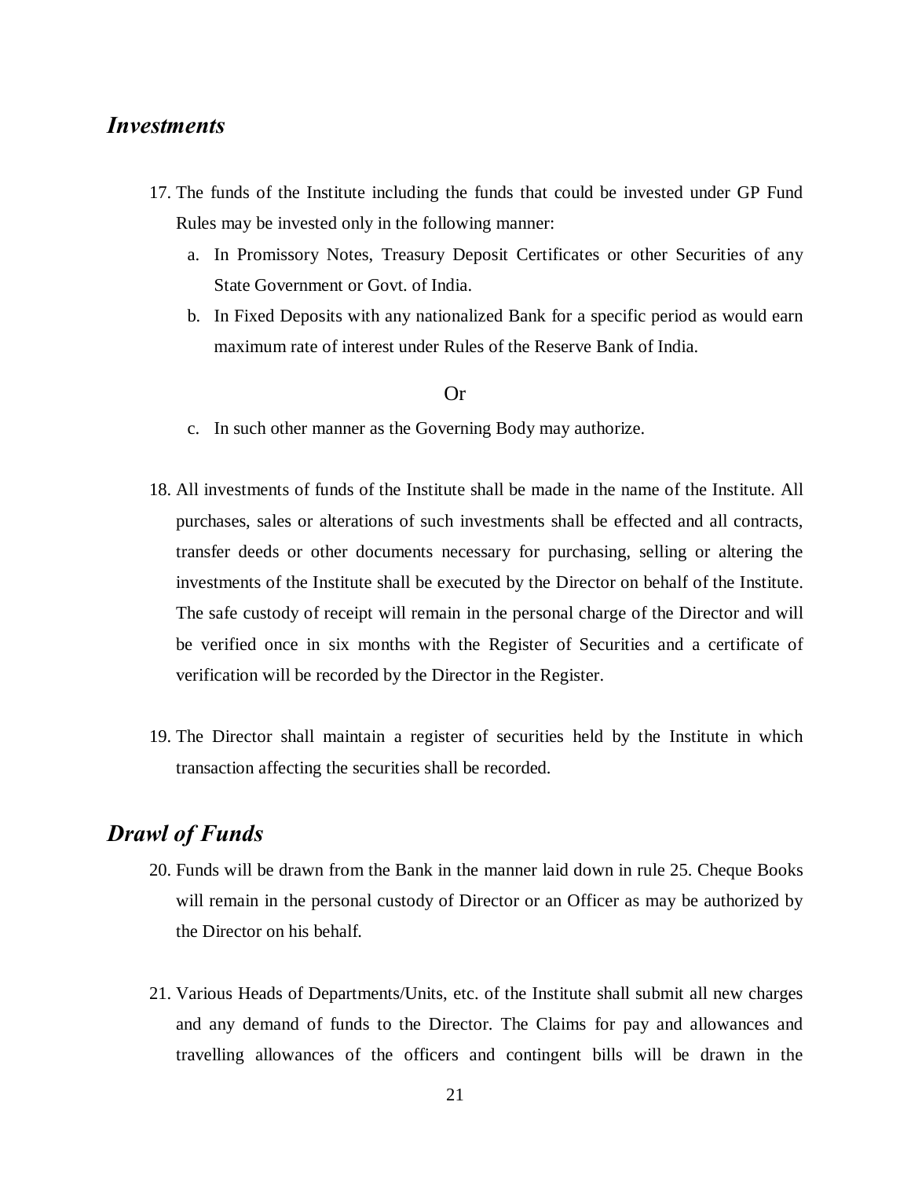## *Investments*

17. The funds of the Institute including the funds that could be invested under GP Fund Rules may be invested only in the following manner:
    a. In Promissory Notes, Treasury Deposit Certificates or other Securities of any State Government or Govt. of India.
    b. In Fixed Deposits with any nationalized Bank for a specific period as would earn maximum rate of interest under Rules of the Reserve Bank of India.

    Or

    c. In such other manner as the Governing Body may authorize.

18. All investments of funds of the Institute shall be made in the name of the Institute. All purchases, sales or alterations of such investments shall be effected and all contracts, transfer deeds or other documents necessary for purchasing, selling or altering the investments of the Institute shall be executed by the Director on behalf of the Institute. The safe custody of receipt will remain in the personal charge of the Director and will be verified once in six months with the Register of Securities and a certificate of verification will be recorded by the Director in the Register.

19. The Director shall maintain a register of securities held by the Institute in which transaction affecting the securities shall be recorded.

## *Drawl of Funds*

20. Funds will be drawn from the Bank in the manner laid down in rule 25. Cheque Books will remain in the personal custody of Director or an Officer as may be authorized by the Director on his behalf.

21. Various Heads of Departments/Units, etc. of the Institute shall submit all new charges and any demand of funds to the Director. The Claims for pay and allowances and travelling allowances of the officers and contingent bills will be drawn in the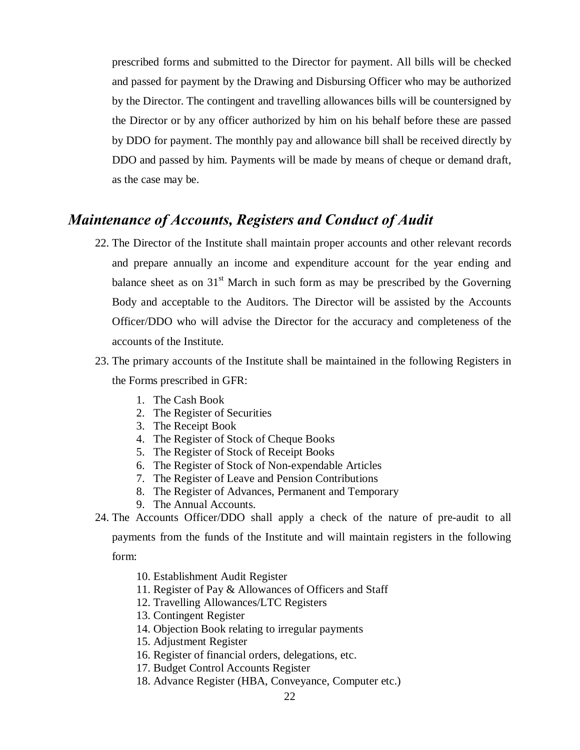prescribed forms and submitted to the Director for payment. All bills will be checked and passed for payment by the Drawing and Disbursing Officer who may be authorized by the Director. The contingent and travelling allowances bills will be countersigned by the Director or by any officer authorized by him on his behalf before these are passed by DDO for payment. The monthly pay and allowance bill shall be received directly by DDO and passed by him. Payments will be made by means of cheque or demand draft, as the case may be.

## *Maintenance of Accounts, Registers and Conduct of Audit*

22. The Director of the Institute shall maintain proper accounts and other relevant records and prepare annually an income and expenditure account for the year ending and balance sheet as on 31st March in such form as may be prescribed by the Governing Body and acceptable to the Auditors. The Director will be assisted by the Accounts Officer/DDO who will advise the Director for the accuracy and completeness of the accounts of the Institute.

23. The primary accounts of the Institute shall be maintained in the following Registers in the Forms prescribed in GFR:

    1. The Cash Book
    2. The Register of Securities
    3. The Receipt Book
    4. The Register of Stock of Cheque Books
    5. The Register of Stock of Receipt Books
    6. The Register of Stock of Non-expendable Articles
    7. The Register of Leave and Pension Contributions
    8. The Register of Advances, Permanent and Temporary
    9. The Annual Accounts.

24. The Accounts Officer/DDO shall apply a check of the nature of pre-audit to all payments from the funds of the Institute and will maintain registers in the following form:

    10. Establishment Audit Register
    11. Register of Pay & Allowances of Officers and Staff
    12. Travelling Allowances/LTC Registers
    13. Contingent Register
    14. Objection Book relating to irregular payments
    15. Adjustment Register
    16. Register of financial orders, delegations, etc.
    17. Budget Control Accounts Register
    18. Advance Register (HBA, Conveyance, Computer etc.)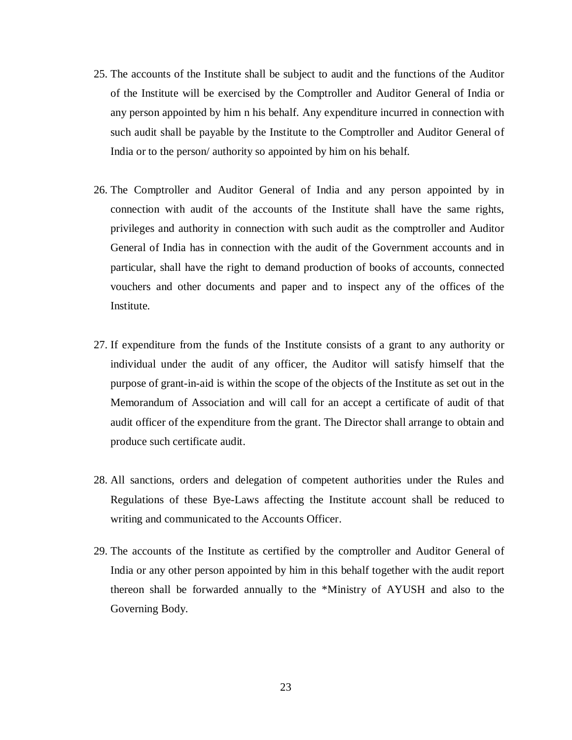25. The accounts of the Institute shall be subject to audit and the functions of the Auditor of the Institute will be exercised by the Comptroller and Auditor General of India or any person appointed by him n his behalf. Any expenditure incurred in connection with such audit shall be payable by the Institute to the Comptroller and Auditor General of India or to the person/ authority so appointed by him on his behalf.

26. The Comptroller and Auditor General of India and any person appointed by in connection with audit of the accounts of the Institute shall have the same rights, privileges and authority in connection with such audit as the comptroller and Auditor General of India has in connection with the audit of the Government accounts and in particular, shall have the right to demand production of books of accounts, connected vouchers and other documents and paper and to inspect any of the offices of the Institute.

27. If expenditure from the funds of the Institute consists of a grant to any authority or individual under the audit of any officer, the Auditor will satisfy himself that the purpose of grant-in-aid is within the scope of the objects of the Institute as set out in the Memorandum of Association and will call for an accept a certificate of audit of that audit officer of the expenditure from the grant. The Director shall arrange to obtain and produce such certificate audit.

28. All sanctions, orders and delegation of competent authorities under the Rules and Regulations of these Bye-Laws affecting the Institute account shall be reduced to writing and communicated to the Accounts Officer.

29. The accounts of the Institute as certified by the comptroller and Auditor General of India or any other person appointed by him in this behalf together with the audit report thereon shall be forwarded annually to the *Ministry of AYUSH and also to the Governing Body.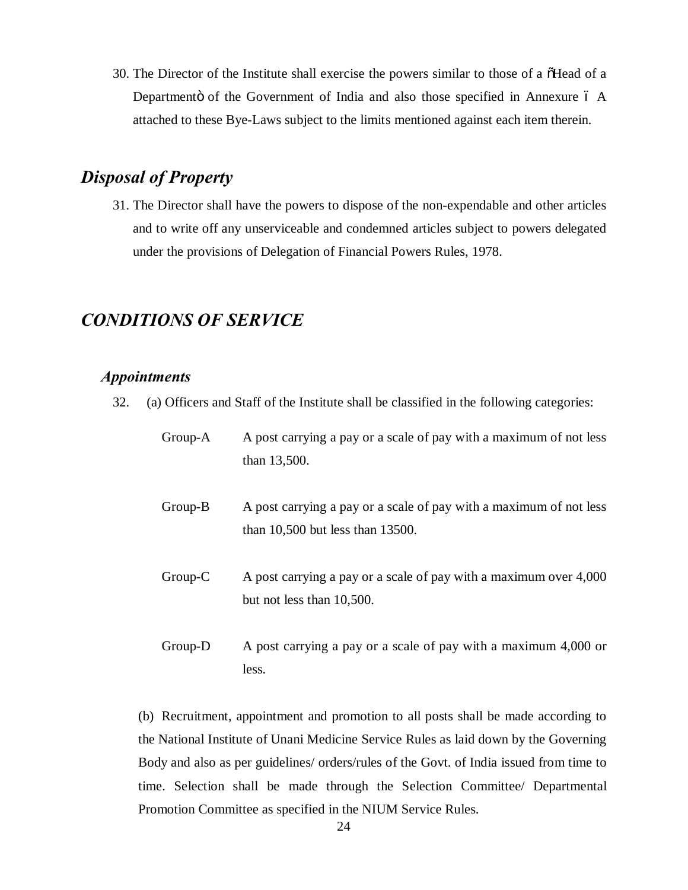30. The Director of the Institute shall exercise the powers similar to those of a "Head of a Department" of the Government of India and also those specified in Annexure – A attached to these Bye-Laws subject to the limits mentioned against each item therein.

## *Disposal of Property*

31. The Director shall have the powers to dispose of the non-expendable and other articles and to write off any unserviceable and condemned articles subject to powers delegated under the provisions of Delegation of Financial Powers Rules, 1978.

## *CONDITIONS OF SERVICE*

### *Appointments*

32. (a) Officers and Staff of the Institute shall be classified in the following categories:

| | |
|---|---|
| Group-A | A post carrying a pay or a scale of pay with a maximum of not less than 13,500. |
| Group-B | A post carrying a pay or a scale of pay with a maximum of not less than 10,500 but less than 13500. |
| Group-C | A post carrying a pay or a scale of pay with a maximum over 4,000 but not less than 10,500. |
| Group-D | A post carrying a pay or a scale of pay with a maximum 4,000 or less. |

(b) Recruitment, appointment and promotion to all posts shall be made according to the National Institute of Unani Medicine Service Rules as laid down by the Governing Body and also as per guidelines/ orders/rules of the Govt. of India issued from time to time. Selection shall be made through the Selection Committee/ Departmental Promotion Committee as specified in the NIUM Service Rules.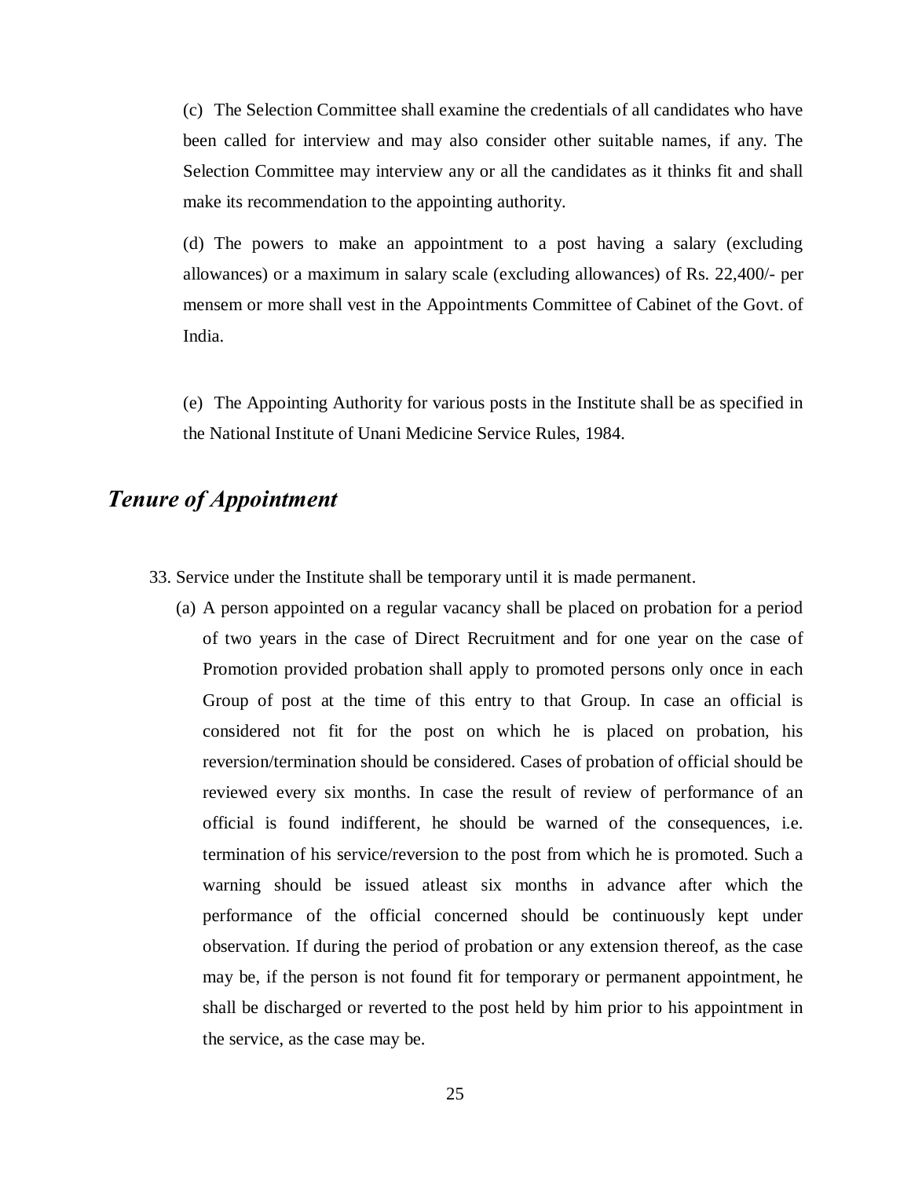(c) The Selection Committee shall examine the credentials of all candidates who have been called for interview and may also consider other suitable names, if any. The Selection Committee may interview any or all the candidates as it thinks fit and shall make its recommendation to the appointing authority.

(d) The powers to make an appointment to a post having a salary (excluding allowances) or a maximum in salary scale (excluding allowances) of Rs. 22,400/- per mensem or more shall vest in the Appointments Committee of Cabinet of the Govt. of India.

(e) The Appointing Authority for various posts in the Institute shall be as specified in the National Institute of Unani Medicine Service Rules, 1984.

## *Tenure of Appointment*

33. Service under the Institute shall be temporary until it is made permanent.

(a) A person appointed on a regular vacancy shall be placed on probation for a period of two years in the case of Direct Recruitment and for one year on the case of Promotion provided probation shall apply to promoted persons only once in each Group of post at the time of this entry to that Group. In case an official is considered not fit for the post on which he is placed on probation, his reversion/termination should be considered. Cases of probation of official should be reviewed every six months. In case the result of review of performance of an official is found indifferent, he should be warned of the consequences, i.e. termination of his service/reversion to the post from which he is promoted. Such a warning should be issued atleast six months in advance after which the performance of the official concerned should be continuously kept under observation. If during the period of probation or any extension thereof, as the case may be, if the person is not found fit for temporary or permanent appointment, he shall be discharged or reverted to the post held by him prior to his appointment in the service, as the case may be.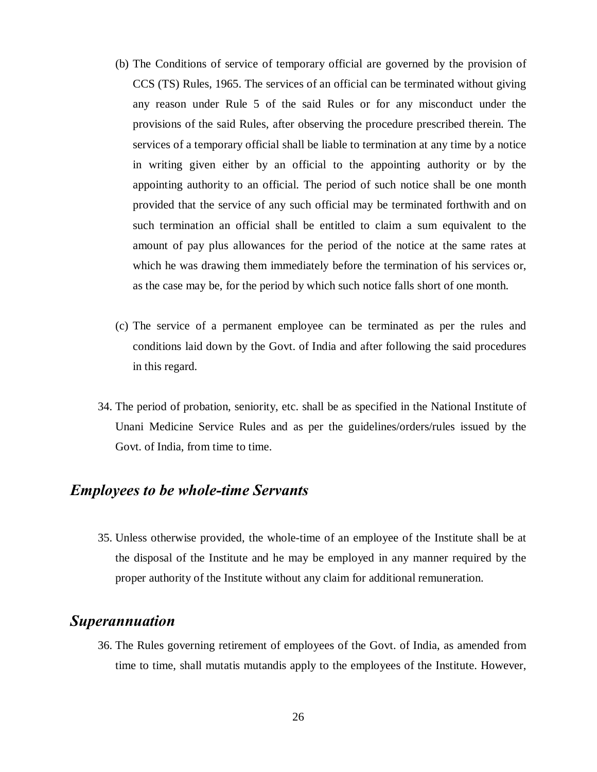(b) The Conditions of service of temporary official are governed by the provision of CCS (TS) Rules, 1965. The services of an official can be terminated without giving any reason under Rule 5 of the said Rules or for any misconduct under the provisions of the said Rules, after observing the procedure prescribed therein. The services of a temporary official shall be liable to termination at any time by a notice in writing given either by an official to the appointing authority or by the appointing authority to an official. The period of such notice shall be one month provided that the service of any such official may be terminated forthwith and on such termination an official shall be entitled to claim a sum equivalent to the amount of pay plus allowances for the period of the notice at the same rates at which he was drawing them immediately before the termination of his services or, as the case may be, for the period by which such notice falls short of one month.

(c) The service of a permanent employee can be terminated as per the rules and conditions laid down by the Govt. of India and after following the said procedures in this regard.

34. The period of probation, seniority, etc. shall be as specified in the National Institute of Unani Medicine Service Rules and as per the guidelines/orders/rules issued by the Govt. of India, from time to time.

## *Employees to be whole-time Servants*

35. Unless otherwise provided, the whole-time of an employee of the Institute shall be at the disposal of the Institute and he may be employed in any manner required by the proper authority of the Institute without any claim for additional remuneration.

## *Superannuation*

36. The Rules governing retirement of employees of the Govt. of India, as amended from time to time, shall mutatis mutandis apply to the employees of the Institute. However,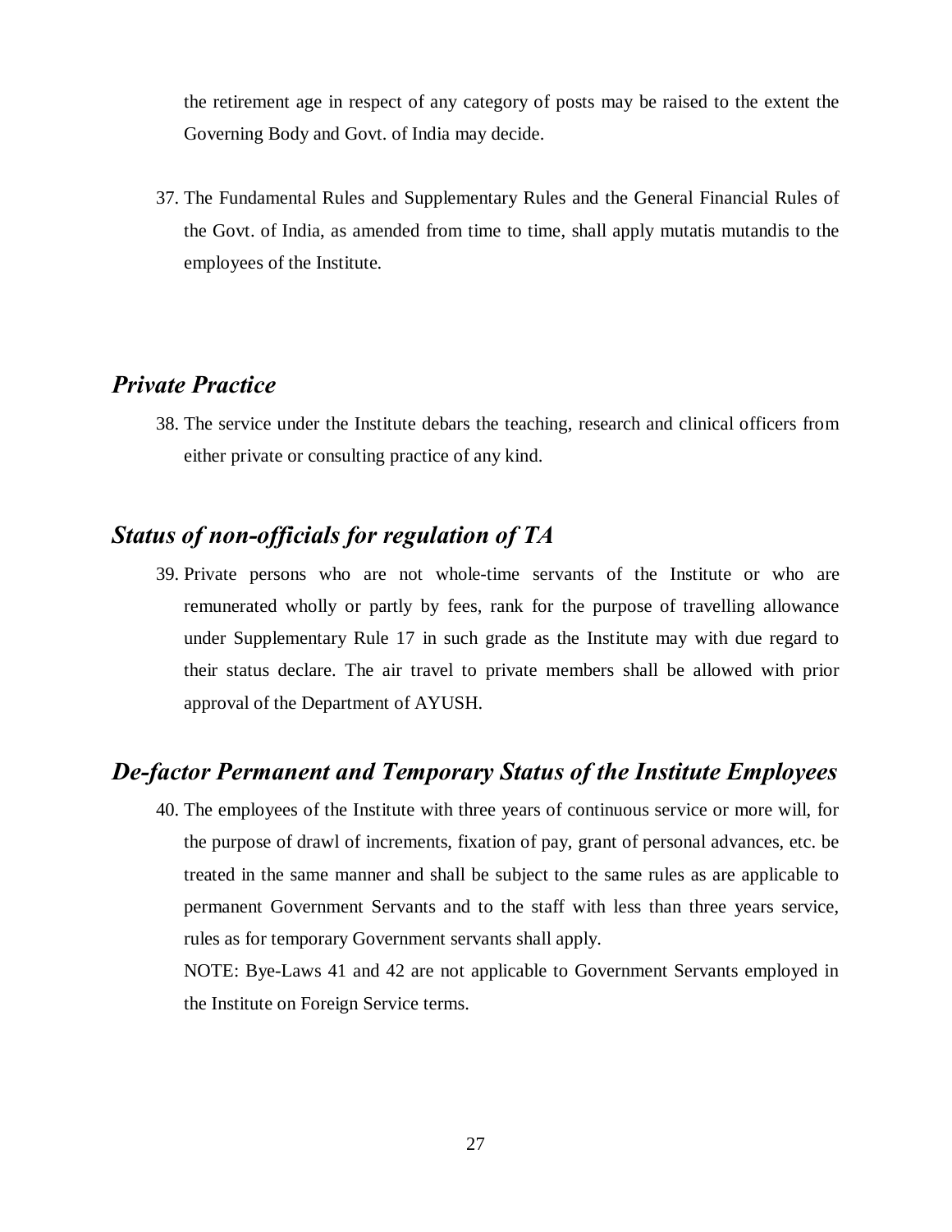the retirement age in respect of any category of posts may be raised to the extent the Governing Body and Govt. of India may decide.

37. The Fundamental Rules and Supplementary Rules and the General Financial Rules of the Govt. of India, as amended from time to time, shall apply mutatis mutandis to the employees of the Institute.

## *Private Practice*

38. The service under the Institute debars the teaching, research and clinical officers from either private or consulting practice of any kind.

## *Status of non-officials for regulation of TA*

39. Private persons who are not whole-time servants of the Institute or who are remunerated wholly or partly by fees, rank for the purpose of travelling allowance under Supplementary Rule 17 in such grade as the Institute may with due regard to their status declare. The air travel to private members shall be allowed with prior approval of the Department of AYUSH.

## *De-factor Permanent and Temporary Status of the Institute Employees*

40. The employees of the Institute with three years of continuous service or more will, for the purpose of drawl of increments, fixation of pay, grant of personal advances, etc. be treated in the same manner and shall be subject to the same rules as are applicable to permanent Government Servants and to the staff with less than three years service, rules as for temporary Government servants shall apply.

    NOTE: Bye-Laws 41 and 42 are not applicable to Government Servants employed in the Institute on Foreign Service terms.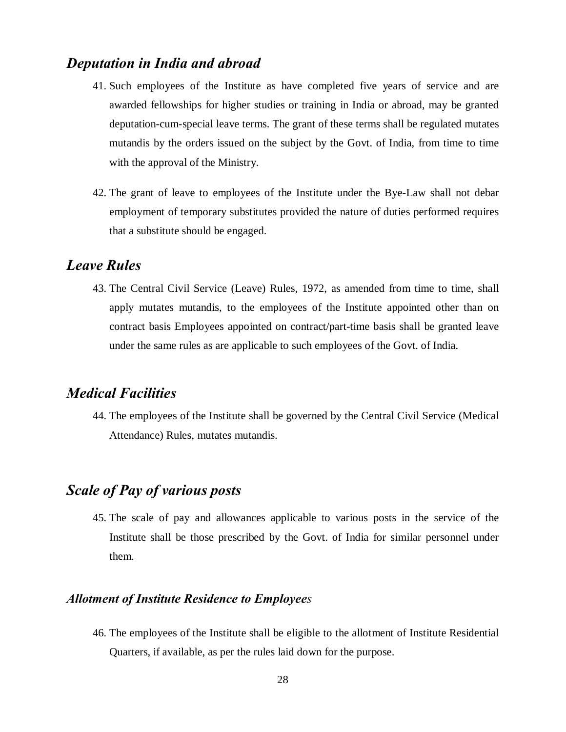## *Deputation in India and abroad*

41. Such employees of the Institute as have completed five years of service and are awarded fellowships for higher studies or training in India or abroad, may be granted deputation-cum-special leave terms. The grant of these terms shall be regulated mutates mutandis by the orders issued on the subject by the Govt. of India, from time to time with the approval of the Ministry.

42. The grant of leave to employees of the Institute under the Bye-Law shall not debar employment of temporary substitutes provided the nature of duties performed requires that a substitute should be engaged.

## *Leave Rules*

43. The Central Civil Service (Leave) Rules, 1972, as amended from time to time, shall apply mutates mutandis, to the employees of the Institute appointed other than on contract basis Employees appointed on contract/part-time basis shall be granted leave under the same rules as are applicable to such employees of the Govt. of India.

## *Medical Facilities*

44. The employees of the Institute shall be governed by the Central Civil Service (Medical Attendance) Rules, mutates mutandis.

## *Scale of Pay of various posts*

45. The scale of pay and allowances applicable to various posts in the service of the Institute shall be those prescribed by the Govt. of India for similar personnel under them.

### *Allotment of Institute Residence to Employees*

46. The employees of the Institute shall be eligible to the allotment of Institute Residential Quarters, if available, as per the rules laid down for the purpose.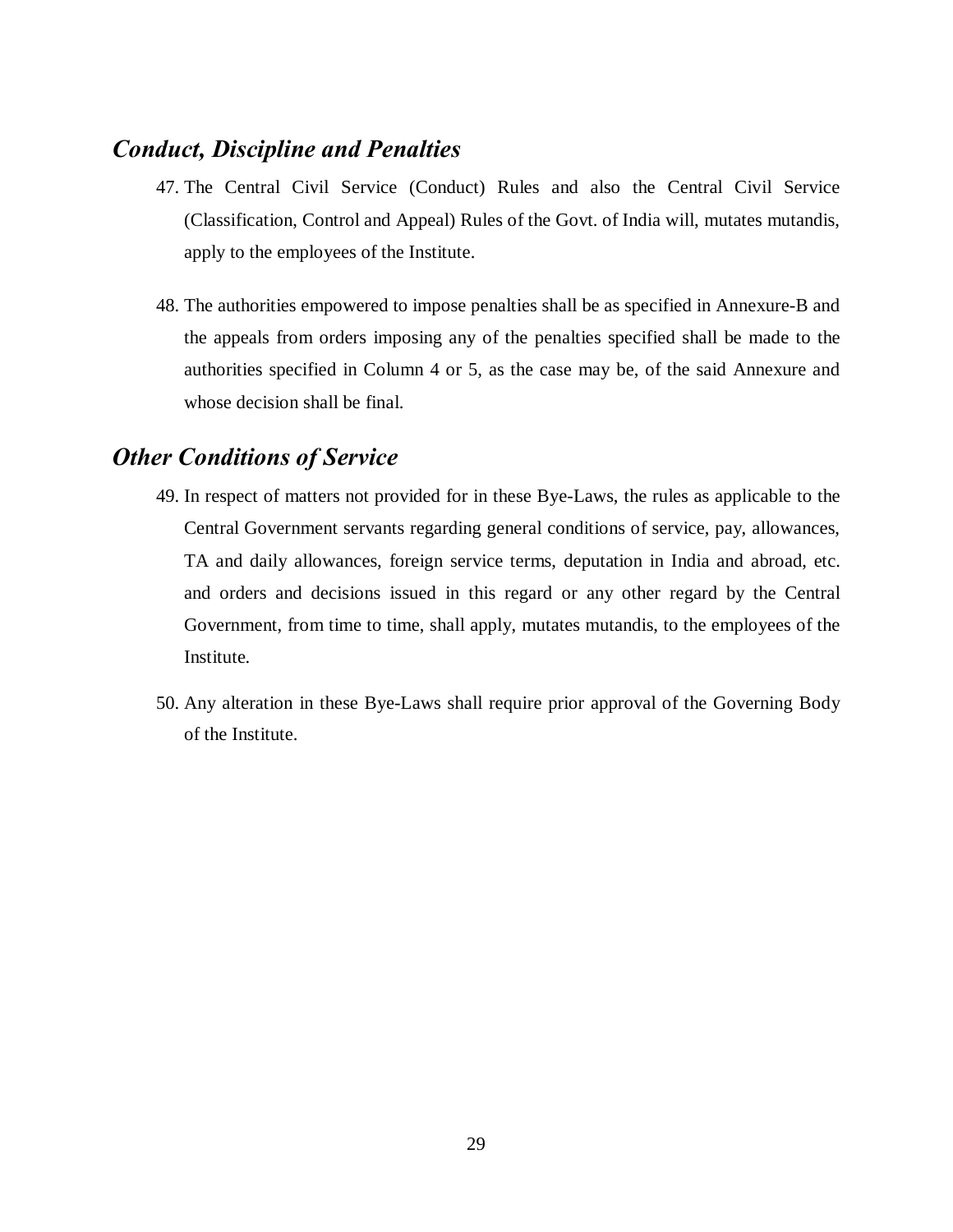## *Conduct, Discipline and Penalties*

47. The Central Civil Service (Conduct) Rules and also the Central Civil Service (Classification, Control and Appeal) Rules of the Govt. of India will, mutates mutandis, apply to the employees of the Institute.

48. The authorities empowered to impose penalties shall be as specified in Annexure-B and the appeals from orders imposing any of the penalties specified shall be made to the authorities specified in Column 4 or 5, as the case may be, of the said Annexure and whose decision shall be final.

## *Other Conditions of Service*

49. In respect of matters not provided for in these Bye-Laws, the rules as applicable to the Central Government servants regarding general conditions of service, pay, allowances, TA and daily allowances, foreign service terms, deputation in India and abroad, etc. and orders and decisions issued in this regard or any other regard by the Central Government, from time to time, shall apply, mutates mutandis, to the employees of the Institute.

50. Any alteration in these Bye-Laws shall require prior approval of the Governing Body of the Institute.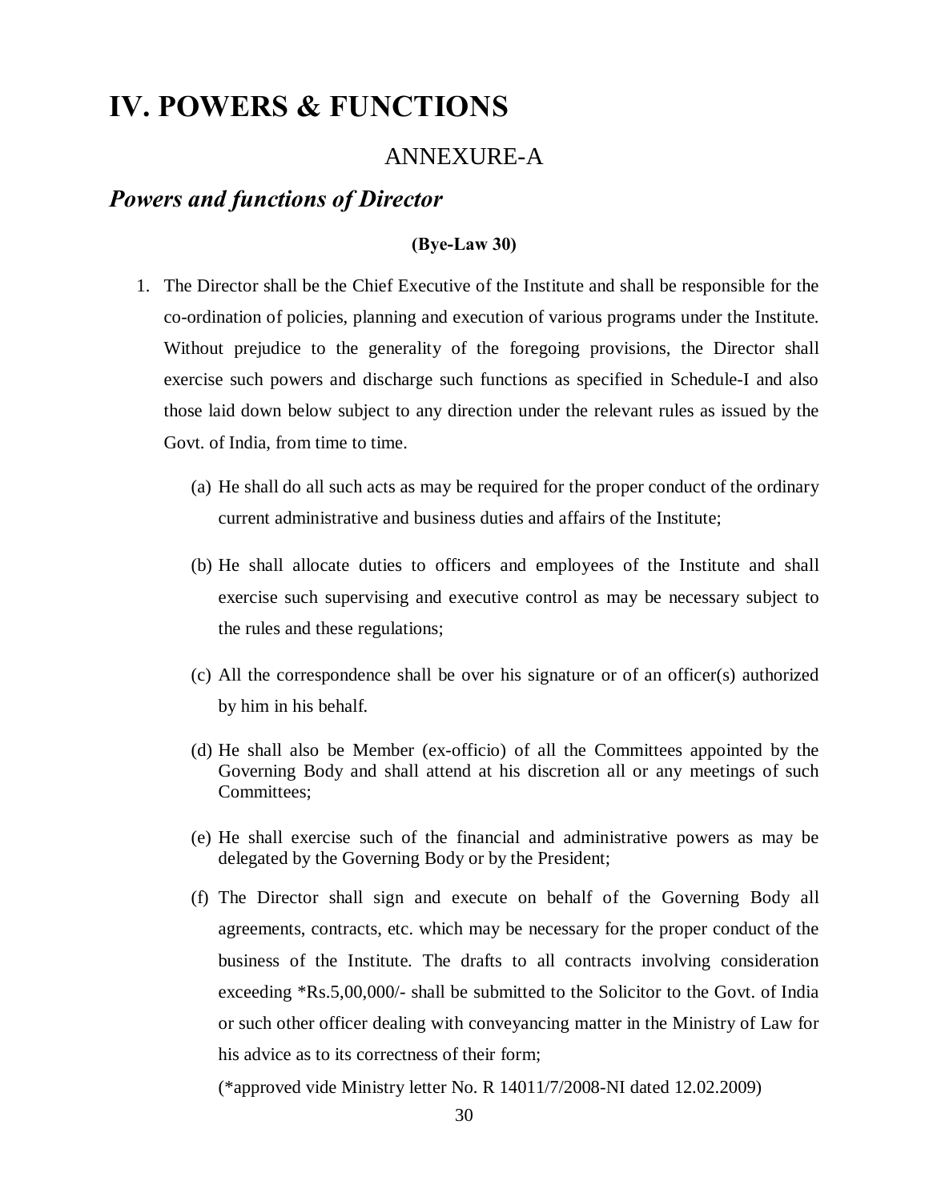# IV. POWERS & FUNCTIONS

## ANNEXURE-A

### *Powers and functions of Director*

**(Bye-Law 30)**

1. The Director shall be the Chief Executive of the Institute and shall be responsible for the co-ordination of policies, planning and execution of various programs under the Institute. Without prejudice to the generality of the foregoing provisions, the Director shall exercise such powers and discharge such functions as specified in Schedule-I and also those laid down below subject to any direction under the relevant rules as issued by the Govt. of India, from time to time.

   (a) He shall do all such acts as may be required for the proper conduct of the ordinary current administrative and business duties and affairs of the Institute;

   (b) He shall allocate duties to officers and employees of the Institute and shall exercise such supervising and executive control as may be necessary subject to the rules and these regulations;

   (c) All the correspondence shall be over his signature or of an officer(s) authorized by him in his behalf.

   (d) He shall also be Member (ex-officio) of all the Committees appointed by the Governing Body and shall attend at his discretion all or any meetings of such Committees;

   (e) He shall exercise such of the financial and administrative powers as may be delegated by the Governing Body or by the President;

   (f) The Director shall sign and execute on behalf of the Governing Body all agreements, contracts, etc. which may be necessary for the proper conduct of the business of the Institute. The drafts to all contracts involving consideration exceeding *Rs.5,00,000/- shall be submitted to the Solicitor to the Govt. of India or such other officer dealing with conveyancing matter in the Ministry of Law for his advice as to its correctness of their form;

   (*approved vide Ministry letter No. R 14011/7/2008-NI dated 12.02.2009)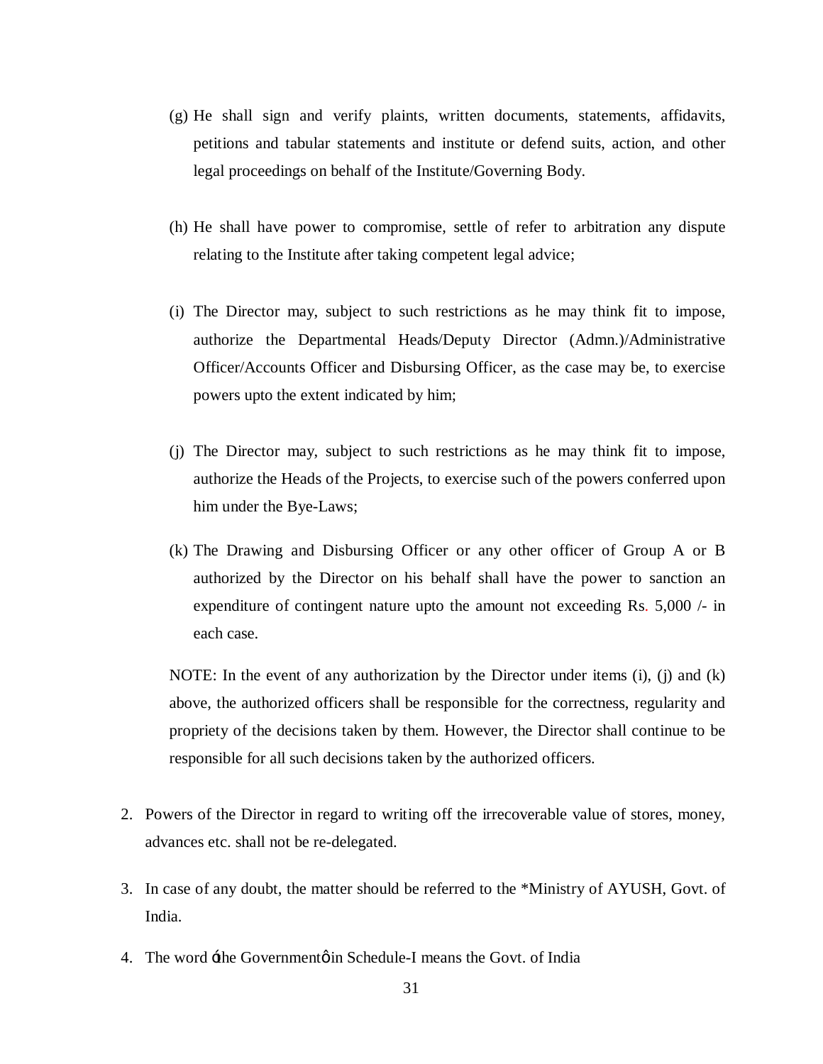(g) He shall sign and verify plaints, written documents, statements, affidavits, petitions and tabular statements and institute or defend suits, action, and other legal proceedings on behalf of the Institute/Governing Body.

(h) He shall have power to compromise, settle of refer to arbitration any dispute relating to the Institute after taking competent legal advice;

(i) The Director may, subject to such restrictions as he may think fit to impose, authorize the Departmental Heads/Deputy Director (Admn.)/Administrative Officer/Accounts Officer and Disbursing Officer, as the case may be, to exercise powers upto the extent indicated by him;

(j) The Director may, subject to such restrictions as he may think fit to impose, authorize the Heads of the Projects, to exercise such of the powers conferred upon him under the Bye-Laws;

(k) The Drawing and Disbursing Officer or any other officer of Group A or B authorized by the Director on his behalf shall have the power to sanction an expenditure of contingent nature upto the amount not exceeding Rs. 5,000 /- in each case.

NOTE: In the event of any authorization by the Director under items (i), (j) and (k) above, the authorized officers shall be responsible for the correctness, regularity and propriety of the decisions taken by them. However, the Director shall continue to be responsible for all such decisions taken by the authorized officers.

2. Powers of the Director in regard to writing off the irrecoverable value of stores, money, advances etc. shall not be re-delegated.

3. In case of any doubt, the matter should be referred to the *Ministry of AYUSH, Govt. of India.

4. The word 'the Government' in Schedule-I means the Govt. of India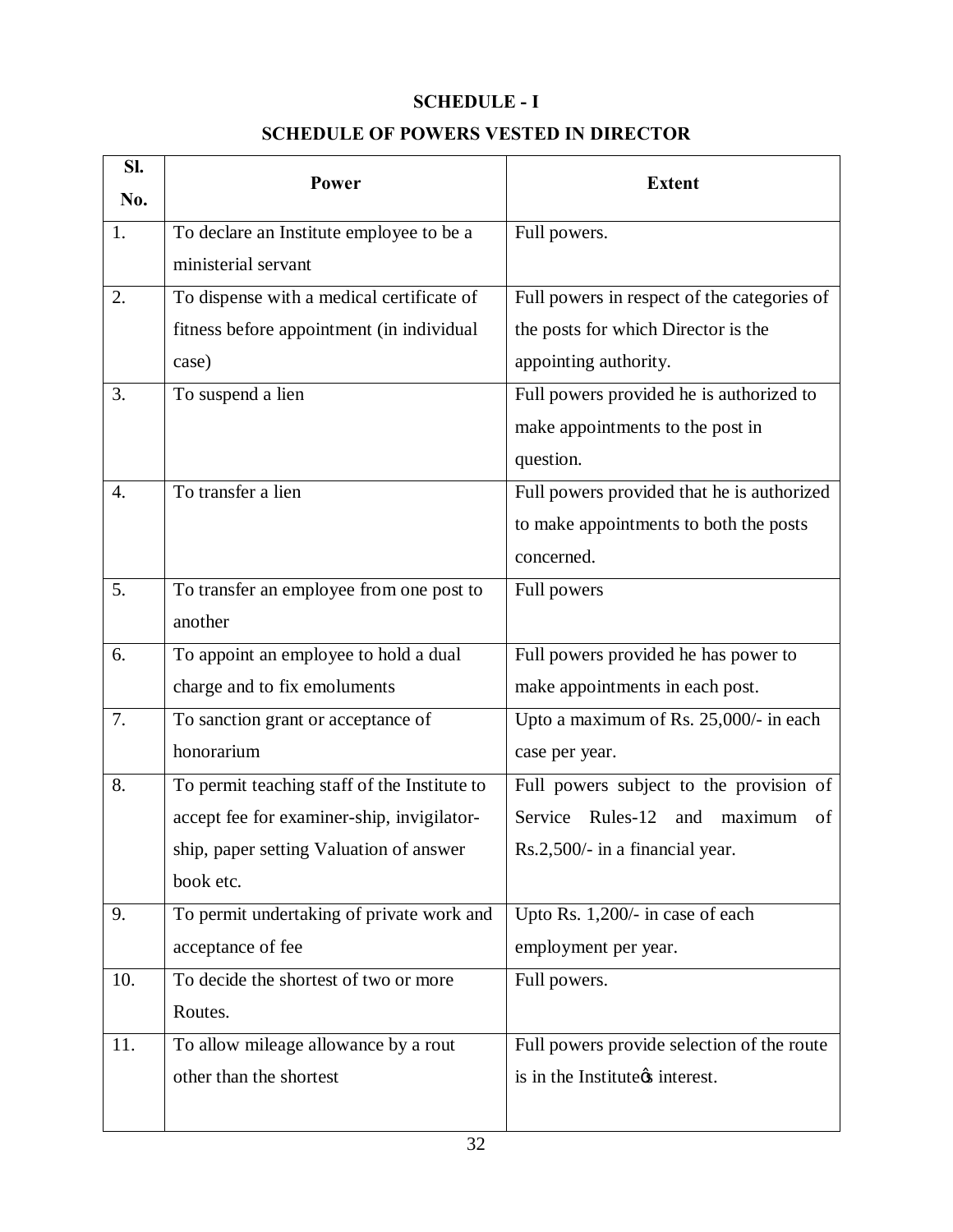## SCHEDULE - I

## SCHEDULE OF POWERS VESTED IN DIRECTOR

| Sl. No. | Power | Extent |
|---|---|---|
| 1. | To declare an Institute employee to be a ministerial servant | Full powers. |
| 2. | To dispense with a medical certificate of fitness before appointment (in individual case) | Full powers in respect of the categories of the posts for which Director is the appointing authority. |
| 3. | To suspend a lien | Full powers provided he is authorized to make appointments to the post in question. |
| 4. | To transfer a lien | Full powers provided that he is authorized to make appointments to both the posts concerned. |
| 5. | To transfer an employee from one post to another | Full powers |
| 6. | To appoint an employee to hold a dual charge and to fix emoluments | Full powers provided he has power to make appointments in each post. |
| 7. | To sanction grant or acceptance of honorarium | Upto a maximum of Rs. 25,000/- in each case per year. |
| 8. | To permit teaching staff of the Institute to accept fee for examiner-ship, invigilator-ship, paper setting Valuation of answer book etc. | Full powers subject to the provision of Service Rules-12 and maximum of Rs.2,500/- in a financial year. |
| 9. | To permit undertaking of private work and acceptance of fee | Upto Rs. 1,200/- in case of each employment per year. |
| 10. | To decide the shortest of two or more Routes. | Full powers. |
| 11. | To allow mileage allowance by a rout other than the shortest | Full powers provide selection of the route is in the Institute's interest. |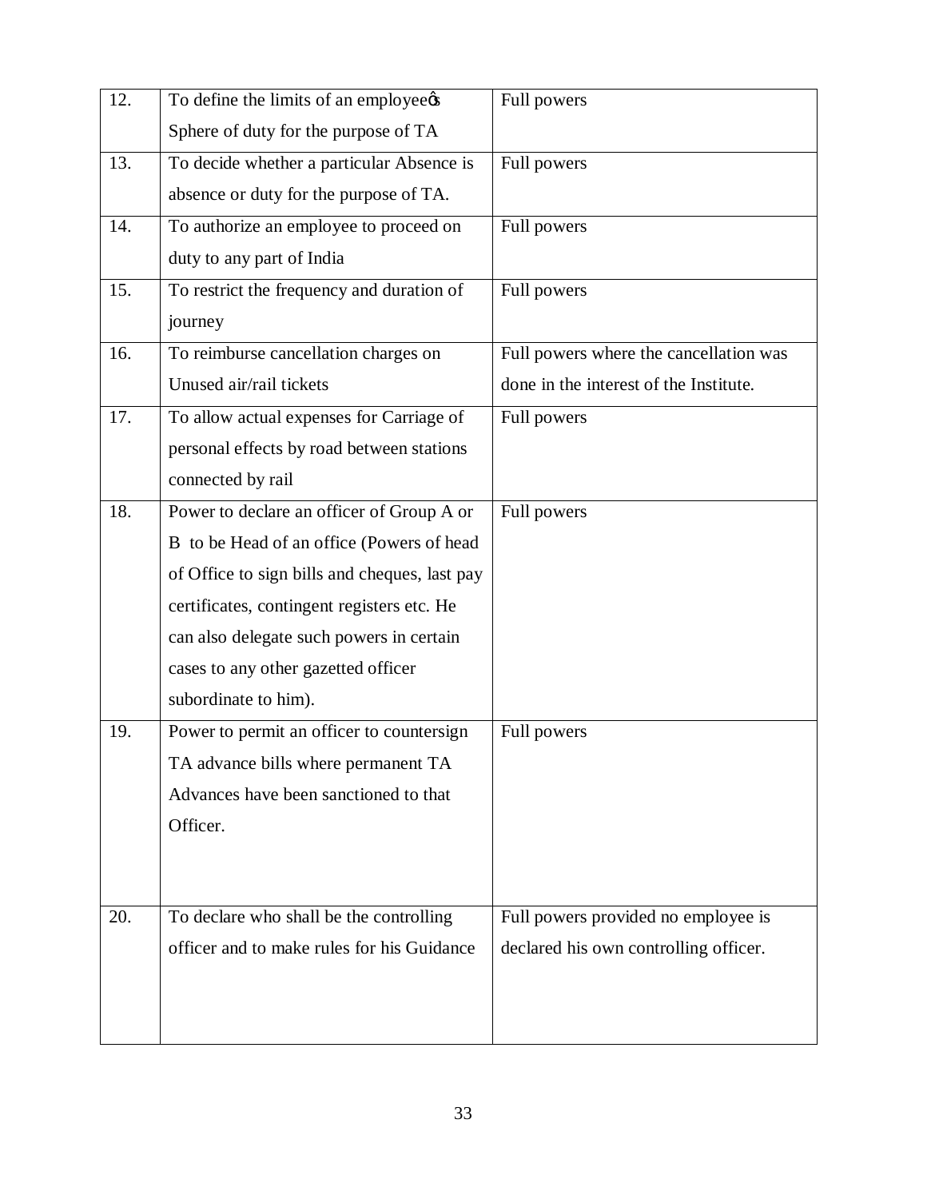| 12. | To define the limits of an employeeøs Sphere of duty for the purpose of TA | Full powers |
|---|---|---|
| 13. | To decide whether a particular Absence is absence or duty for the purpose of TA. | Full powers |
| 14. | To authorize an employee to proceed on duty to any part of India | Full powers |
| 15. | To restrict the frequency and duration of journey | Full powers |
| 16. | To reimburse cancellation charges on Unused air/rail tickets | Full powers where the cancellation was done in the interest of the Institute. |
| 17. | To allow actual expenses for Carriage of personal effects by road between stations connected by rail | Full powers |
| 18. | Power to declare an officer of Group A or B to be Head of an office (Powers of head of Office to sign bills and cheques, last pay certificates, contingent registers etc. He can also delegate such powers in certain cases to any other gazetted officer subordinate to him). | Full powers |
| 19. | Power to permit an officer to countersign TA advance bills where permanent TA Advances have been sanctioned to that Officer. | Full powers |
| 20. | To declare who shall be the controlling officer and to make rules for his Guidance | Full powers provided no employee is declared his own controlling officer. |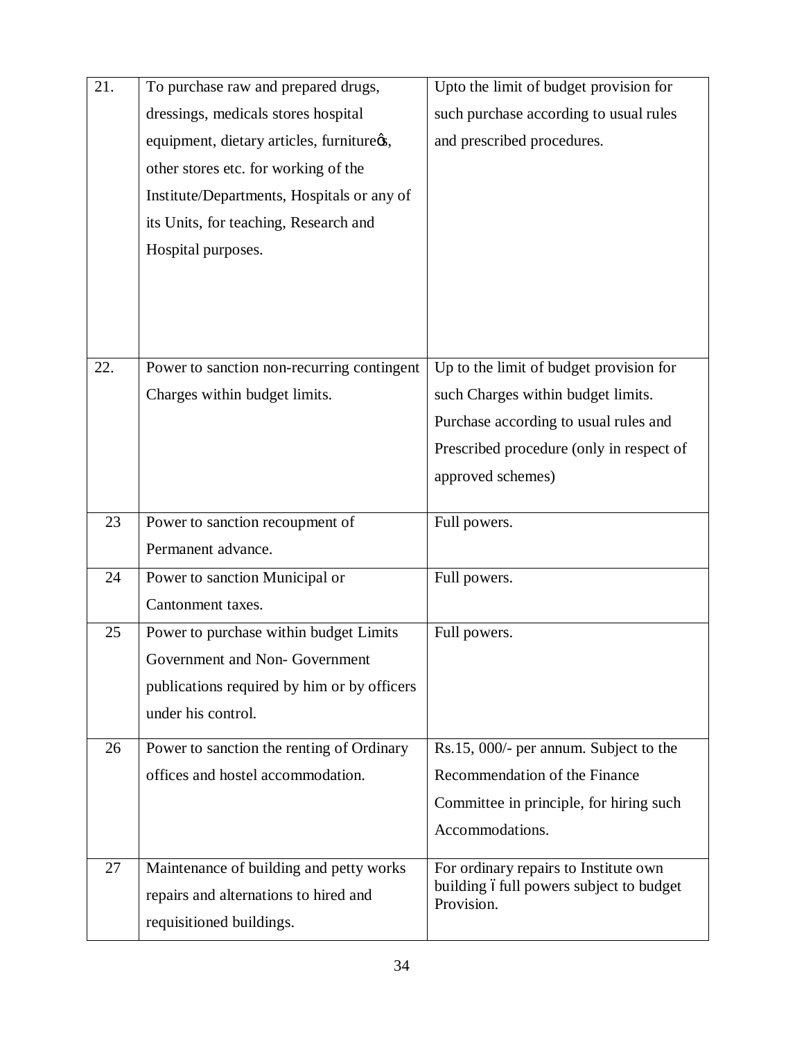| | | |
|---|---|---|
| 21. | To purchase raw and prepared drugs, dressings, medicals stores hospital equipment, dietary articles, furnitureõs, other stores etc. for working of the Institute/Departments, Hospitals or any of its Units, for teaching, Research and Hospital purposes. | Upto the limit of budget provision for such purchase according to usual rules and prescribed procedures. |
| 22. | Power to sanction non-recurring contingent Charges within budget limits. | Up to the limit of budget provision for such Charges within budget limits. Purchase according to usual rules and Prescribed procedure (only in respect of approved schemes) |
| 23 | Power to sanction recoupment of Permanent advance. | Full powers. |
| 24 | Power to sanction Municipal or Cantonment taxes. | Full powers. |
| 25 | Power to purchase within budget Limits Government and Non- Government publications required by him or by officers under his control. | Full powers. |
| 26 | Power to sanction the renting of Ordinary offices and hostel accommodation. | Rs.15, 000/- per annum. Subject to the Recommendation of the Finance Committee in principle, for hiring such Accommodations. |
| 27 | Maintenance of building and petty works repairs and alternations to hired and requisitioned buildings. | For ordinary repairs to Institute own building ó full powers subject to budget Provision. |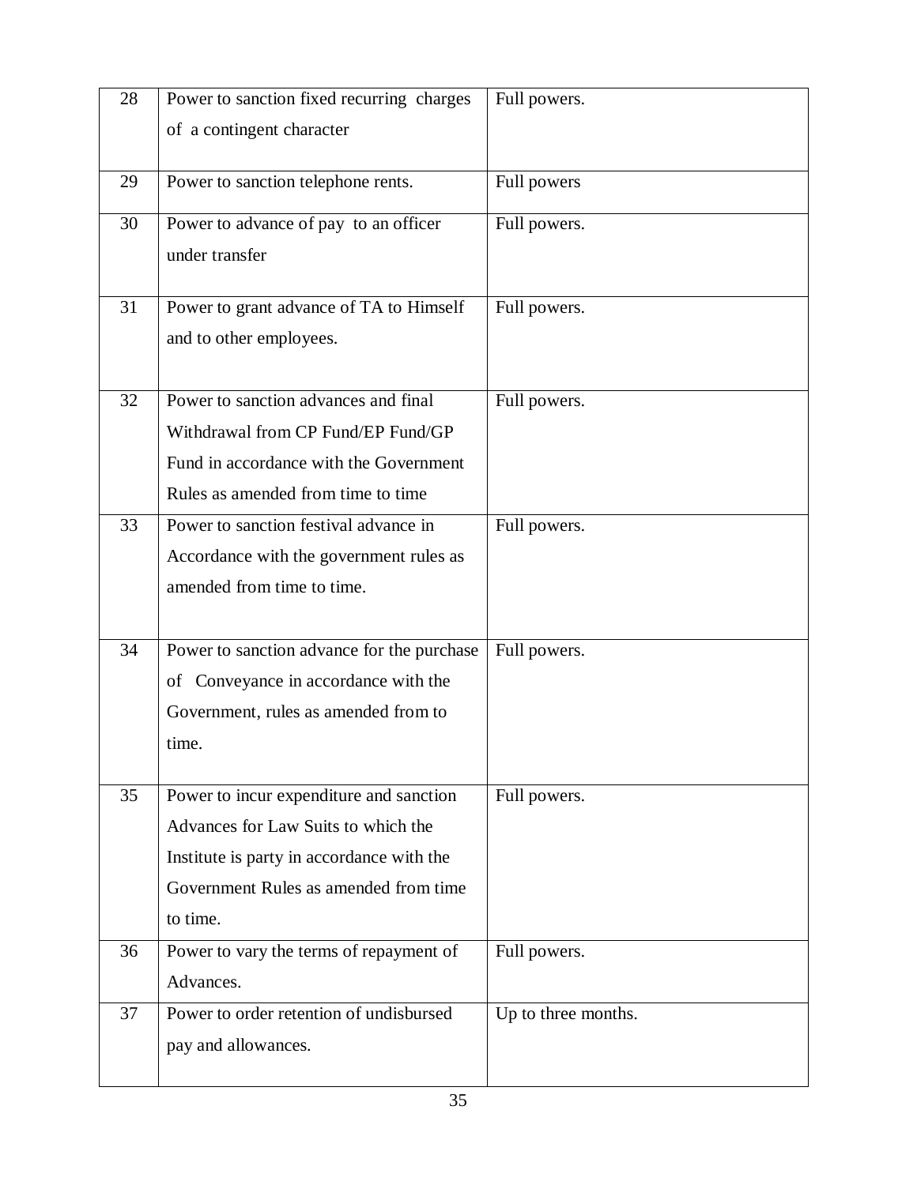| 28 | Power to sanction fixed recurring charges of a contingent character | Full powers. |
|---|---|---|
| 29 | Power to sanction telephone rents. | Full powers |
| 30 | Power to advance of pay to an officer under transfer | Full powers. |
| 31 | Power to grant advance of TA to Himself and to other employees. | Full powers. |
| 32 | Power to sanction advances and final Withdrawal from CP Fund/EP Fund/GP Fund in accordance with the Government Rules as amended from time to time | Full powers. |
| 33 | Power to sanction festival advance in Accordance with the government rules as amended from time to time. | Full powers. |
| 34 | Power to sanction advance for the purchase of Conveyance in accordance with the Government, rules as amended from to time. | Full powers. |
| 35 | Power to incur expenditure and sanction Advances for Law Suits to which the Institute is party in accordance with the Government Rules as amended from time to time. | Full powers. |
| 36 | Power to vary the terms of repayment of Advances. | Full powers. |
| 37 | Power to order retention of undisbursed pay and allowances. | Up to three months. |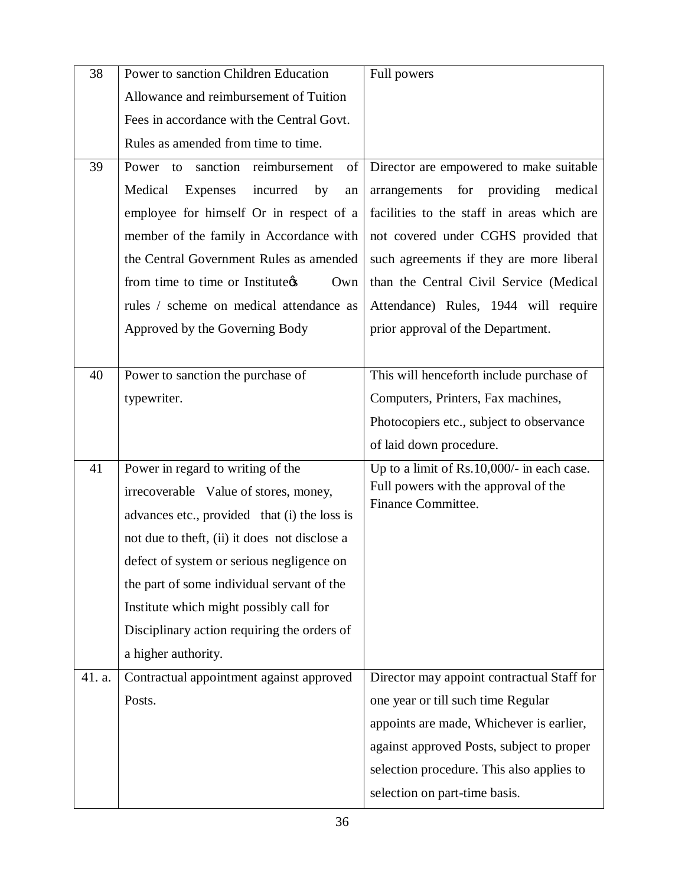| 38 | Power to sanction Children Education Allowance and reimbursement of Tuition Fees in accordance with the Central Govt. Rules as amended from time to time. | Full powers |
|---|---|---|
| 39 | Power to sanction reimbursement of Medical Expenses incurred by an employee for himself Or in respect of a member of the family in Accordance with the Central Government Rules as amended from time to time or Instituteó Own rules / scheme on medical attendance as Approved by the Governing Body | Director are empowered to make suitable arrangements for providing medical facilities to the staff in areas which are not covered under CGHS provided that such agreements if they are more liberal than the Central Civil Service (Medical Attendance) Rules, 1944 will require prior approval of the Department. |
| 40 | Power to sanction the purchase of typewriter. | This will henceforth include purchase of Computers, Printers, Fax machines, Photocopiers etc., subject to observance of laid down procedure. |
| 41 | Power in regard to writing of the irrecoverable Value of stores, money, advances etc., provided that (i) the loss is not due to theft, (ii) it does not disclose a defect of system or serious negligence on the part of some individual servant of the Institute which might possibly call for Disciplinary action requiring the orders of a higher authority. | Up to a limit of Rs.10,000/- in each case. Full powers with the approval of the Finance Committee. |
| 41. a. | Contractual appointment against approved Posts. | Director may appoint contractual Staff for one year or till such time Regular appoints are made, Whichever is earlier, against approved Posts, subject to proper selection procedure. This also applies to selection on part-time basis. |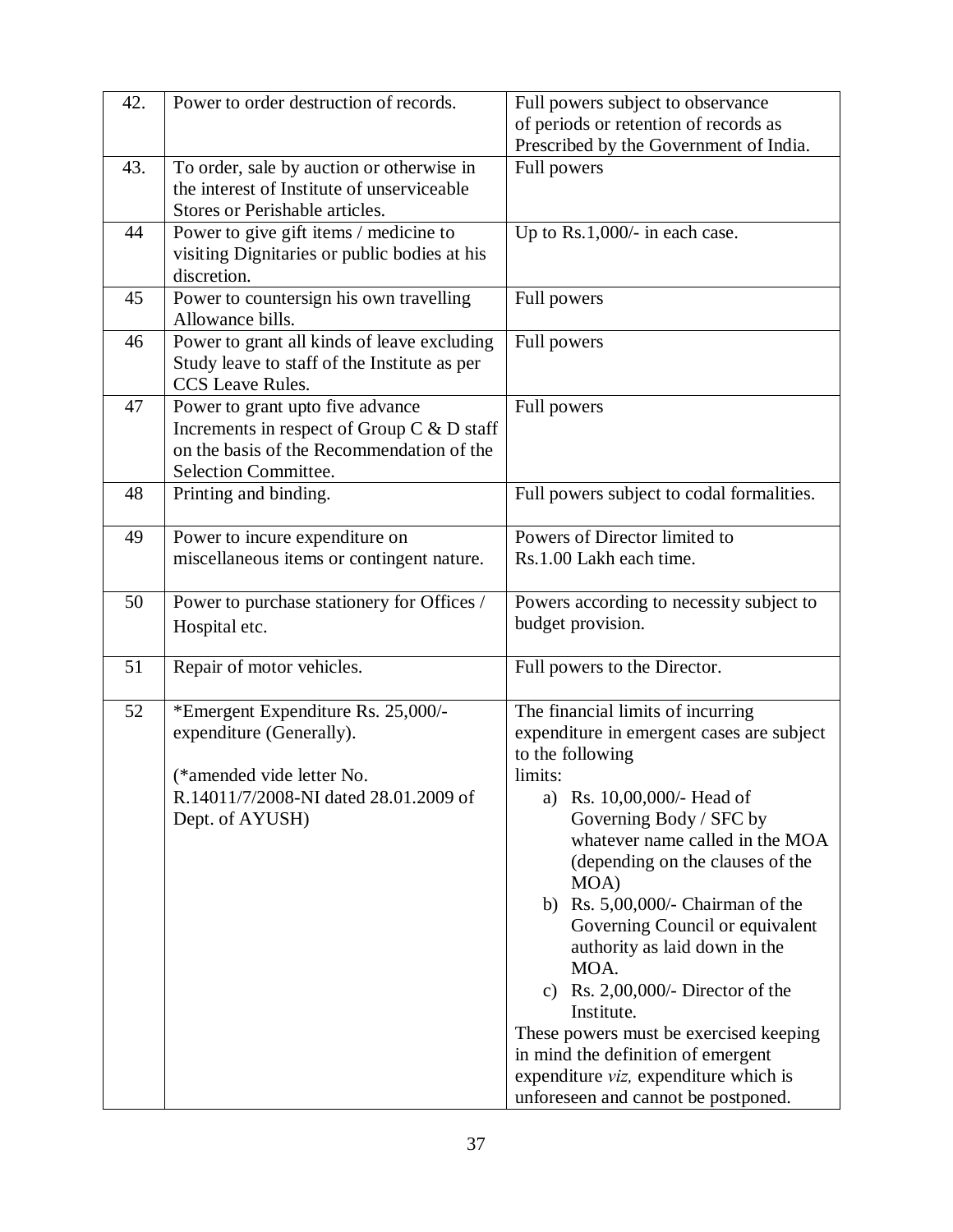| 42. | Power to order destruction of records. | Full powers subject to observance of periods or retention of records as Prescribed by the Government of India. |
|---|---|---|
| 43. | To order, sale by auction or otherwise in the interest of Institute of unserviceable Stores or Perishable articles. | Full powers |
| 44 | Power to give gift items / medicine to visiting Dignitaries or public bodies at his discretion. | Up to Rs.1,000/- in each case. |
| 45 | Power to countersign his own travelling Allowance bills. | Full powers |
| 46 | Power to grant all kinds of leave excluding Study leave to staff of the Institute as per CCS Leave Rules. | Full powers |
| 47 | Power to grant upto five advance Increments in respect of Group C & D staff on the basis of the Recommendation of the Selection Committee. | Full powers |
| 48 | Printing and binding. | Full powers subject to codal formalities. |
| 49 | Power to incure expenditure on miscellaneous items or contingent nature. | Powers of Director limited to Rs.1.00 Lakh each time. |
| 50 | Power to purchase stationery for Offices / Hospital etc. | Powers according to necessity subject to budget provision. |
| 51 | Repair of motor vehicles. | Full powers to the Director. |
| 52 | *Emergent Expenditure Rs. 25,000/- expenditure (Generally).<br><br>(*amended vide letter No. R.14011/7/2008-NI dated 28.01.2009 of Dept. of AYUSH) | The financial limits of incurring expenditure in emergent cases are subject to the following limits:<br>a) Rs. 10,00,000/- Head of Governing Body / SFC by whatever name called in the MOA (depending on the clauses of the MOA)<br>b) Rs. 5,00,000/- Chairman of the Governing Council or equivalent authority as laid down in the MOA.<br>c) Rs. 2,00,000/- Director of the Institute.<br>These powers must be exercised keeping in mind the definition of emergent expenditure *viz,* expenditure which is unforeseen and cannot be postponed. |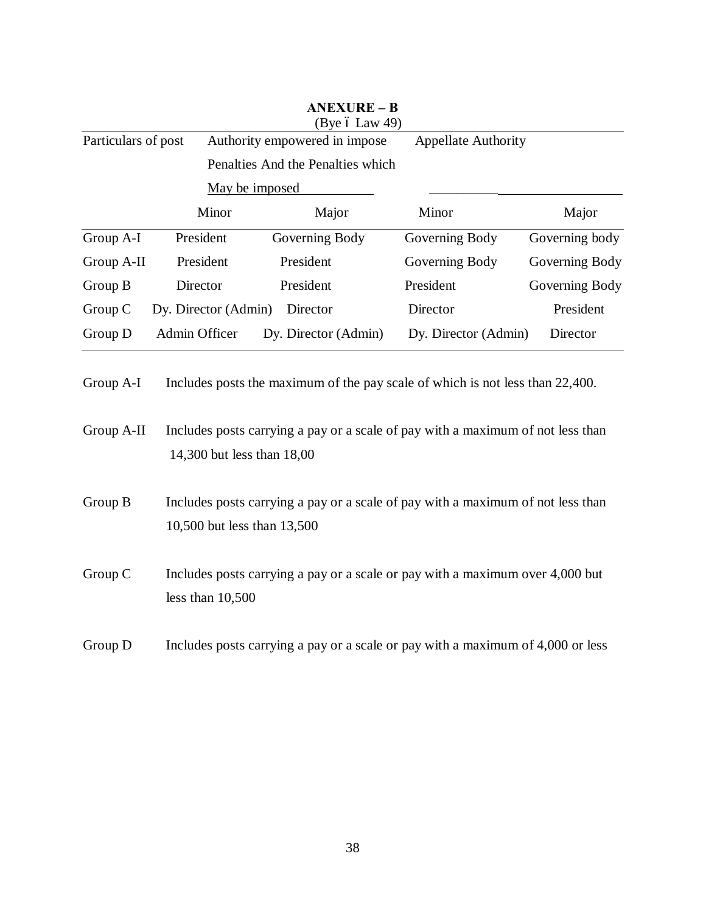**ANEXURE – B**
(Bye – Law 49)

| Particulars of post | Authority empowered in impose Penalties And the Penalties which May be imposed | | Appellate Authority | |
|---|---|---|---|---|
| | Minor | Major | Minor | Major |
| Group A-I | President | Governing Body | Governing Body | Governing body |
| Group A-II | President | President | Governing Body | Governing Body |
| Group B | Director | President | President | Governing Body |
| Group C | Dy. Director (Admin) | Director | Director | President |
| Group D | Admin Officer | Dy. Director (Admin) | Dy. Director (Admin) | Director |

Group A-I — Includes posts the maximum of the pay scale of which is not less than 22,400.

Group A-II — Includes posts carrying a pay or a scale of pay with a maximum of not less than 14,300 but less than 18,00

Group B — Includes posts carrying a pay or a scale of pay with a maximum of not less than 10,500 but less than 13,500

Group C — Includes posts carrying a pay or a scale or pay with a maximum over 4,000 but less than 10,500

Group D — Includes posts carrying a pay or a scale or pay with a maximum of 4,000 or less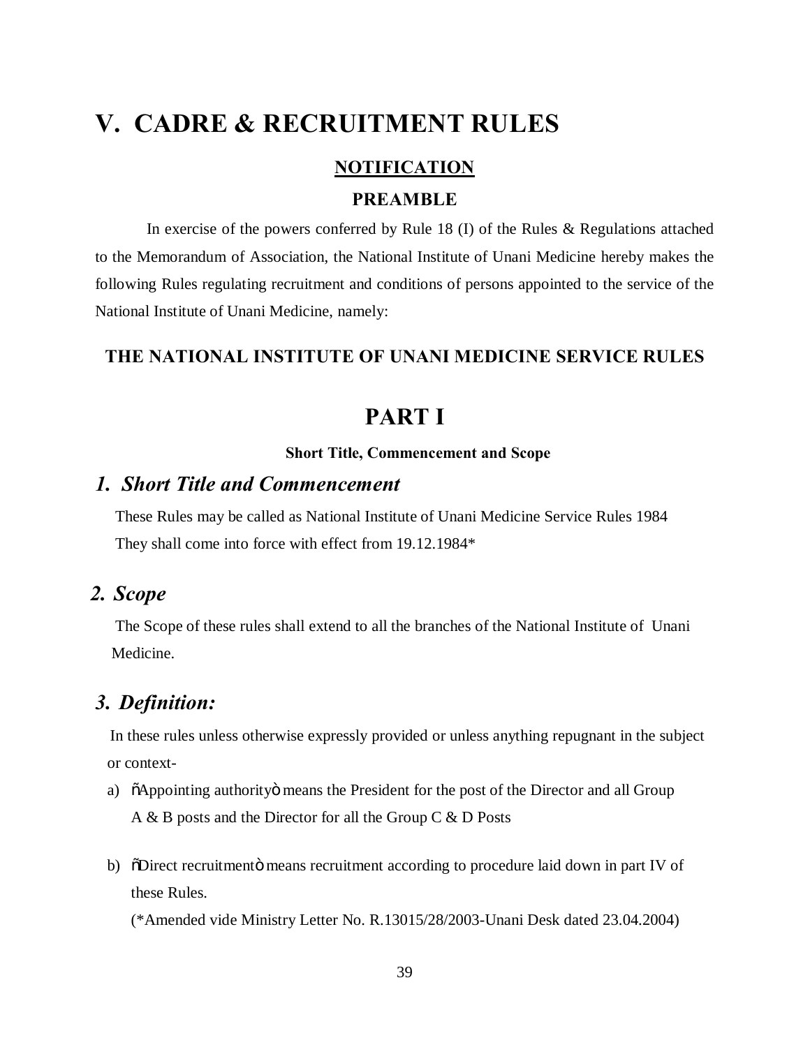# V. CADRE & RECRUITMENT RULES

## NOTIFICATION

### PREAMBLE

In exercise of the powers conferred by Rule 18 (I) of the Rules & Regulations attached to the Memorandum of Association, the National Institute of Unani Medicine hereby makes the following Rules regulating recruitment and conditions of persons appointed to the service of the National Institute of Unani Medicine, namely:

### THE NATIONAL INSTITUTE OF UNANI MEDICINE SERVICE RULES

## PART I

**Short Title, Commencement and Scope**

### *1. Short Title and Commencement*

These Rules may be called as National Institute of Unani Medicine Service Rules 1984
They shall come into force with effect from 19.12.1984*

### *2. Scope*

The Scope of these rules shall extend to all the branches of the National Institute of Unani Medicine.

### *3. Definition:*

In these rules unless otherwise expressly provided or unless anything repugnant in the subject or context-

a) õAppointing authorityö means the President for the post of the Director and all Group A & B posts and the Director for all the Group C & D Posts

b) õDirect recruitmentö means recruitment according to procedure laid down in part IV of these Rules.

(*Amended vide Ministry Letter No. R.13015/28/2003-Unani Desk dated 23.04.2004)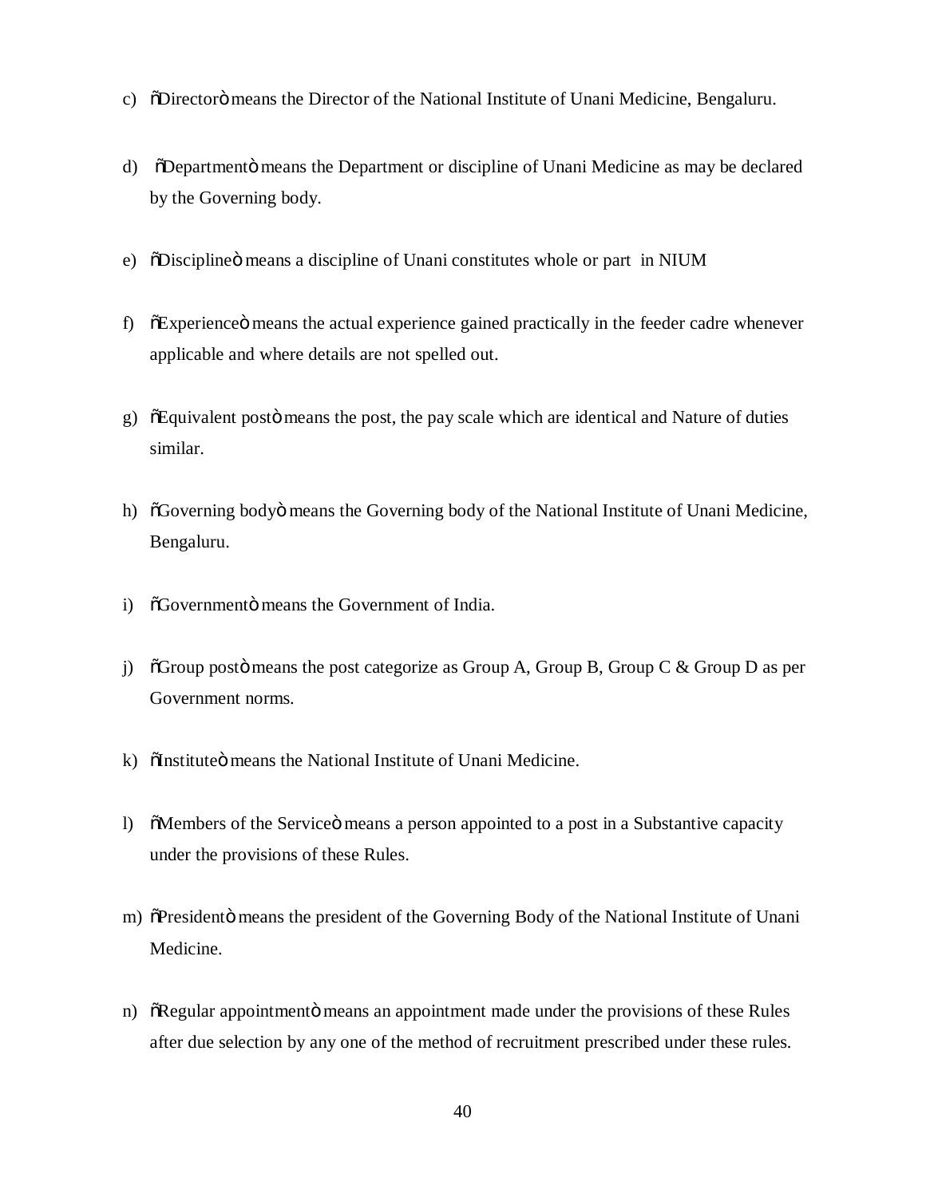c) "Director" means the Director of the National Institute of Unani Medicine, Bengaluru.

d) "Department" means the Department or discipline of Unani Medicine as may be declared by the Governing body.

e) "Discipline" means a discipline of Unani constitutes whole or part in NIUM

f) "Experience" means the actual experience gained practically in the feeder cadre whenever applicable and where details are not spelled out.

g) "Equivalent post" means the post, the pay scale which are identical and Nature of duties similar.

h) "Governing body" means the Governing body of the National Institute of Unani Medicine, Bengaluru.

i) "Government" means the Government of India.

j) "Group post" means the post categorize as Group A, Group B, Group C & Group D as per Government norms.

k) "Institute" means the National Institute of Unani Medicine.

l) "Members of the Service" means a person appointed to a post in a Substantive capacity under the provisions of these Rules.

m) "President" means the president of the Governing Body of the National Institute of Unani Medicine.

n) "Regular appointment" means an appointment made under the provisions of these Rules after due selection by any one of the method of recruitment prescribed under these rules.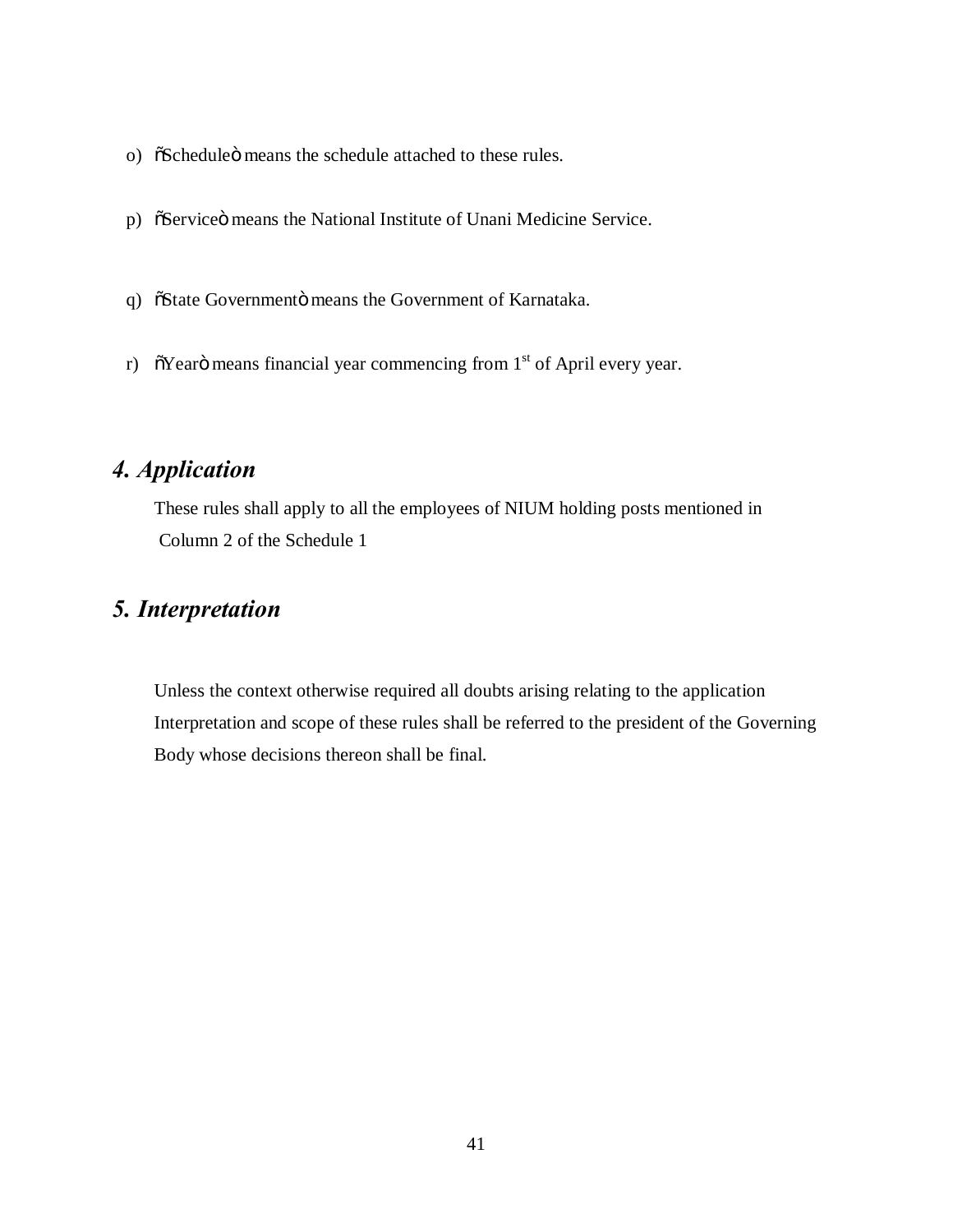o) "Schedule" means the schedule attached to these rules.

p) "Service" means the National Institute of Unani Medicine Service.

q) "State Government" means the Government of Karnataka.

r) "Year" means financial year commencing from 1st of April every year.

## *4. Application*

These rules shall apply to all the employees of NIUM holding posts mentioned in Column 2 of the Schedule 1

## *5. Interpretation*

Unless the context otherwise required all doubts arising relating to the application Interpretation and scope of these rules shall be referred to the president of the Governing Body whose decisions thereon shall be final.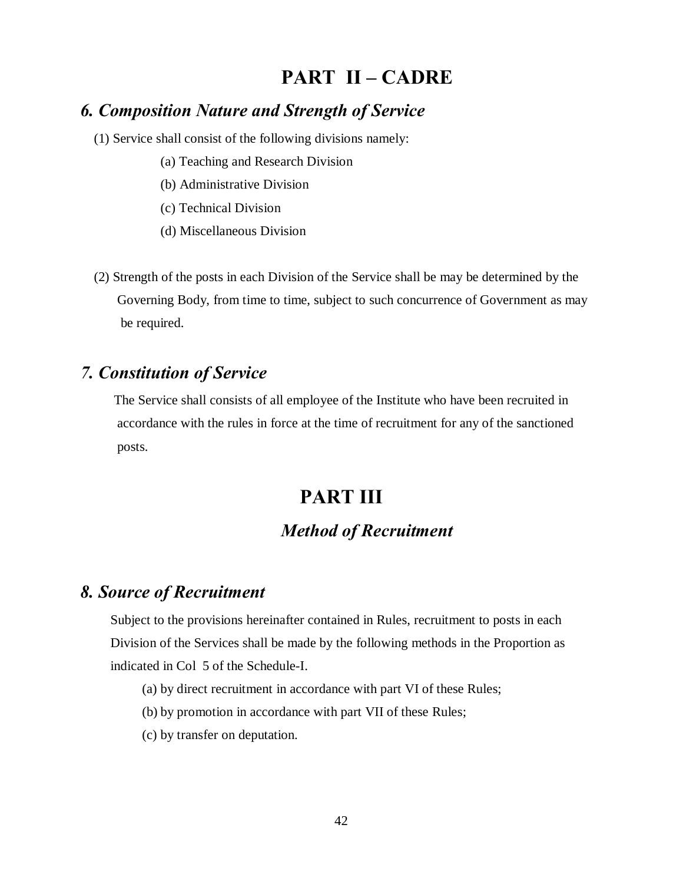# PART II – CADRE

### *6. Composition Nature and Strength of Service*

(1) Service shall consist of the following divisions namely:

(a) Teaching and Research Division

(b) Administrative Division

(c) Technical Division

(d) Miscellaneous Division

(2) Strength of the posts in each Division of the Service shall be may be determined by the Governing Body, from time to time, subject to such concurrence of Government as may be required.

### *7. Constitution of Service*

The Service shall consists of all employee of the Institute who have been recruited in accordance with the rules in force at the time of recruitment for any of the sanctioned posts.

# PART III

## *Method of Recruitment*

### *8. Source of Recruitment*

Subject to the provisions hereinafter contained in Rules, recruitment to posts in each Division of the Services shall be made by the following methods in the Proportion as indicated in Col 5 of the Schedule-I.

(a) by direct recruitment in accordance with part VI of these Rules;

(b) by promotion in accordance with part VII of these Rules;

(c) by transfer on deputation.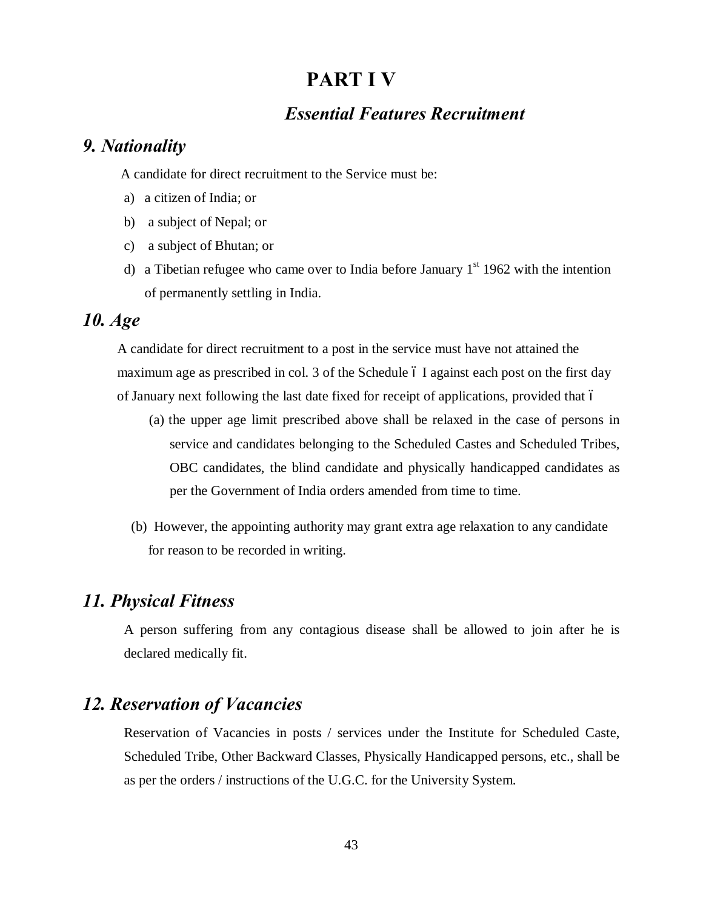# PART I V

## *Essential Features Recruitment*

### *9. Nationality*

A candidate for direct recruitment to the Service must be:

a) a citizen of India; or

b) a subject of Nepal; or

c) a subject of Bhutan; or

d) a Tibetian refugee who came over to India before January 1st 1962 with the intention of permanently settling in India.

### *10. Age*

A candidate for direct recruitment to a post in the service must have not attained the maximum age as prescribed in col. 3 of the Schedule – I against each post on the first day of January next following the last date fixed for receipt of applications, provided that –

(a) the upper age limit prescribed above shall be relaxed in the case of persons in service and candidates belonging to the Scheduled Castes and Scheduled Tribes, OBC candidates, the blind candidate and physically handicapped candidates as per the Government of India orders amended from time to time.

(b) However, the appointing authority may grant extra age relaxation to any candidate for reason to be recorded in writing.

### *11. Physical Fitness*

A person suffering from any contagious disease shall be allowed to join after he is declared medically fit.

### *12. Reservation of Vacancies*

Reservation of Vacancies in posts / services under the Institute for Scheduled Caste, Scheduled Tribe, Other Backward Classes, Physically Handicapped persons, etc., shall be as per the orders / instructions of the U.G.C. for the University System.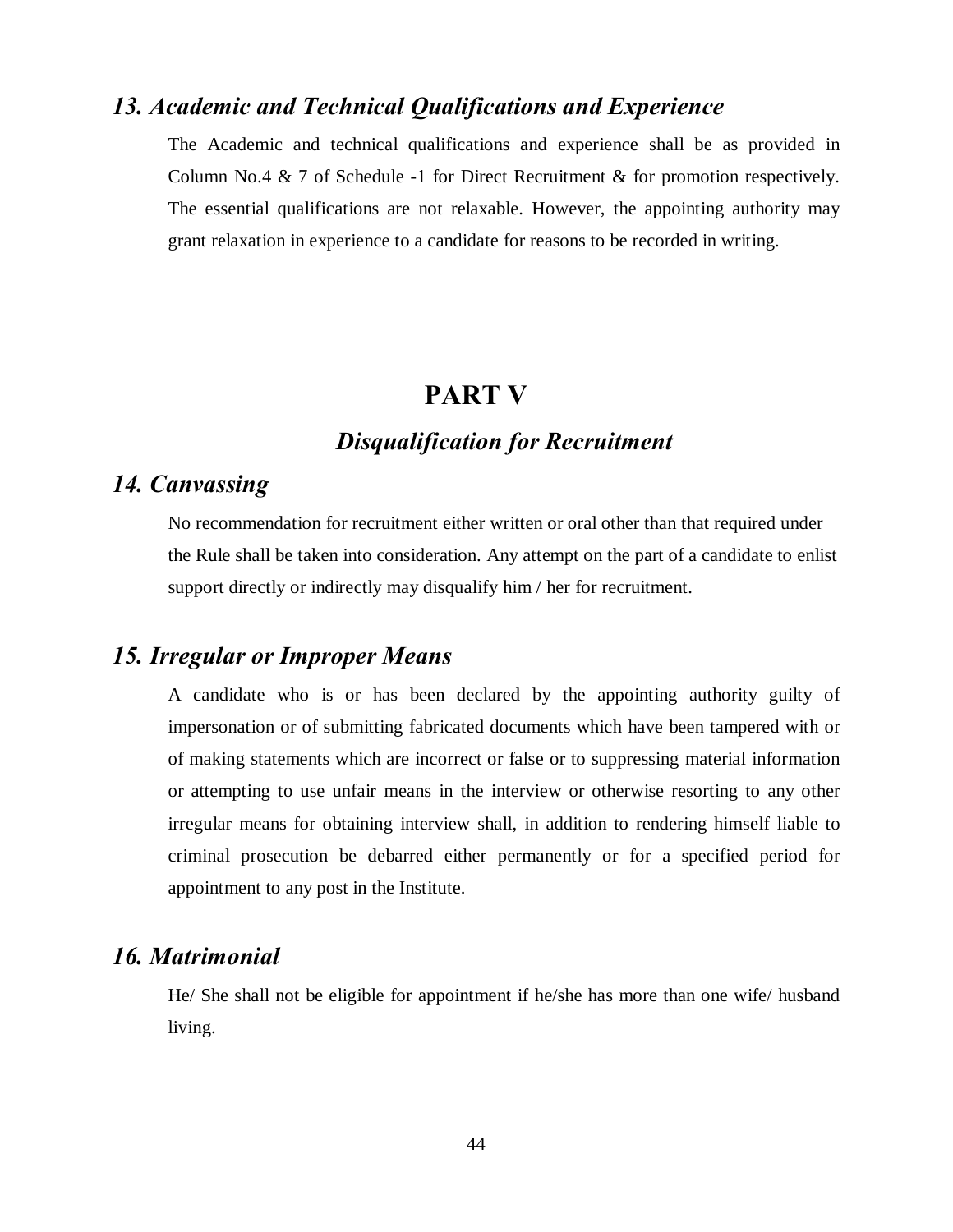### *13. Academic and Technical Qualifications and Experience*

The Academic and technical qualifications and experience shall be as provided in Column No.4 & 7 of Schedule -1 for Direct Recruitment & for promotion respectively. The essential qualifications are not relaxable. However, the appointing authority may grant relaxation in experience to a candidate for reasons to be recorded in writing.

# PART V

## *Disqualification for Recruitment*

### *14. Canvassing*

No recommendation for recruitment either written or oral other than that required under the Rule shall be taken into consideration. Any attempt on the part of a candidate to enlist support directly or indirectly may disqualify him / her for recruitment.

### *15. Irregular or Improper Means*

A candidate who is or has been declared by the appointing authority guilty of impersonation or of submitting fabricated documents which have been tampered with or of making statements which are incorrect or false or to suppressing material information or attempting to use unfair means in the interview or otherwise resorting to any other irregular means for obtaining interview shall, in addition to rendering himself liable to criminal prosecution be debarred either permanently or for a specified period for appointment to any post in the Institute.

### *16. Matrimonial*

He/ She shall not be eligible for appointment if he/she has more than one wife/ husband living.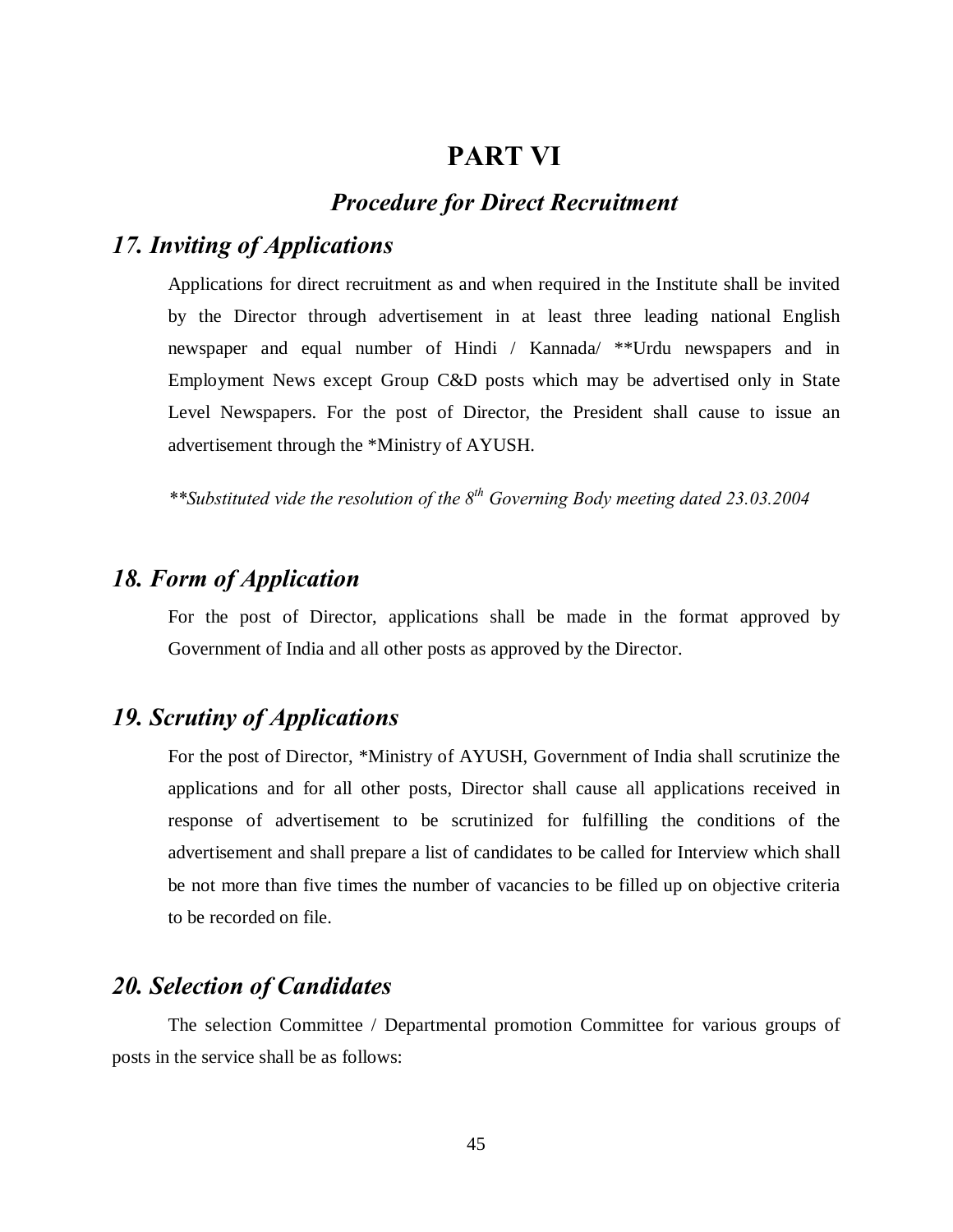# PART VI

## *Procedure for Direct Recruitment*

### *17. Inviting of Applications*

Applications for direct recruitment as and when required in the Institute shall be invited by the Director through advertisement in at least three leading national English newspaper and equal number of Hindi / Kannada/ **Urdu newspapers and in Employment News except Group C&D posts which may be advertised only in State Level Newspapers. For the post of Director, the President shall cause to issue an advertisement through the *Ministry of AYUSH.

*\*\*Substituted vide the resolution of the 8th Governing Body meeting dated 23.03.2004*

### *18. Form of Application*

For the post of Director, applications shall be made in the format approved by Government of India and all other posts as approved by the Director.

### *19. Scrutiny of Applications*

For the post of Director, *Ministry of AYUSH, Government of India shall scrutinize the applications and for all other posts, Director shall cause all applications received in response of advertisement to be scrutinized for fulfilling the conditions of the advertisement and shall prepare a list of candidates to be called for Interview which shall be not more than five times the number of vacancies to be filled up on objective criteria to be recorded on file.

### *20. Selection of Candidates*

The selection Committee / Departmental promotion Committee for various groups of posts in the service shall be as follows: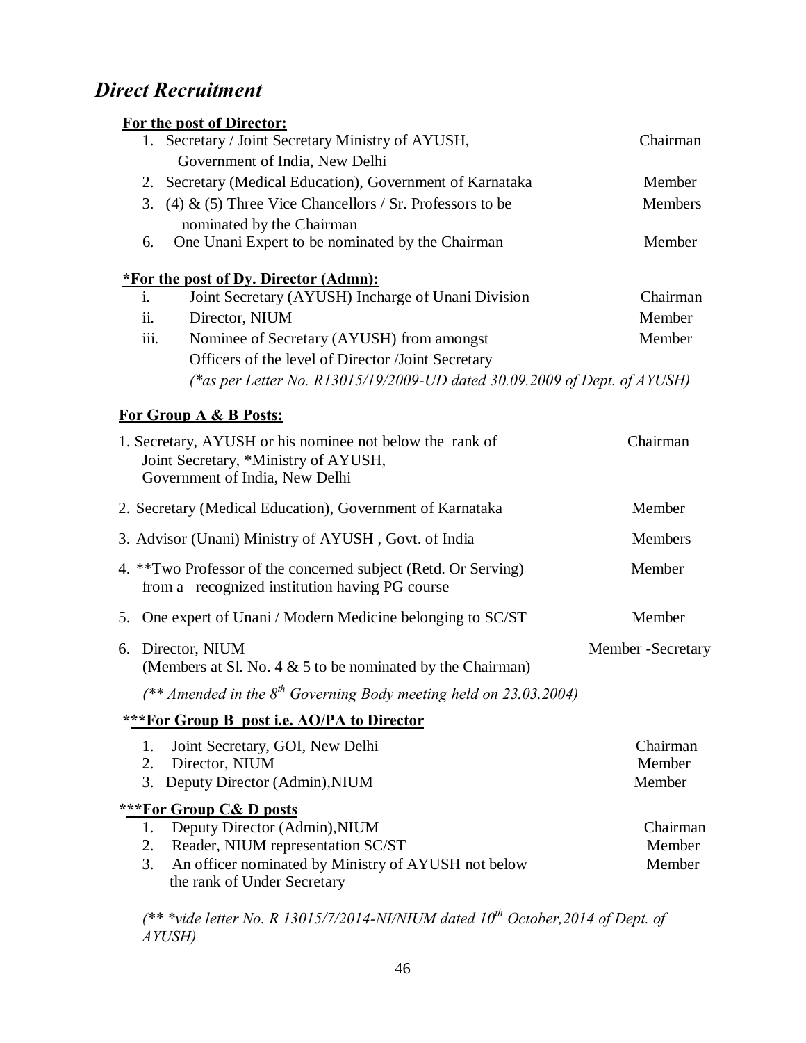## *Direct Recruitment*

**For the post of Director:**

| | | |
|---|---|---|
| 1. | Secretary / Joint Secretary Ministry of AYUSH, Government of India, New Delhi | Chairman |
| 2. | Secretary (Medical Education), Government of Karnataka | Member |
| 3. | (4) & (5) Three Vice Chancellors / Sr. Professors to be nominated by the Chairman | Members |
| 6. | One Unani Expert to be nominated by the Chairman | Member |

**\*For the post of Dy. Director (Admn):**

| | | |
|---|---|---|
| i. | Joint Secretary (AYUSH) Incharge of Unani Division | Chairman |
| ii. | Director, NIUM | Member |
| iii. | Nominee of Secretary (AYUSH) from amongst Officers of the level of Director /Joint Secretary | Member |

*(\*as per Letter No. R13015/19/2009-UD dated 30.09.2009 of Dept. of AYUSH)*

**For Group A & B Posts:**

| | | |
|---|---|---|
| 1. | Secretary, AYUSH or his nominee not below the rank of Joint Secretary, \*Ministry of AYUSH, Government of India, New Delhi | Chairman |
| 2. | Secretary (Medical Education), Government of Karnataka | Member |
| 3. | Advisor (Unani) Ministry of AYUSH , Govt. of India | Members |
| 4. | \*\*Two Professor of the concerned subject (Retd. Or Serving) from a recognized institution having PG course | Member |
| 5. | One expert of Unani / Modern Medicine belonging to SC/ST | Member |
| 6. | Director, NIUM (Members at Sl. No. 4 & 5 to be nominated by the Chairman) | Member -Secretary |

*(\*\* Amended in the 8th Governing Body meeting held on 23.03.2004)*

**\*\*\*For Group B post i.e. AO/PA to Director**

| | | |
|---|---|---|
| 1. | Joint Secretary, GOI, New Delhi | Chairman |
| 2. | Director, NIUM | Member |
| 3. | Deputy Director (Admin),NIUM | Member |

**\*\*\*For Group C& D posts**

| | | |
|---|---|---|
| 1. | Deputy Director (Admin),NIUM | Chairman |
| 2. | Reader, NIUM representation SC/ST | Member |
| 3. | An officer nominated by Ministry of AYUSH not below the rank of Under Secretary | Member |

*(\*\* \*vide letter No. R 13015/7/2014-NI/NIUM dated 10th October,2014 of Dept. of AYUSH)*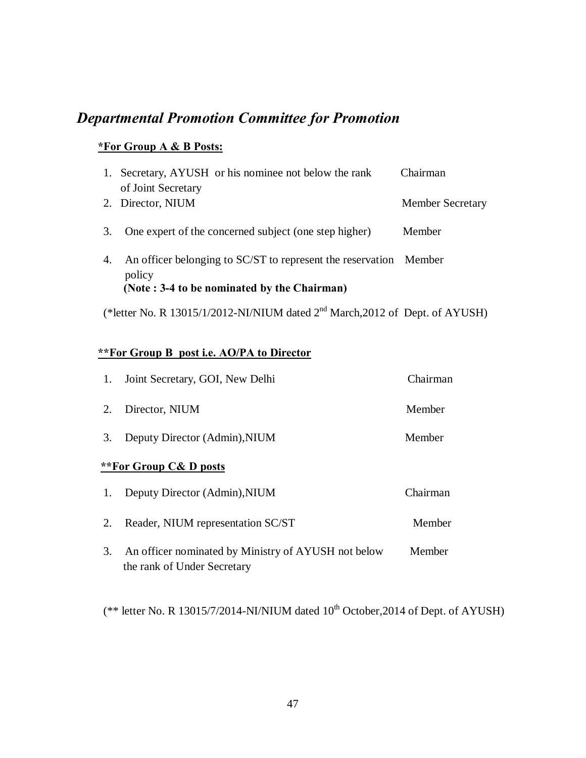## *Departmental Promotion Committee for Promotion*

**<u>*For Group A & B Posts:</u>**

| | | |
|---|---|---|
| 1. | Secretary, AYUSH or his nominee not below the rank of Joint Secretary | Chairman |
| 2. | Director, NIUM | Member Secretary |
| 3. | One expert of the concerned subject (one step higher) | Member |
| 4. | An officer belonging to SC/ST to represent the reservation policy | Member |

**(Note : 3-4 to be nominated by the Chairman)**

(*letter No. R 13015/1/2012-NI/NIUM dated 2nd March,2012 of Dept. of AYUSH)

**<u>**For Group B post i.e. AO/PA to Director</u>**

| | | |
|---|---|---|
| 1. | Joint Secretary, GOI, New Delhi | Chairman |
| 2. | Director, NIUM | Member |
| 3. | Deputy Director (Admin),NIUM | Member |

**<u>**For Group C& D posts</u>**

| | | |
|---|---|---|
| 1. | Deputy Director (Admin),NIUM | Chairman |
| 2. | Reader, NIUM representation SC/ST | Member |
| 3. | An officer nominated by Ministry of AYUSH not below the rank of Under Secretary | Member |

(** letter No. R 13015/7/2014-NI/NIUM dated 10th October,2014 of Dept. of AYUSH)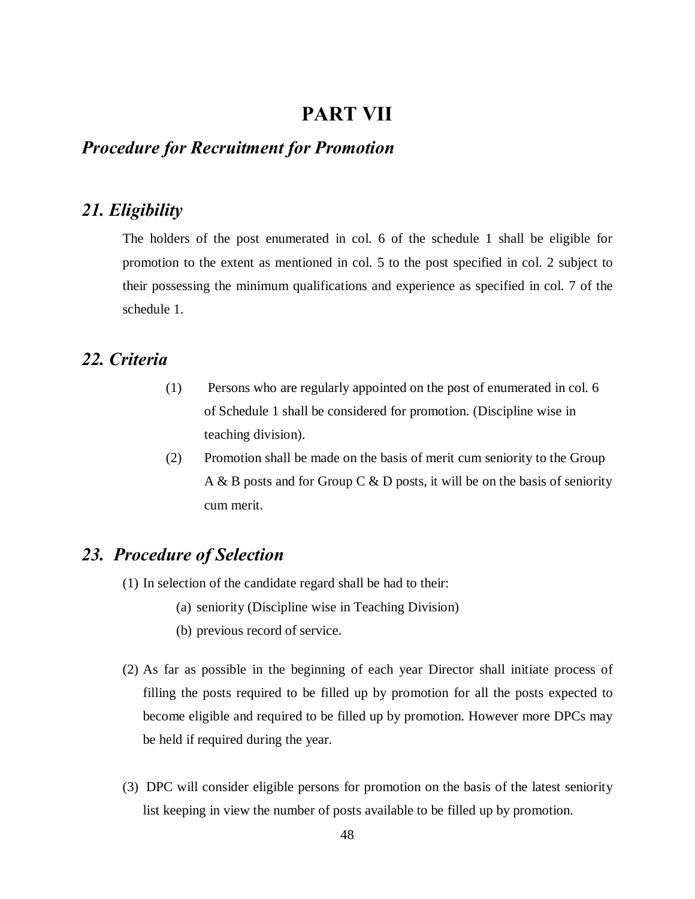# PART VII

## *Procedure for Recruitment for Promotion*

### *21. Eligibility*

The holders of the post enumerated in col. 6 of the schedule 1 shall be eligible for promotion to the extent as mentioned in col. 5 to the post specified in col. 2 subject to their possessing the minimum qualifications and experience as specified in col. 7 of the schedule 1.

### *22. Criteria*

(1) Persons who are regularly appointed on the post of enumerated in col. 6 of Schedule 1 shall be considered for promotion. (Discipline wise in teaching division).

(2) Promotion shall be made on the basis of merit cum seniority to the Group A & B posts and for Group C & D posts, it will be on the basis of seniority cum merit.

### *23. Procedure of Selection*

(1) In selection of the candidate regard shall be had to their:

  (a) seniority (Discipline wise in Teaching Division)

  (b) previous record of service.

(2) As far as possible in the beginning of each year Director shall initiate process of filling the posts required to be filled up by promotion for all the posts expected to become eligible and required to be filled up by promotion. However more DPCs may be held if required during the year.

(3) DPC will consider eligible persons for promotion on the basis of the latest seniority list keeping in view the number of posts available to be filled up by promotion.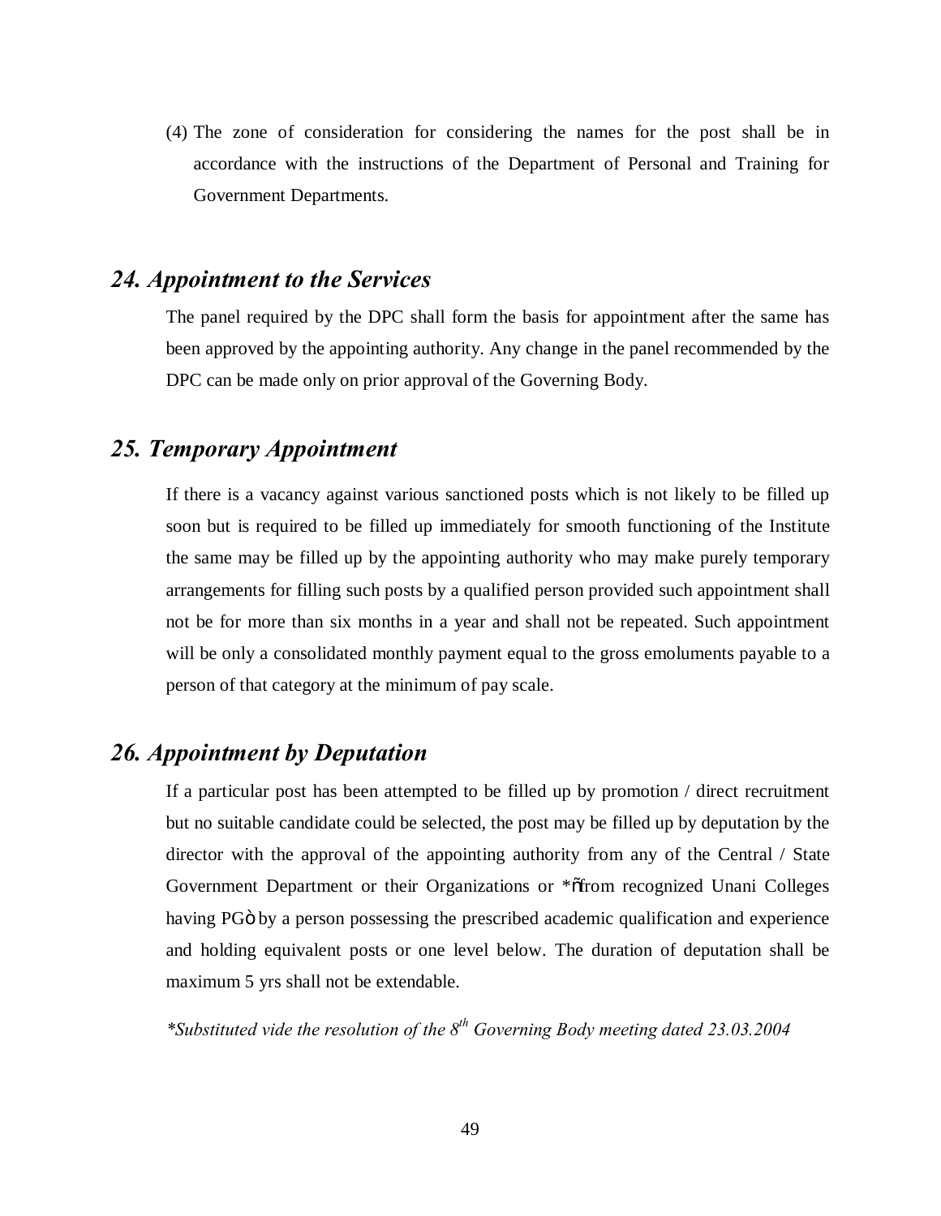(4) The zone of consideration for considering the names for the post shall be in accordance with the instructions of the Department of Personal and Training for Government Departments.

## *24. Appointment to the Services*

The panel required by the DPC shall form the basis for appointment after the same has been approved by the appointing authority. Any change in the panel recommended by the DPC can be made only on prior approval of the Governing Body.

## *25. Temporary Appointment*

If there is a vacancy against various sanctioned posts which is not likely to be filled up soon but is required to be filled up immediately for smooth functioning of the Institute the same may be filled up by the appointing authority who may make purely temporary arrangements for filling such posts by a qualified person provided such appointment shall not be for more than six months in a year and shall not be repeated. Such appointment will be only a consolidated monthly payment equal to the gross emoluments payable to a person of that category at the minimum of pay scale.

## *26. Appointment by Deputation*

If a particular post has been attempted to be filled up by promotion / direct recruitment but no suitable candidate could be selected, the post may be filled up by deputation by the director with the approval of the appointing authority from any of the Central / State Government Department or their Organizations or *õfrom recognized Unani Colleges having PGö by a person possessing the prescribed academic qualification and experience and holding equivalent posts or one level below. The duration of deputation shall be maximum 5 yrs shall not be extendable.

*\*Substituted vide the resolution of the 8th Governing Body meeting dated 23.03.2004*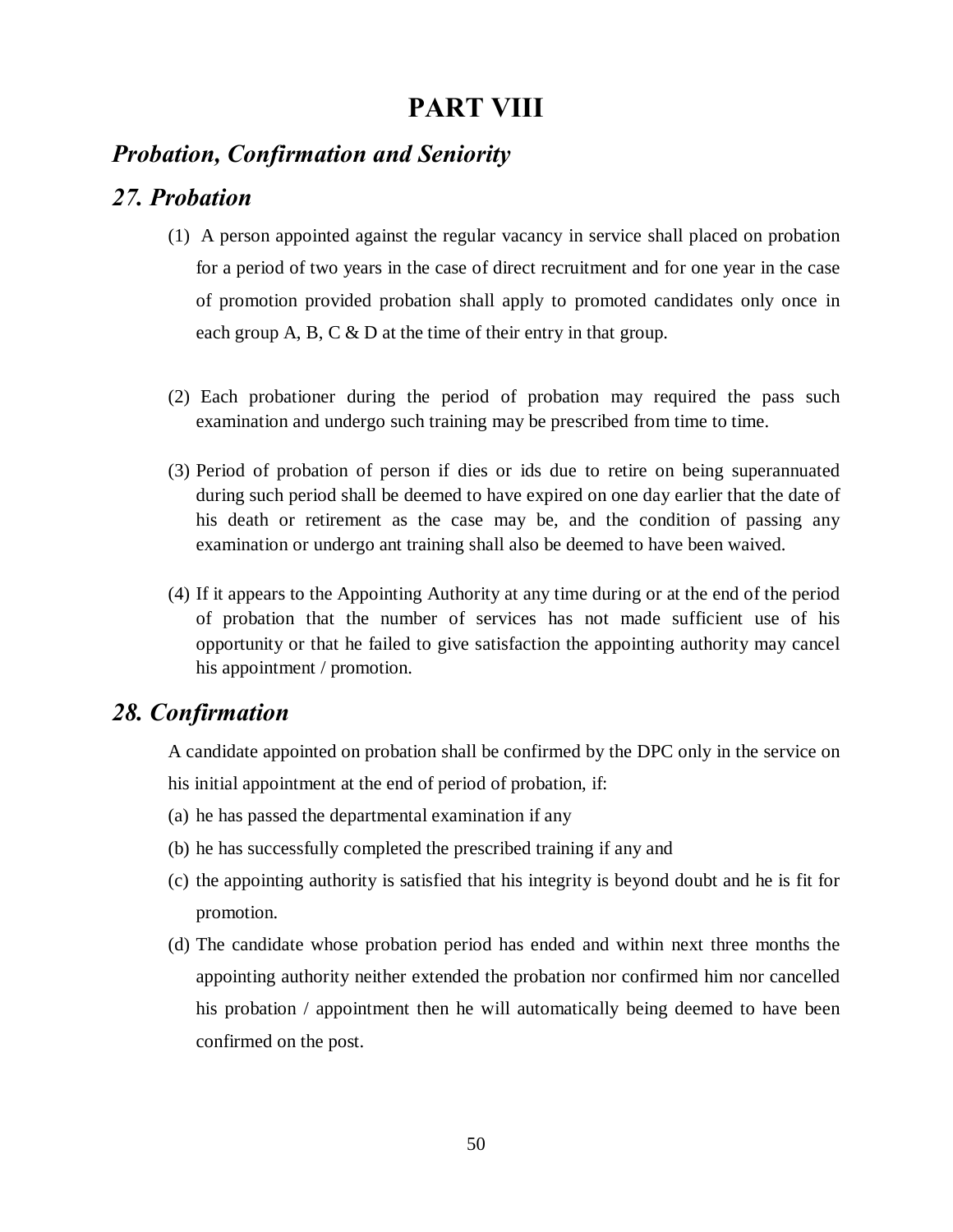# PART VIII

## *Probation, Confirmation and Seniority*

## *27. Probation*

(1) A person appointed against the regular vacancy in service shall placed on probation for a period of two years in the case of direct recruitment and for one year in the case of promotion provided probation shall apply to promoted candidates only once in each group A, B, C & D at the time of their entry in that group.

(2) Each probationer during the period of probation may required the pass such examination and undergo such training may be prescribed from time to time.

(3) Period of probation of person if dies or ids due to retire on being superannuated during such period shall be deemed to have expired on one day earlier that the date of his death or retirement as the case may be, and the condition of passing any examination or undergo ant training shall also be deemed to have been waived.

(4) If it appears to the Appointing Authority at any time during or at the end of the period of probation that the number of services has not made sufficient use of his opportunity or that he failed to give satisfaction the appointing authority may cancel his appointment / promotion.

## *28. Confirmation*

A candidate appointed on probation shall be confirmed by the DPC only in the service on his initial appointment at the end of period of probation, if:

(a) he has passed the departmental examination if any

(b) he has successfully completed the prescribed training if any and

(c) the appointing authority is satisfied that his integrity is beyond doubt and he is fit for promotion.

(d) The candidate whose probation period has ended and within next three months the appointing authority neither extended the probation nor confirmed him nor cancelled his probation / appointment then he will automatically being deemed to have been confirmed on the post.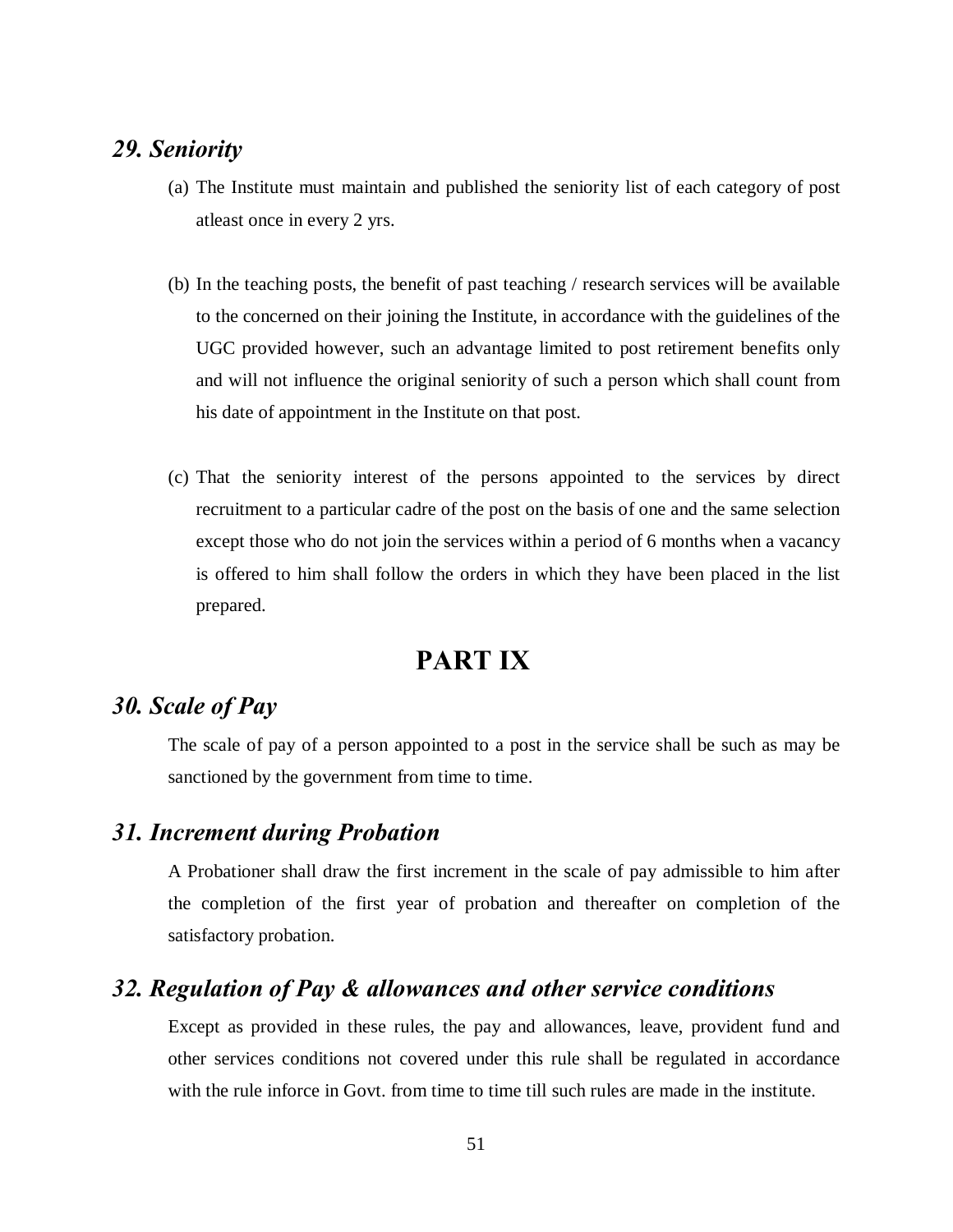## *29. Seniority*

(a) The Institute must maintain and published the seniority list of each category of post atleast once in every 2 yrs.

(b) In the teaching posts, the benefit of past teaching / research services will be available to the concerned on their joining the Institute, in accordance with the guidelines of the UGC provided however, such an advantage limited to post retirement benefits only and will not influence the original seniority of such a person which shall count from his date of appointment in the Institute on that post.

(c) That the seniority interest of the persons appointed to the services by direct recruitment to a particular cadre of the post on the basis of one and the same selection except those who do not join the services within a period of 6 months when a vacancy is offered to him shall follow the orders in which they have been placed in the list prepared.

# PART IX

## *30. Scale of Pay*

The scale of pay of a person appointed to a post in the service shall be such as may be sanctioned by the government from time to time.

## *31. Increment during Probation*

A Probationer shall draw the first increment in the scale of pay admissible to him after the completion of the first year of probation and thereafter on completion of the satisfactory probation.

## *32. Regulation of Pay & allowances and other service conditions*

Except as provided in these rules, the pay and allowances, leave, provident fund and other services conditions not covered under this rule shall be regulated in accordance with the rule inforce in Govt. from time to time till such rules are made in the institute.